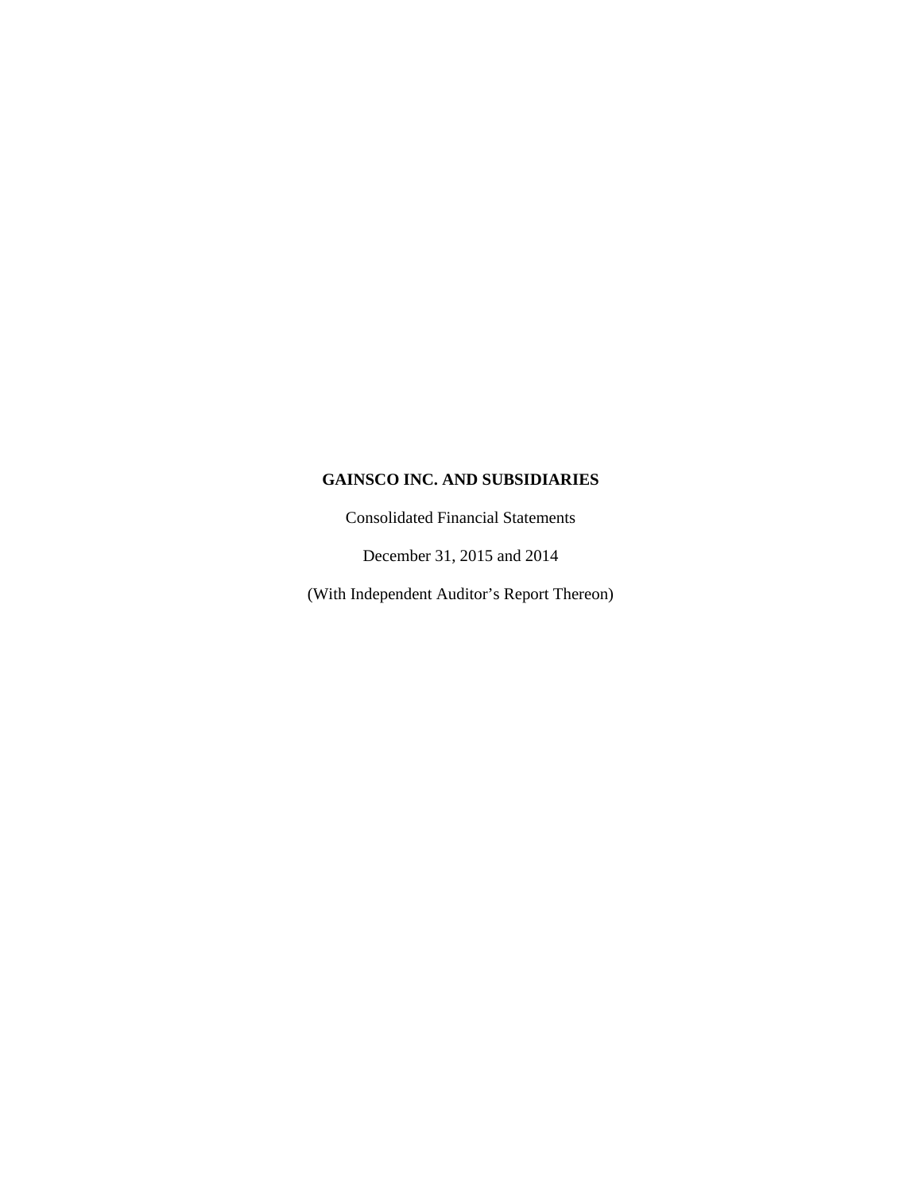# GAINSCO INC. AND SUBSIDIARIES

Consolidated Financial Statements

December 31, 2015 and 2014

(With Independent Auditor's Report Thereon)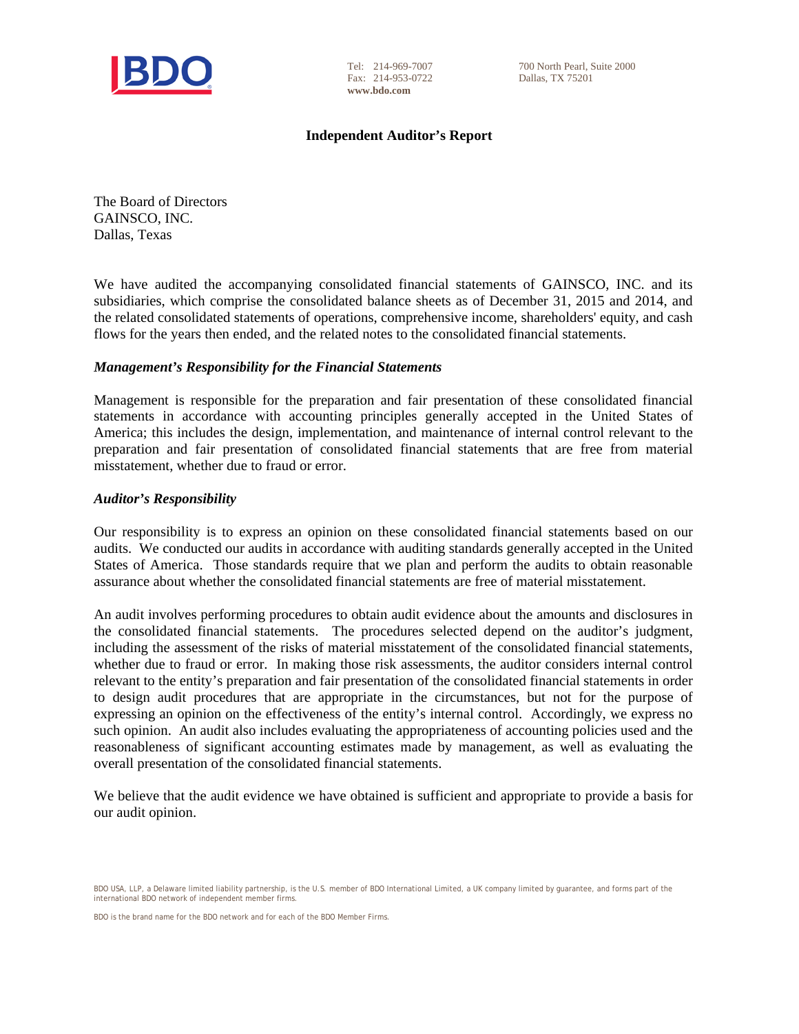Tel: 214-969-7007
Fax: 214-953-0722
**www.bdo.com**

700 North Pearl, Suite 2000
Dallas, TX 75201

## Independent Auditor's Report

The Board of Directors
GAINSCO, INC.
Dallas, Texas

We have audited the accompanying consolidated financial statements of GAINSCO, INC. and its subsidiaries, which comprise the consolidated balance sheets as of December 31, 2015 and 2014, and the related consolidated statements of operations, comprehensive income, shareholders' equity, and cash flows for the years then ended, and the related notes to the consolidated financial statements.

### *Management's Responsibility for the Financial Statements*

Management is responsible for the preparation and fair presentation of these consolidated financial statements in accordance with accounting principles generally accepted in the United States of America; this includes the design, implementation, and maintenance of internal control relevant to the preparation and fair presentation of consolidated financial statements that are free from material misstatement, whether due to fraud or error.

### *Auditor's Responsibility*

Our responsibility is to express an opinion on these consolidated financial statements based on our audits. We conducted our audits in accordance with auditing standards generally accepted in the United States of America. Those standards require that we plan and perform the audits to obtain reasonable assurance about whether the consolidated financial statements are free of material misstatement.

An audit involves performing procedures to obtain audit evidence about the amounts and disclosures in the consolidated financial statements. The procedures selected depend on the auditor's judgment, including the assessment of the risks of material misstatement of the consolidated financial statements, whether due to fraud or error. In making those risk assessments, the auditor considers internal control relevant to the entity's preparation and fair presentation of the consolidated financial statements in order to design audit procedures that are appropriate in the circumstances, but not for the purpose of expressing an opinion on the effectiveness of the entity's internal control. Accordingly, we express no such opinion. An audit also includes evaluating the appropriateness of accounting policies used and the reasonableness of significant accounting estimates made by management, as well as evaluating the overall presentation of the consolidated financial statements.

We believe that the audit evidence we have obtained is sufficient and appropriate to provide a basis for our audit opinion.

BDO USA, LLP, a Delaware limited liability partnership, is the U.S. member of BDO International Limited, a UK company limited by guarantee, and forms part of the international BDO network of independent member firms.

BDO is the brand name for the BDO network and for each of the BDO Member Firms.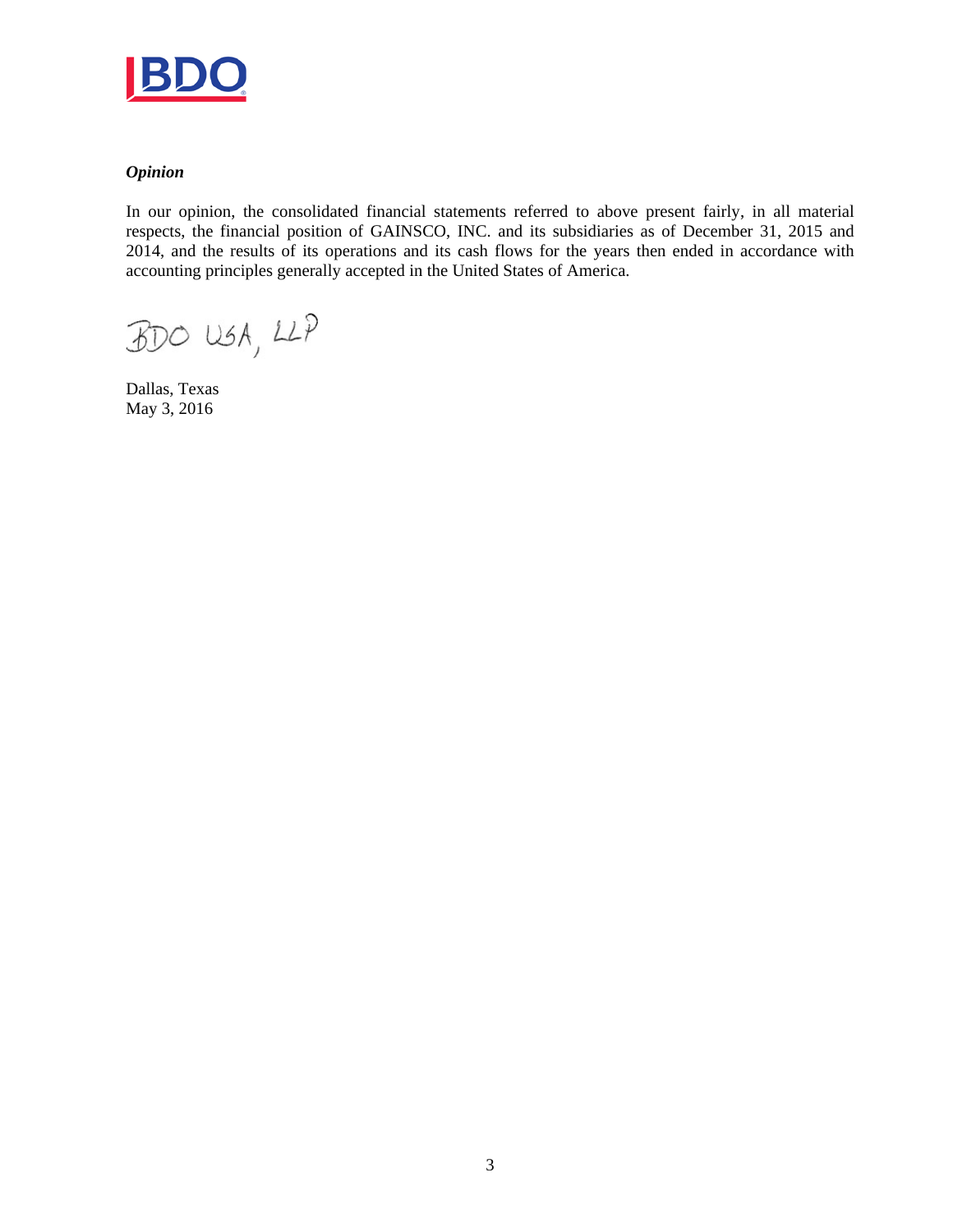***Opinion***

In our opinion, the consolidated financial statements referred to above present fairly, in all material respects, the financial position of GAINSCO, INC. and its subsidiaries as of December 31, 2015 and 2014, and the results of its operations and its cash flows for the years then ended in accordance with accounting principles generally accepted in the United States of America.

BDO USA, LLP

Dallas, Texas
May 3, 2016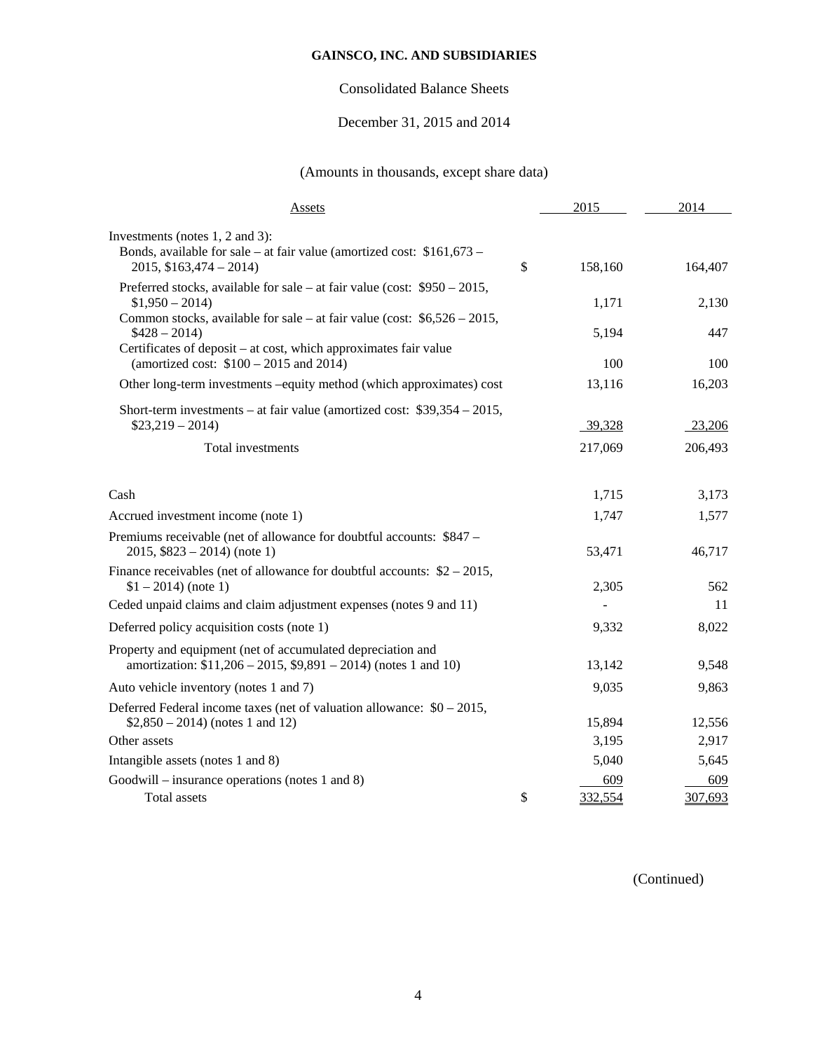**GAINSCO, INC. AND SUBSIDIARIES**

Consolidated Balance Sheets

December 31, 2015 and 2014

(Amounts in thousands, except share data)

| Assets | | 2015 | 2014 |
|---|---|---|---|
| Investments (notes 1, 2 and 3): | | | |
| Bonds, available for sale – at fair value (amortized cost: $161,673 – 2015, $163,474 – 2014) | $ | 158,160 | 164,407 |
| Preferred stocks, available for sale – at fair value (cost: $950 – 2015, $1,950 – 2014) | | 1,171 | 2,130 |
| Common stocks, available for sale – at fair value (cost: $6,526 – 2015, $428 – 2014) | | 5,194 | 447 |
| Certificates of deposit – at cost, which approximates fair value (amortized cost: $100 – 2015 and 2014) | | 100 | 100 |
| Other long-term investments –equity method (which approximates) cost | | 13,116 | 16,203 |
| Short-term investments – at fair value (amortized cost: $39,354 – 2015, $23,219 – 2014) | | 39,328 | 23,206 |
| Total investments | | 217,069 | 206,493 |
| Cash | | 1,715 | 3,173 |
| Accrued investment income (note 1) | | 1,747 | 1,577 |
| Premiums receivable (net of allowance for doubtful accounts: $847 – 2015, $823 – 2014) (note 1) | | 53,471 | 46,717 |
| Finance receivables (net of allowance for doubtful accounts: $2 – 2015, $1 – 2014) (note 1) | | 2,305 | 562 |
| Ceded unpaid claims and claim adjustment expenses (notes 9 and 11) | | - | 11 |
| Deferred policy acquisition costs (note 1) | | 9,332 | 8,022 |
| Property and equipment (net of accumulated depreciation and amortization: $11,206 – 2015, $9,891 – 2014) (notes 1 and 10) | | 13,142 | 9,548 |
| Auto vehicle inventory (notes 1 and 7) | | 9,035 | 9,863 |
| Deferred Federal income taxes (net of valuation allowance: $0 – 2015, $2,850 – 2014) (notes 1 and 12) | | 15,894 | 12,556 |
| Other assets | | 3,195 | 2,917 |
| Intangible assets (notes 1 and 8) | | 5,040 | 5,645 |
| Goodwill – insurance operations (notes 1 and 8) | | 609 | 609 |
| Total assets | $ | 332,554 | 307,693 |

(Continued)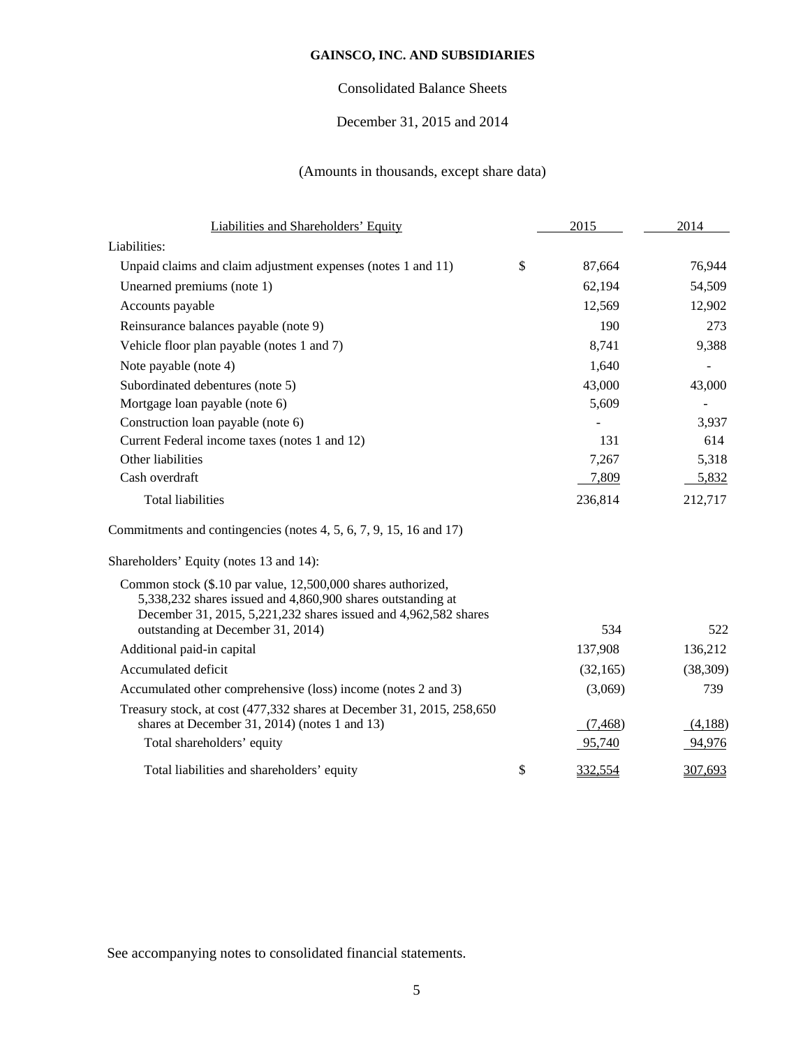**GAINSCO, INC. AND SUBSIDIARIES**

Consolidated Balance Sheets

December 31, 2015 and 2014

(Amounts in thousands, except share data)

| Liabilities and Shareholders' Equity | | 2015 | 2014 |
|---|---|---|---|
| Liabilities: | | | |
| Unpaid claims and claim adjustment expenses (notes 1 and 11) | $ | 87,664 | 76,944 |
| Unearned premiums (note 1) | | 62,194 | 54,509 |
| Accounts payable | | 12,569 | 12,902 |
| Reinsurance balances payable (note 9) | | 190 | 273 |
| Vehicle floor plan payable (notes 1 and 7) | | 8,741 | 9,388 |
| Note payable (note 4) | | 1,640 | - |
| Subordinated debentures (note 5) | | 43,000 | 43,000 |
| Mortgage loan payable (note 6) | | 5,609 | - |
| Construction loan payable (note 6) | | - | 3,937 |
| Current Federal income taxes (notes 1 and 12) | | 131 | 614 |
| Other liabilities | | 7,267 | 5,318 |
| Cash overdraft | | 7,809 | 5,832 |
| Total liabilities | | 236,814 | 212,717 |
| Commitments and contingencies (notes 4, 5, 6, 7, 9, 15, 16 and 17) | | | |
| Shareholders' Equity (notes 13 and 14): | | | |
| Common stock ($.10 par value, 12,500,000 shares authorized, 5,338,232 shares issued and 4,860,900 shares outstanding at December 31, 2015, 5,221,232 shares issued and 4,962,582 shares outstanding at December 31, 2014) | | 534 | 522 |
| Additional paid-in capital | | 137,908 | 136,212 |
| Accumulated deficit | | (32,165) | (38,309) |
| Accumulated other comprehensive (loss) income (notes 2 and 3) | | (3,069) | 739 |
| Treasury stock, at cost (477,332 shares at December 31, 2015, 258,650 shares at December 31, 2014) (notes 1 and 13) | | (7,468) | (4,188) |
| Total shareholders' equity | | 95,740 | 94,976 |
| Total liabilities and shareholders' equity | $ | 332,554 | 307,693 |

See accompanying notes to consolidated financial statements.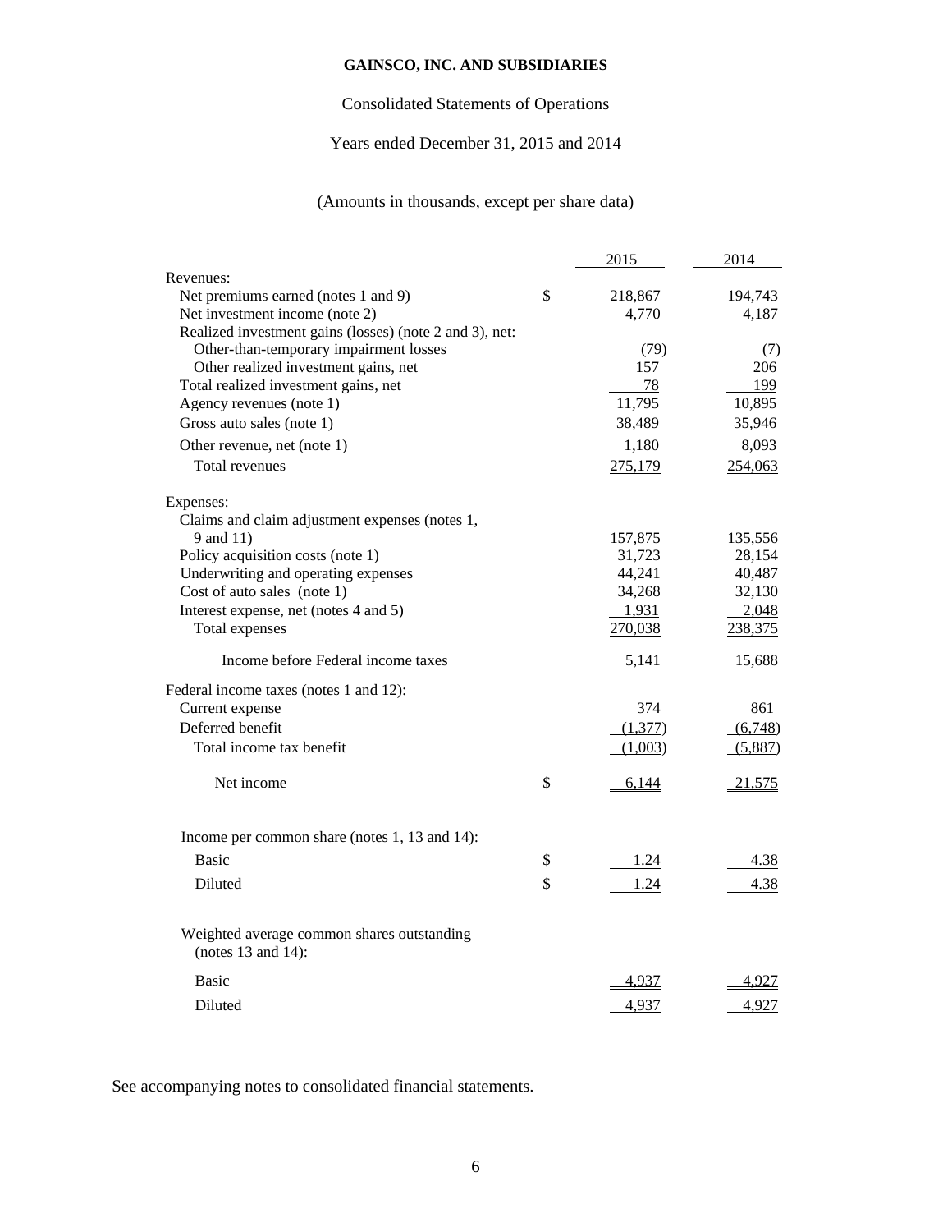**GAINSCO, INC. AND SUBSIDIARIES**

Consolidated Statements of Operations

Years ended December 31, 2015 and 2014

(Amounts in thousands, except per share data)

| | | 2015 | 2014 |
|---|---|---|---|
| Revenues: | | | |
| Net premiums earned (notes 1 and 9) | $ | 218,867 | 194,743 |
| Net investment income (note 2) | | 4,770 | 4,187 |
| Realized investment gains (losses) (note 2 and 3), net: | | | |
| Other-than-temporary impairment losses | | (79) | (7) |
| Other realized investment gains, net | | 157 | 206 |
| Total realized investment gains, net | | 78 | 199 |
| Agency revenues (note 1) | | 11,795 | 10,895 |
| Gross auto sales (note 1) | | 38,489 | 35,946 |
| Other revenue, net (note 1) | | 1,180 | 8,093 |
| Total revenues | | 275,179 | 254,063 |
| Expenses: | | | |
| Claims and claim adjustment expenses (notes 1, 9 and 11) | | 157,875 | 135,556 |
| Policy acquisition costs (note 1) | | 31,723 | 28,154 |
| Underwriting and operating expenses | | 44,241 | 40,487 |
| Cost of auto sales (note 1) | | 34,268 | 32,130 |
| Interest expense, net (notes 4 and 5) | | 1,931 | 2,048 |
| Total expenses | | 270,038 | 238,375 |
| Income before Federal income taxes | | 5,141 | 15,688 |
| Federal income taxes (notes 1 and 12): | | | |
| Current expense | | 374 | 861 |
| Deferred benefit | | (1,377) | (6,748) |
| Total income tax benefit | | (1,003) | (5,887) |
| Net income | $ | 6,144 | 21,575 |
| Income per common share (notes 1, 13 and 14): | | | |
| Basic | $ | 1.24 | 4.38 |
| Diluted | $ | 1.24 | 4.38 |
| Weighted average common shares outstanding (notes 13 and 14): | | | |
| Basic | | 4,937 | 4,927 |
| Diluted | | 4,937 | 4,927 |

See accompanying notes to consolidated financial statements.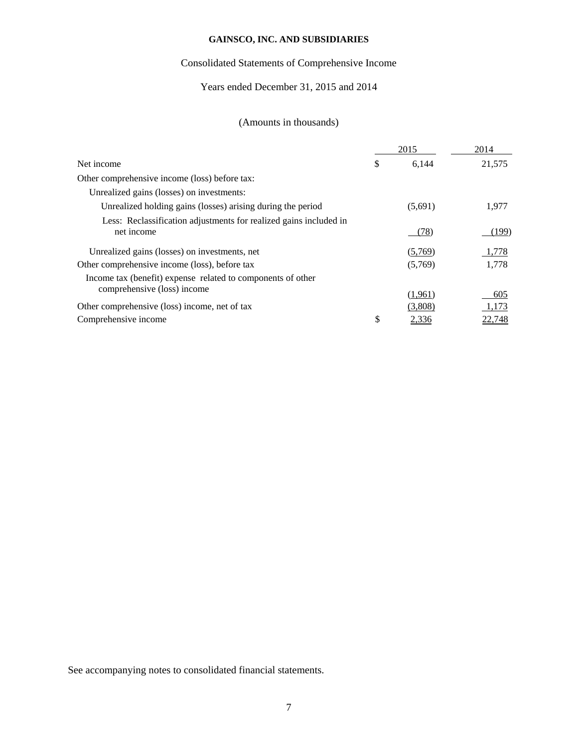**GAINSCO, INC. AND SUBSIDIARIES**

Consolidated Statements of Comprehensive Income

Years ended December 31, 2015 and 2014

(Amounts in thousands)

| | 2015 | 2014 |
|---|---|---|
| Net income | $ 6,144 | 21,575 |
| Other comprehensive income (loss) before tax: | | |
| Unrealized gains (losses) on investments: | | |
| Unrealized holding gains (losses) arising during the period | (5,691) | 1,977 |
| Less: Reclassification adjustments for realized gains included in net income | (78) | (199) |
| Unrealized gains (losses) on investments, net | (5,769) | 1,778 |
| Other comprehensive income (loss), before tax | (5,769) | 1,778 |
| Income tax (benefit) expense related to components of other comprehensive (loss) income | (1,961) | 605 |
| Other comprehensive (loss) income, net of tax | (3,808) | 1,173 |
| Comprehensive income | $ 2,336 | 22,748 |

See accompanying notes to consolidated financial statements.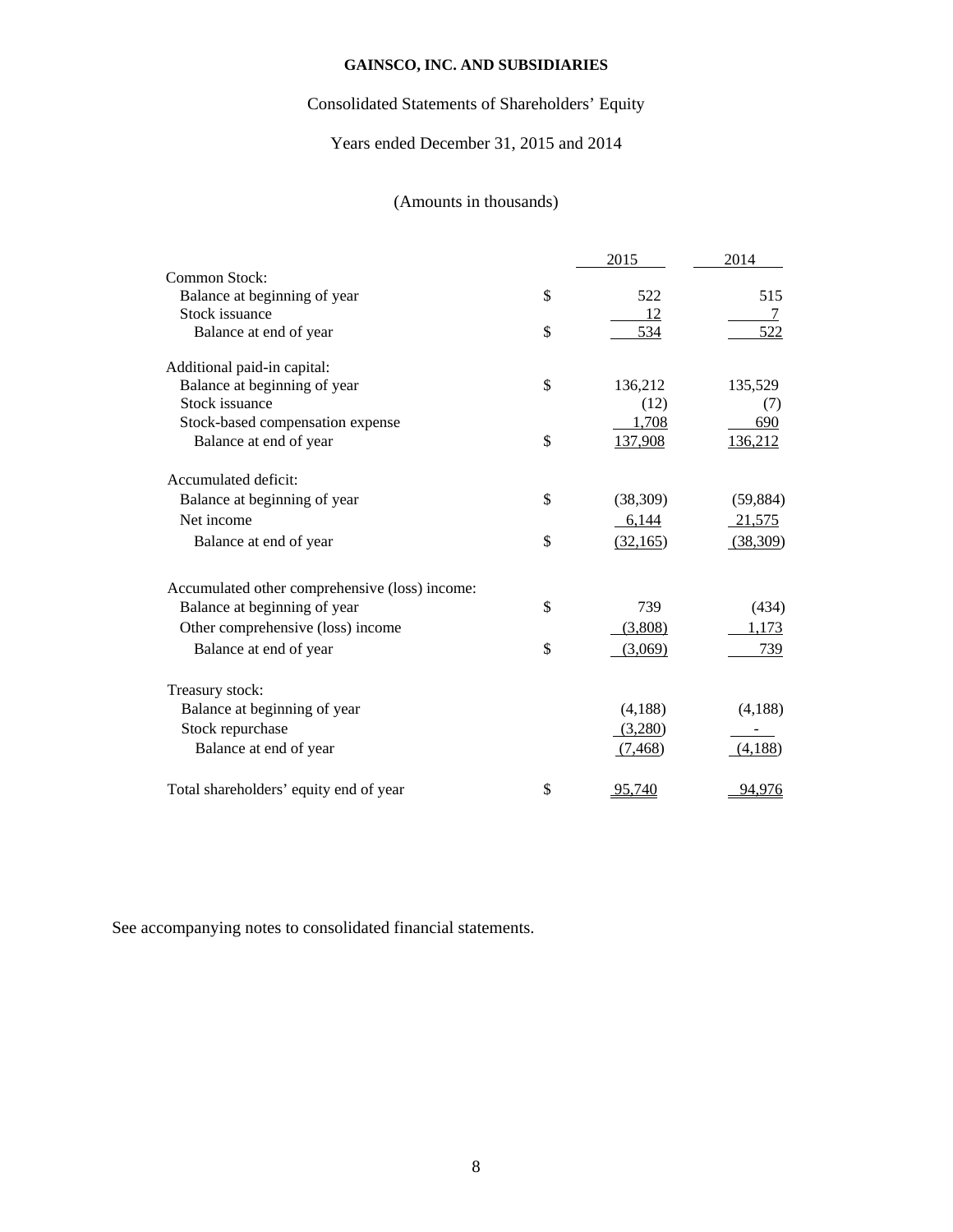**GAINSCO, INC. AND SUBSIDIARIES**

Consolidated Statements of Shareholders' Equity

Years ended December 31, 2015 and 2014

(Amounts in thousands)

| | | 2015 | 2014 |
|---|---|---|---|
| Common Stock: | | | |
| Balance at beginning of year | $ | 522 | 515 |
| Stock issuance | | 12 | 7 |
| Balance at end of year | $ | 534 | 522 |
| Additional paid-in capital: | | | |
| Balance at beginning of year | $ | 136,212 | 135,529 |
| Stock issuance | | (12) | (7) |
| Stock-based compensation expense | | 1,708 | 690 |
| Balance at end of year | $ | 137,908 | 136,212 |
| Accumulated deficit: | | | |
| Balance at beginning of year | $ | (38,309) | (59,884) |
| Net income | | 6,144 | 21,575 |
| Balance at end of year | $ | (32,165) | (38,309) |
| Accumulated other comprehensive (loss) income: | | | |
| Balance at beginning of year | $ | 739 | (434) |
| Other comprehensive (loss) income | | (3,808) | 1,173 |
| Balance at end of year | $ | (3,069) | 739 |
| Treasury stock: | | | |
| Balance at beginning of year | | (4,188) | (4,188) |
| Stock repurchase | | (3,280) | - |
| Balance at end of year | | (7,468) | (4,188) |
| Total shareholders' equity end of year | $ | 95,740 | 94,976 |

See accompanying notes to consolidated financial statements.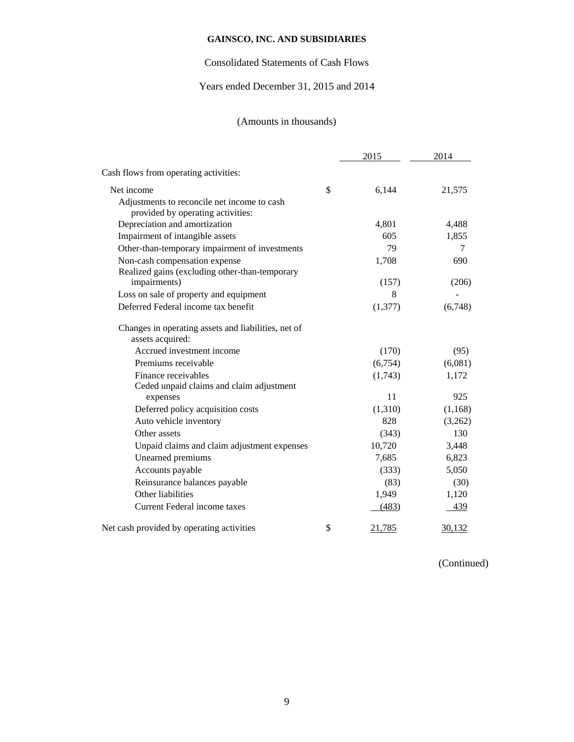**GAINSCO, INC. AND SUBSIDIARIES**

Consolidated Statements of Cash Flows

Years ended December 31, 2015 and 2014

(Amounts in thousands)

| | | 2015 | 2014 |
|---|---|---|---|
| Cash flows from operating activities: | | | |
| Net income | $ | 6,144 | 21,575 |
| Adjustments to reconcile net income to cash provided by operating activities: | | | |
| Depreciation and amortization | | 4,801 | 4,488 |
| Impairment of intangible assets | | 605 | 1,855 |
| Other-than-temporary impairment of investments | | 79 | 7 |
| Non-cash compensation expense | | 1,708 | 690 |
| Realized gains (excluding other-than-temporary impairments) | | (157) | (206) |
| Loss on sale of property and equipment | | 8 | - |
| Deferred Federal income tax benefit | | (1,377) | (6,748) |
| Changes in operating assets and liabilities, net of assets acquired: | | | |
| Accrued investment income | | (170) | (95) |
| Premiums receivable | | (6,754) | (6,081) |
| Finance receivables | | (1,743) | 1,172 |
| Ceded unpaid claims and claim adjustment expenses | | 11 | 925 |
| Deferred policy acquisition costs | | (1,310) | (1,168) |
| Auto vehicle inventory | | 828 | (3,262) |
| Other assets | | (343) | 130 |
| Unpaid claims and claim adjustment expenses | | 10,720 | 3,448 |
| Unearned premiums | | 7,685 | 6,823 |
| Accounts payable | | (333) | 5,050 |
| Reinsurance balances payable | | (83) | (30) |
| Other liabilities | | 1,949 | 1,120 |
| Current Federal income taxes | | (483) | 439 |
| Net cash provided by operating activities | $ | 21,785 | 30,132 |

(Continued)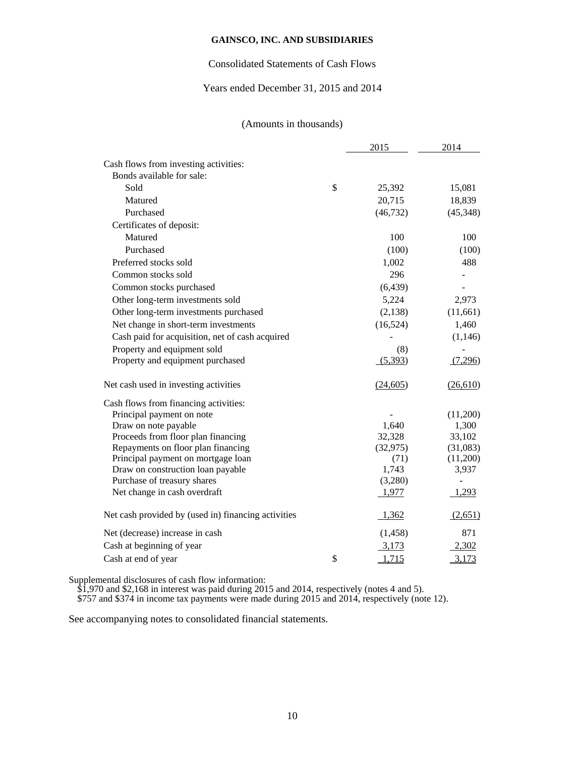**GAINSCO, INC. AND SUBSIDIARIES**

Consolidated Statements of Cash Flows

Years ended December 31, 2015 and 2014

(Amounts in thousands)

| | | 2015 | 2014 |
|---|---|---|---|
| Cash flows from investing activities: | | | |
| Bonds available for sale: | | | |
| Sold | $ | 25,392 | 15,081 |
| Matured | | 20,715 | 18,839 |
| Purchased | | (46,732) | (45,348) |
| Certificates of deposit: | | | |
| Matured | | 100 | 100 |
| Purchased | | (100) | (100) |
| Preferred stocks sold | | 1,002 | 488 |
| Common stocks sold | | 296 | - |
| Common stocks purchased | | (6,439) | - |
| Other long-term investments sold | | 5,224 | 2,973 |
| Other long-term investments purchased | | (2,138) | (11,661) |
| Net change in short-term investments | | (16,524) | 1,460 |
| Cash paid for acquisition, net of cash acquired | | - | (1,146) |
| Property and equipment sold | | (8) | - |
| Property and equipment purchased | | (5,393) | (7,296) |
| Net cash used in investing activities | | (24,605) | (26,610) |
| Cash flows from financing activities: | | | |
| Principal payment on note | | - | (11,200) |
| Draw on note payable | | 1,640 | 1,300 |
| Proceeds from floor plan financing | | 32,328 | 33,102 |
| Repayments on floor plan financing | | (32,975) | (31,083) |
| Principal payment on mortgage loan | | (71) | (11,200) |
| Draw on construction loan payable | | 1,743 | 3,937 |
| Purchase of treasury shares | | (3,280) | - |
| Net change in cash overdraft | | 1,977 | 1,293 |
| Net cash provided by (used in) financing activities | | 1,362 | (2,651) |
| Net (decrease) increase in cash | | (1,458) | 871 |
| Cash at beginning of year | | 3,173 | 2,302 |
| Cash at end of year | $ | 1,715 | 3,173 |

Supplemental disclosures of cash flow information:
$1,970 and $2,168 in interest was paid during 2015 and 2014, respectively (notes 4 and 5).
$757 and $374 in income tax payments were made during 2015 and 2014, respectively (note 12).

See accompanying notes to consolidated financial statements.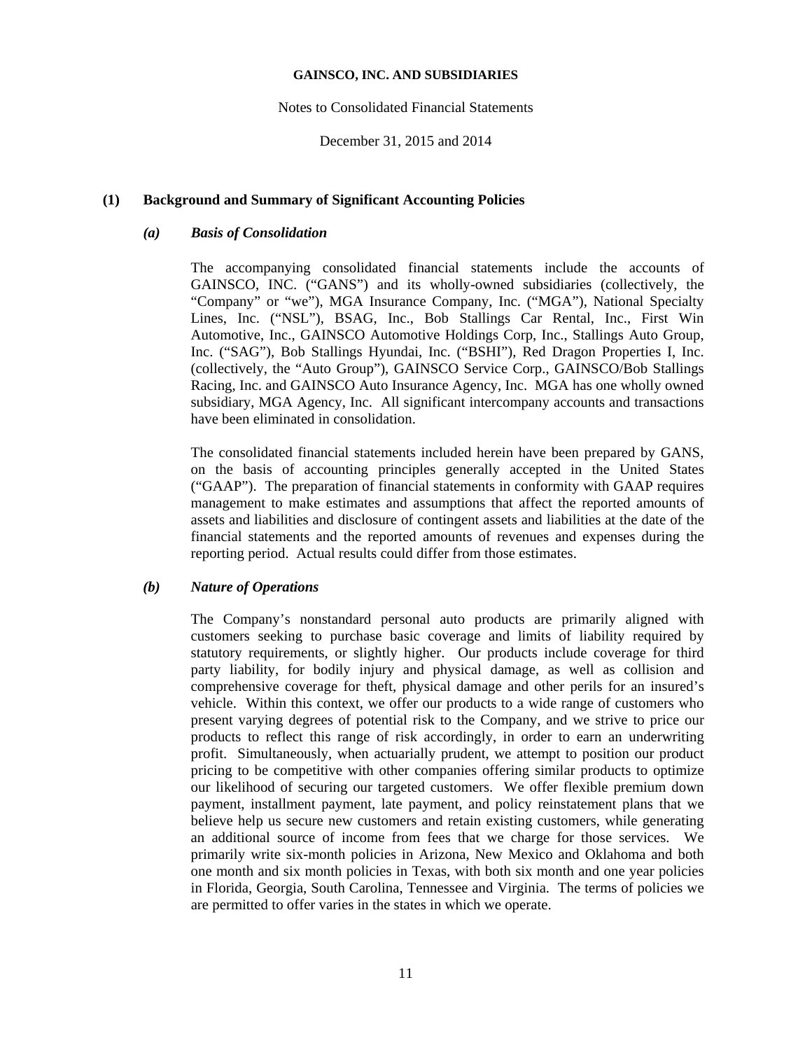# GAINSCO, INC. AND SUBSIDIARIES

Notes to Consolidated Financial Statements

December 31, 2015 and 2014

## (1) Background and Summary of Significant Accounting Policies

### *(a) Basis of Consolidation*

The accompanying consolidated financial statements include the accounts of GAINSCO, INC. ("GANS") and its wholly-owned subsidiaries (collectively, the "Company" or "we"), MGA Insurance Company, Inc. ("MGA"), National Specialty Lines, Inc. ("NSL"), BSAG, Inc., Bob Stallings Car Rental, Inc., First Win Automotive, Inc., GAINSCO Automotive Holdings Corp, Inc., Stallings Auto Group, Inc. ("SAG"), Bob Stallings Hyundai, Inc. ("BSHI"), Red Dragon Properties I, Inc. (collectively, the "Auto Group"), GAINSCO Service Corp., GAINSCO/Bob Stallings Racing, Inc. and GAINSCO Auto Insurance Agency, Inc. MGA has one wholly owned subsidiary, MGA Agency, Inc. All significant intercompany accounts and transactions have been eliminated in consolidation.

The consolidated financial statements included herein have been prepared by GANS, on the basis of accounting principles generally accepted in the United States ("GAAP"). The preparation of financial statements in conformity with GAAP requires management to make estimates and assumptions that affect the reported amounts of assets and liabilities and disclosure of contingent assets and liabilities at the date of the financial statements and the reported amounts of revenues and expenses during the reporting period. Actual results could differ from those estimates.

### *(b) Nature of Operations*

The Company's nonstandard personal auto products are primarily aligned with customers seeking to purchase basic coverage and limits of liability required by statutory requirements, or slightly higher. Our products include coverage for third party liability, for bodily injury and physical damage, as well as collision and comprehensive coverage for theft, physical damage and other perils for an insured's vehicle. Within this context, we offer our products to a wide range of customers who present varying degrees of potential risk to the Company, and we strive to price our products to reflect this range of risk accordingly, in order to earn an underwriting profit. Simultaneously, when actuarially prudent, we attempt to position our product pricing to be competitive with other companies offering similar products to optimize our likelihood of securing our targeted customers. We offer flexible premium down payment, installment payment, late payment, and policy reinstatement plans that we believe help us secure new customers and retain existing customers, while generating an additional source of income from fees that we charge for those services. We primarily write six-month policies in Arizona, New Mexico and Oklahoma and both one month and six month policies in Texas, with both six month and one year policies in Florida, Georgia, South Carolina, Tennessee and Virginia. The terms of policies we are permitted to offer varies in the states in which we operate.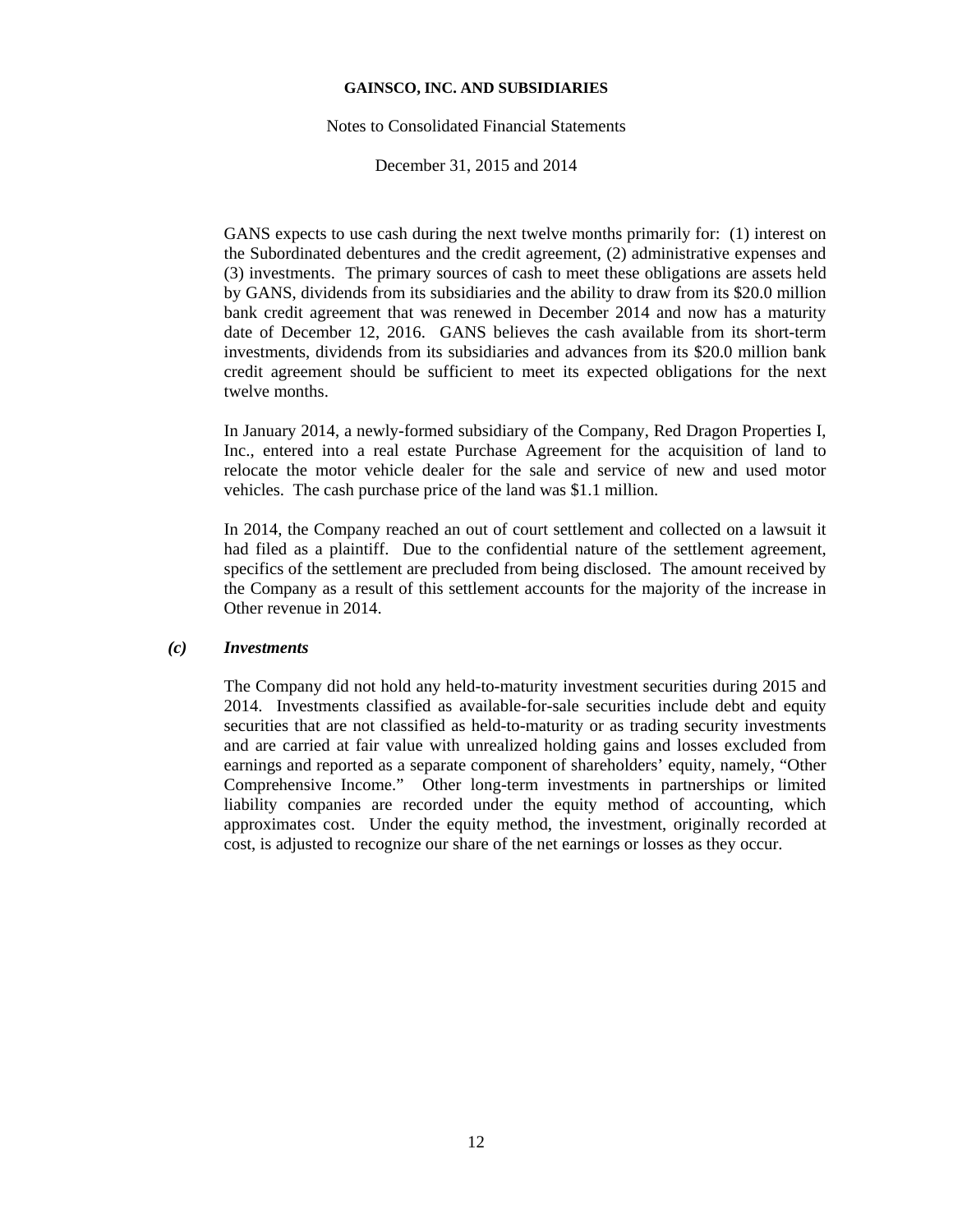GANS expects to use cash during the next twelve months primarily for: (1) interest on the Subordinated debentures and the credit agreement, (2) administrative expenses and (3) investments. The primary sources of cash to meet these obligations are assets held by GANS, dividends from its subsidiaries and the ability to draw from its $20.0 million bank credit agreement that was renewed in December 2014 and now has a maturity date of December 12, 2016. GANS believes the cash available from its short-term investments, dividends from its subsidiaries and advances from its $20.0 million bank credit agreement should be sufficient to meet its expected obligations for the next twelve months.

In January 2014, a newly-formed subsidiary of the Company, Red Dragon Properties I, Inc., entered into a real estate Purchase Agreement for the acquisition of land to relocate the motor vehicle dealer for the sale and service of new and used motor vehicles. The cash purchase price of the land was $1.1 million.

In 2014, the Company reached an out of court settlement and collected on a lawsuit it had filed as a plaintiff. Due to the confidential nature of the settlement agreement, specifics of the settlement are precluded from being disclosed. The amount received by the Company as a result of this settlement accounts for the majority of the increase in Other revenue in 2014.

### *(c) Investments*

The Company did not hold any held-to-maturity investment securities during 2015 and 2014. Investments classified as available-for-sale securities include debt and equity securities that are not classified as held-to-maturity or as trading security investments and are carried at fair value with unrealized holding gains and losses excluded from earnings and reported as a separate component of shareholders' equity, namely, "Other Comprehensive Income." Other long-term investments in partnerships or limited liability companies are recorded under the equity method of accounting, which approximates cost. Under the equity method, the investment, originally recorded at cost, is adjusted to recognize our share of the net earnings or losses as they occur.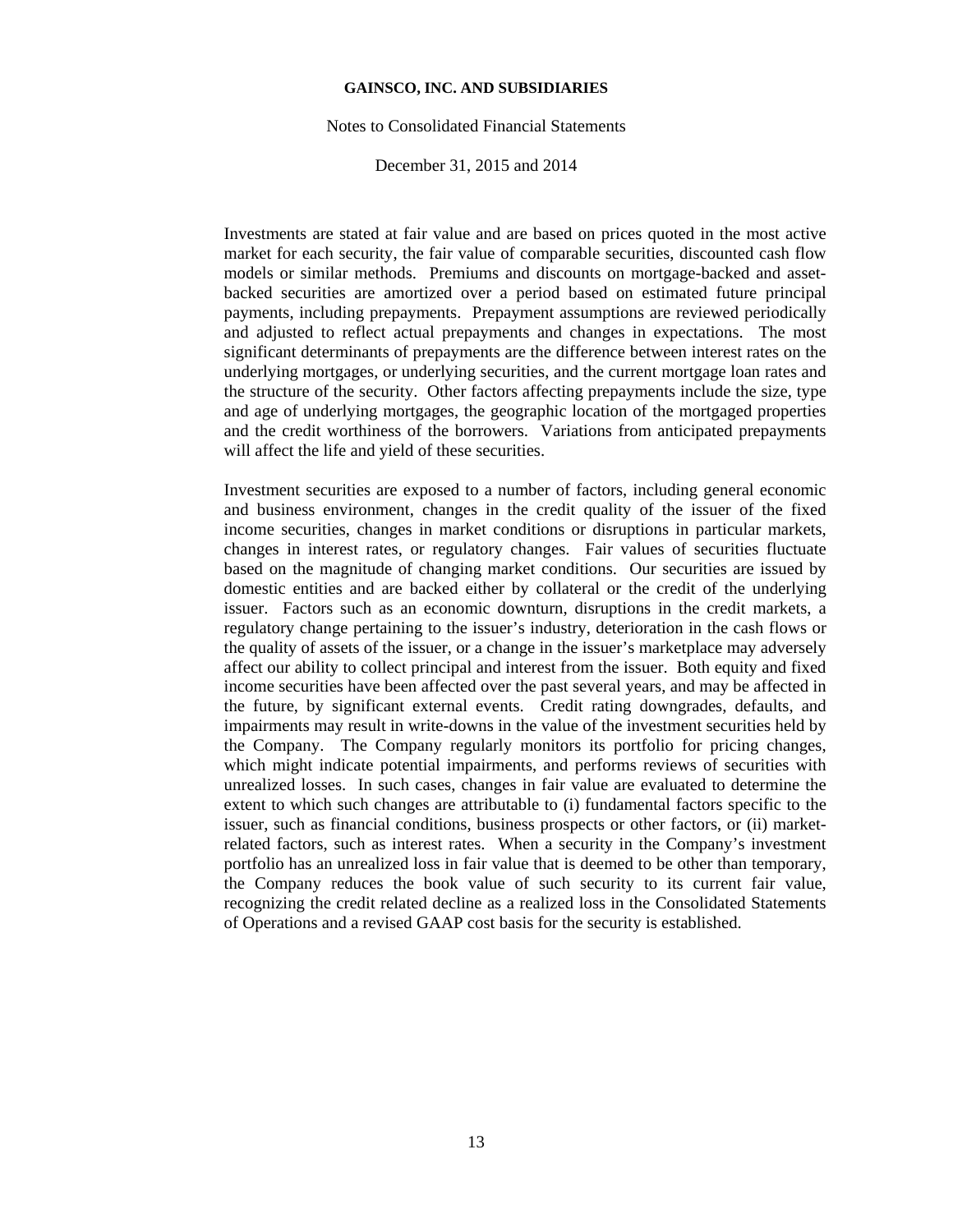Investments are stated at fair value and are based on prices quoted in the most active market for each security, the fair value of comparable securities, discounted cash flow models or similar methods. Premiums and discounts on mortgage-backed and asset-backed securities are amortized over a period based on estimated future principal payments, including prepayments. Prepayment assumptions are reviewed periodically and adjusted to reflect actual prepayments and changes in expectations. The most significant determinants of prepayments are the difference between interest rates on the underlying mortgages, or underlying securities, and the current mortgage loan rates and the structure of the security. Other factors affecting prepayments include the size, type and age of underlying mortgages, the geographic location of the mortgaged properties and the credit worthiness of the borrowers. Variations from anticipated prepayments will affect the life and yield of these securities.

Investment securities are exposed to a number of factors, including general economic and business environment, changes in the credit quality of the issuer of the fixed income securities, changes in market conditions or disruptions in particular markets, changes in interest rates, or regulatory changes. Fair values of securities fluctuate based on the magnitude of changing market conditions. Our securities are issued by domestic entities and are backed either by collateral or the credit of the underlying issuer. Factors such as an economic downturn, disruptions in the credit markets, a regulatory change pertaining to the issuer's industry, deterioration in the cash flows or the quality of assets of the issuer, or a change in the issuer's marketplace may adversely affect our ability to collect principal and interest from the issuer. Both equity and fixed income securities have been affected over the past several years, and may be affected in the future, by significant external events. Credit rating downgrades, defaults, and impairments may result in write-downs in the value of the investment securities held by the Company. The Company regularly monitors its portfolio for pricing changes, which might indicate potential impairments, and performs reviews of securities with unrealized losses. In such cases, changes in fair value are evaluated to determine the extent to which such changes are attributable to (i) fundamental factors specific to the issuer, such as financial conditions, business prospects or other factors, or (ii) market-related factors, such as interest rates. When a security in the Company's investment portfolio has an unrealized loss in fair value that is deemed to be other than temporary, the Company reduces the book value of such security to its current fair value, recognizing the credit related decline as a realized loss in the Consolidated Statements of Operations and a revised GAAP cost basis for the security is established.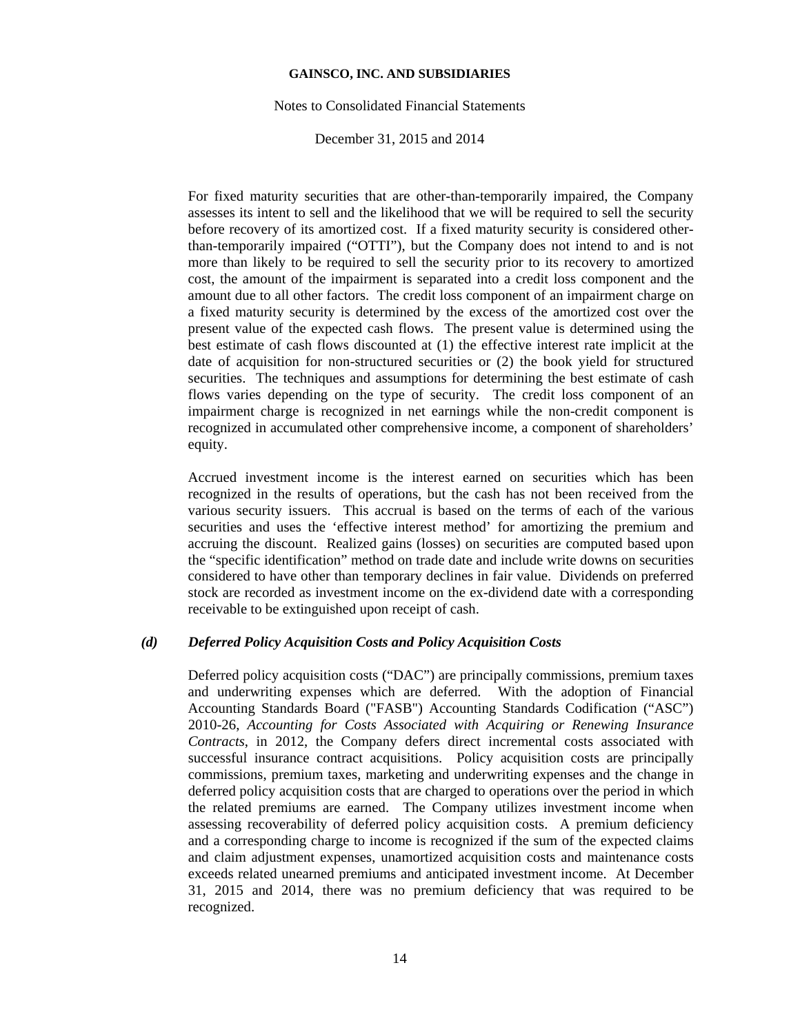For fixed maturity securities that are other-than-temporarily impaired, the Company assesses its intent to sell and the likelihood that we will be required to sell the security before recovery of its amortized cost. If a fixed maturity security is considered other-than-temporarily impaired ("OTTI"), but the Company does not intend to and is not more than likely to be required to sell the security prior to its recovery to amortized cost, the amount of the impairment is separated into a credit loss component and the amount due to all other factors. The credit loss component of an impairment charge on a fixed maturity security is determined by the excess of the amortized cost over the present value of the expected cash flows. The present value is determined using the best estimate of cash flows discounted at (1) the effective interest rate implicit at the date of acquisition for non-structured securities or (2) the book yield for structured securities. The techniques and assumptions for determining the best estimate of cash flows varies depending on the type of security. The credit loss component of an impairment charge is recognized in net earnings while the non-credit component is recognized in accumulated other comprehensive income, a component of shareholders' equity.

Accrued investment income is the interest earned on securities which has been recognized in the results of operations, but the cash has not been received from the various security issuers. This accrual is based on the terms of each of the various securities and uses the 'effective interest method' for amortizing the premium and accruing the discount. Realized gains (losses) on securities are computed based upon the "specific identification" method on trade date and include write downs on securities considered to have other than temporary declines in fair value. Dividends on preferred stock are recorded as investment income on the ex-dividend date with a corresponding receivable to be extinguished upon receipt of cash.

### *(d) Deferred Policy Acquisition Costs and Policy Acquisition Costs*

Deferred policy acquisition costs ("DAC") are principally commissions, premium taxes and underwriting expenses which are deferred. With the adoption of Financial Accounting Standards Board ("FASB") Accounting Standards Codification ("ASC") 2010-26, *Accounting for Costs Associated with Acquiring or Renewing Insurance Contracts*, in 2012, the Company defers direct incremental costs associated with successful insurance contract acquisitions. Policy acquisition costs are principally commissions, premium taxes, marketing and underwriting expenses and the change in deferred policy acquisition costs that are charged to operations over the period in which the related premiums are earned. The Company utilizes investment income when assessing recoverability of deferred policy acquisition costs. A premium deficiency and a corresponding charge to income is recognized if the sum of the expected claims and claim adjustment expenses, unamortized acquisition costs and maintenance costs exceeds related unearned premiums and anticipated investment income. At December 31, 2015 and 2014, there was no premium deficiency that was required to be recognized.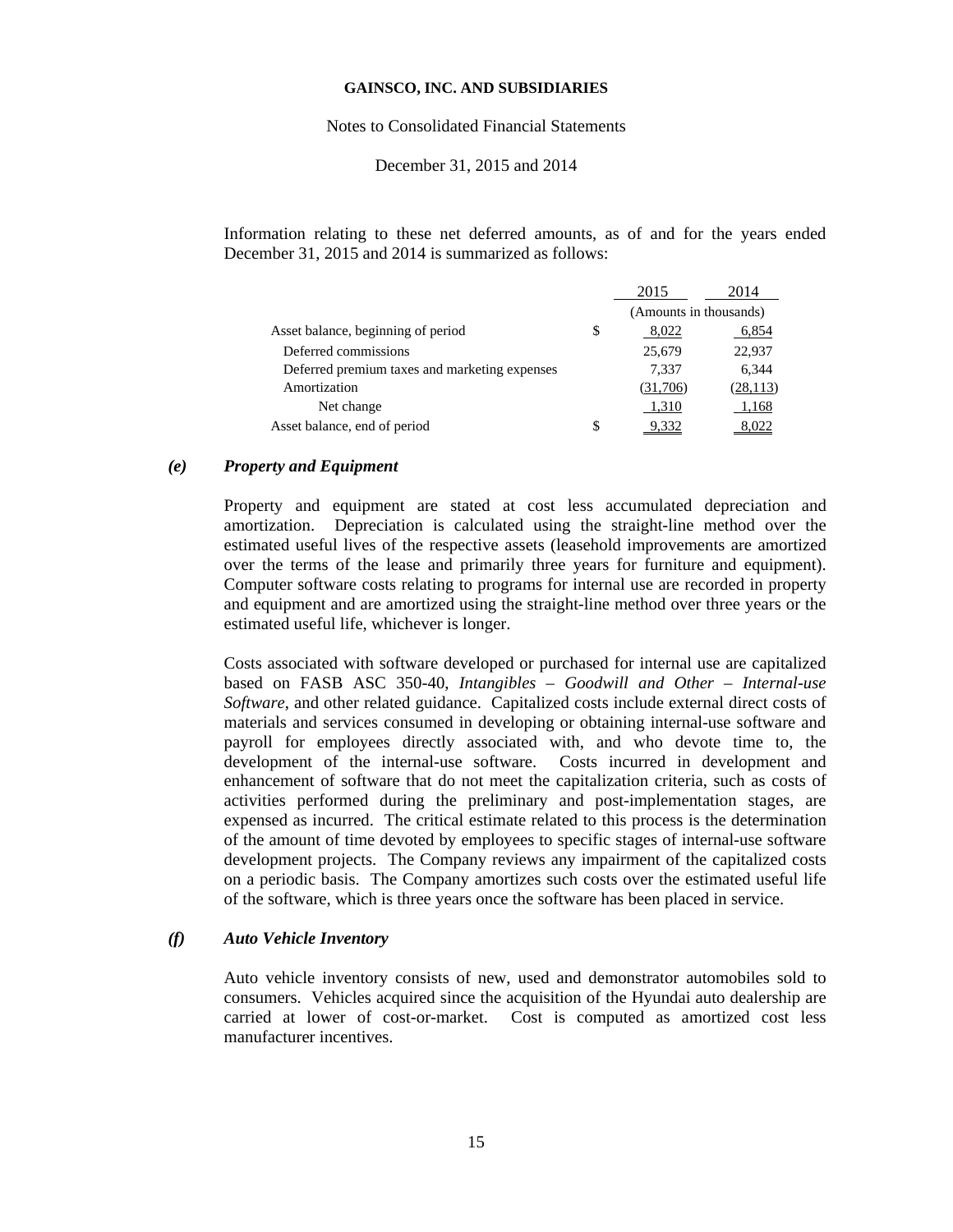Information relating to these net deferred amounts, as of and for the years ended December 31, 2015 and 2014 is summarized as follows:

| | | 2015 | 2014 |
|---|---|---|---|
| | | (Amounts in thousands) | |
| Asset balance, beginning of period | $ | 8,022 | 6,854 |
| Deferred commissions | | 25,679 | 22,937 |
| Deferred premium taxes and marketing expenses | | 7,337 | 6,344 |
| Amortization | | (31,706) | (28,113) |
| Net change | | 1,310 | 1,168 |
| Asset balance, end of period | $ | 9,332 | 8,022 |

### *(e) Property and Equipment*

Property and equipment are stated at cost less accumulated depreciation and amortization. Depreciation is calculated using the straight-line method over the estimated useful lives of the respective assets (leasehold improvements are amortized over the terms of the lease and primarily three years for furniture and equipment). Computer software costs relating to programs for internal use are recorded in property and equipment and are amortized using the straight-line method over three years or the estimated useful life, whichever is longer.

Costs associated with software developed or purchased for internal use are capitalized based on FASB ASC 350-40, *Intangibles – Goodwill and Other – Internal-use Software*, and other related guidance. Capitalized costs include external direct costs of materials and services consumed in developing or obtaining internal-use software and payroll for employees directly associated with, and who devote time to, the development of the internal-use software. Costs incurred in development and enhancement of software that do not meet the capitalization criteria, such as costs of activities performed during the preliminary and post-implementation stages, are expensed as incurred. The critical estimate related to this process is the determination of the amount of time devoted by employees to specific stages of internal-use software development projects. The Company reviews any impairment of the capitalized costs on a periodic basis. The Company amortizes such costs over the estimated useful life of the software, which is three years once the software has been placed in service.

### *(f) Auto Vehicle Inventory*

Auto vehicle inventory consists of new, used and demonstrator automobiles sold to consumers. Vehicles acquired since the acquisition of the Hyundai auto dealership are carried at lower of cost-or-market. Cost is computed as amortized cost less manufacturer incentives.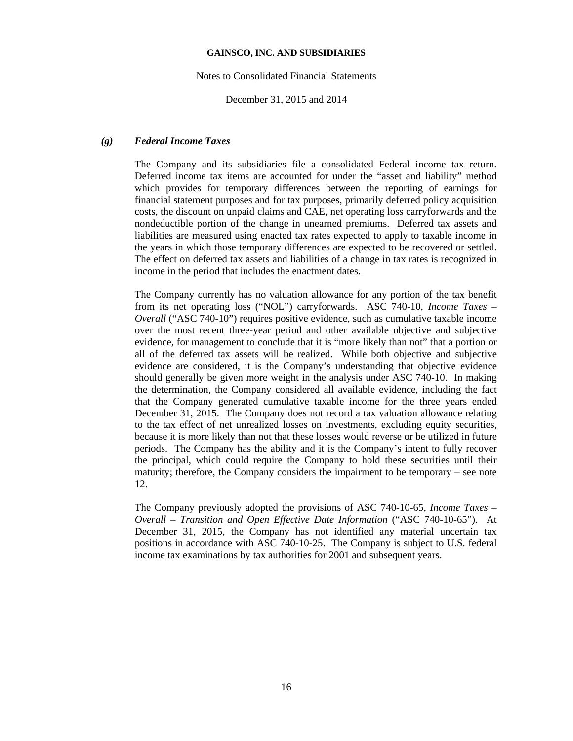### *(g) Federal Income Taxes*

The Company and its subsidiaries file a consolidated Federal income tax return. Deferred income tax items are accounted for under the "asset and liability" method which provides for temporary differences between the reporting of earnings for financial statement purposes and for tax purposes, primarily deferred policy acquisition costs, the discount on unpaid claims and CAE, net operating loss carryforwards and the nondeductible portion of the change in unearned premiums. Deferred tax assets and liabilities are measured using enacted tax rates expected to apply to taxable income in the years in which those temporary differences are expected to be recovered or settled. The effect on deferred tax assets and liabilities of a change in tax rates is recognized in income in the period that includes the enactment dates.

The Company currently has no valuation allowance for any portion of the tax benefit from its net operating loss ("NOL") carryforwards. ASC 740-10, *Income Taxes – Overall* ("ASC 740-10") requires positive evidence, such as cumulative taxable income over the most recent three-year period and other available objective and subjective evidence, for management to conclude that it is "more likely than not" that a portion or all of the deferred tax assets will be realized. While both objective and subjective evidence are considered, it is the Company's understanding that objective evidence should generally be given more weight in the analysis under ASC 740-10. In making the determination, the Company considered all available evidence, including the fact that the Company generated cumulative taxable income for the three years ended December 31, 2015. The Company does not record a tax valuation allowance relating to the tax effect of net unrealized losses on investments, excluding equity securities, because it is more likely than not that these losses would reverse or be utilized in future periods. The Company has the ability and it is the Company's intent to fully recover the principal, which could require the Company to hold these securities until their maturity; therefore, the Company considers the impairment to be temporary – see note 12.

The Company previously adopted the provisions of ASC 740-10-65, *Income Taxes – Overall – Transition and Open Effective Date Information* ("ASC 740-10-65"). At December 31, 2015, the Company has not identified any material uncertain tax positions in accordance with ASC 740-10-25. The Company is subject to U.S. federal income tax examinations by tax authorities for 2001 and subsequent years.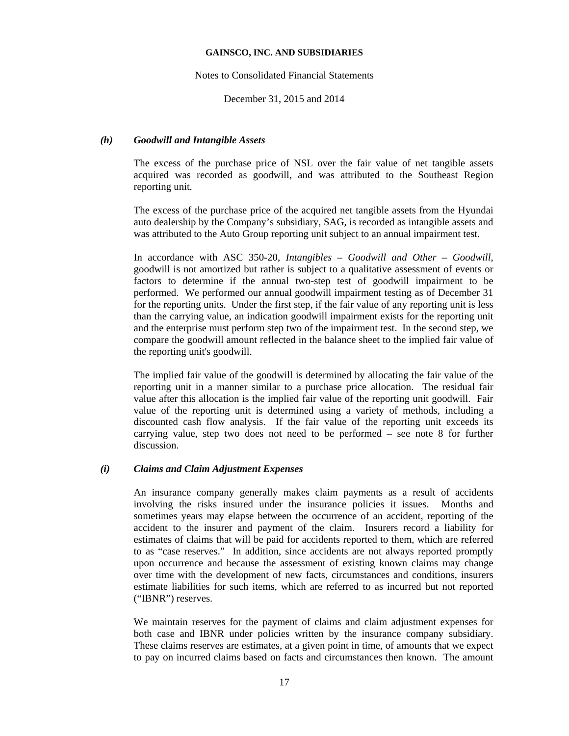### *(h) Goodwill and Intangible Assets*

The excess of the purchase price of NSL over the fair value of net tangible assets acquired was recorded as goodwill, and was attributed to the Southeast Region reporting unit.

The excess of the purchase price of the acquired net tangible assets from the Hyundai auto dealership by the Company's subsidiary, SAG, is recorded as intangible assets and was attributed to the Auto Group reporting unit subject to an annual impairment test.

In accordance with ASC 350-20, *Intangibles – Goodwill and Other – Goodwill,* goodwill is not amortized but rather is subject to a qualitative assessment of events or factors to determine if the annual two-step test of goodwill impairment to be performed. We performed our annual goodwill impairment testing as of December 31 for the reporting units. Under the first step, if the fair value of any reporting unit is less than the carrying value, an indication goodwill impairment exists for the reporting unit and the enterprise must perform step two of the impairment test. In the second step, we compare the goodwill amount reflected in the balance sheet to the implied fair value of the reporting unit's goodwill.

The implied fair value of the goodwill is determined by allocating the fair value of the reporting unit in a manner similar to a purchase price allocation. The residual fair value after this allocation is the implied fair value of the reporting unit goodwill. Fair value of the reporting unit is determined using a variety of methods, including a discounted cash flow analysis. If the fair value of the reporting unit exceeds its carrying value, step two does not need to be performed – see note 8 for further discussion.

### *(i) Claims and Claim Adjustment Expenses*

An insurance company generally makes claim payments as a result of accidents involving the risks insured under the insurance policies it issues. Months and sometimes years may elapse between the occurrence of an accident, reporting of the accident to the insurer and payment of the claim. Insurers record a liability for estimates of claims that will be paid for accidents reported to them, which are referred to as "case reserves." In addition, since accidents are not always reported promptly upon occurrence and because the assessment of existing known claims may change over time with the development of new facts, circumstances and conditions, insurers estimate liabilities for such items, which are referred to as incurred but not reported ("IBNR") reserves.

We maintain reserves for the payment of claims and claim adjustment expenses for both case and IBNR under policies written by the insurance company subsidiary. These claims reserves are estimates, at a given point in time, of amounts that we expect to pay on incurred claims based on facts and circumstances then known. The amount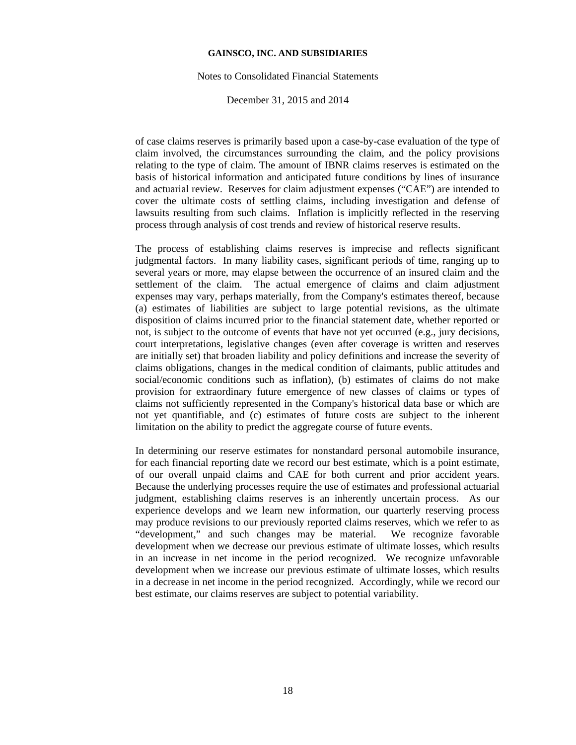of case claims reserves is primarily based upon a case-by-case evaluation of the type of claim involved, the circumstances surrounding the claim, and the policy provisions relating to the type of claim. The amount of IBNR claims reserves is estimated on the basis of historical information and anticipated future conditions by lines of insurance and actuarial review. Reserves for claim adjustment expenses ("CAE") are intended to cover the ultimate costs of settling claims, including investigation and defense of lawsuits resulting from such claims. Inflation is implicitly reflected in the reserving process through analysis of cost trends and review of historical reserve results.

The process of establishing claims reserves is imprecise and reflects significant judgmental factors. In many liability cases, significant periods of time, ranging up to several years or more, may elapse between the occurrence of an insured claim and the settlement of the claim. The actual emergence of claims and claim adjustment expenses may vary, perhaps materially, from the Company's estimates thereof, because (a) estimates of liabilities are subject to large potential revisions, as the ultimate disposition of claims incurred prior to the financial statement date, whether reported or not, is subject to the outcome of events that have not yet occurred (e.g., jury decisions, court interpretations, legislative changes (even after coverage is written and reserves are initially set) that broaden liability and policy definitions and increase the severity of claims obligations, changes in the medical condition of claimants, public attitudes and social/economic conditions such as inflation), (b) estimates of claims do not make provision for extraordinary future emergence of new classes of claims or types of claims not sufficiently represented in the Company's historical data base or which are not yet quantifiable, and (c) estimates of future costs are subject to the inherent limitation on the ability to predict the aggregate course of future events.

In determining our reserve estimates for nonstandard personal automobile insurance, for each financial reporting date we record our best estimate, which is a point estimate, of our overall unpaid claims and CAE for both current and prior accident years. Because the underlying processes require the use of estimates and professional actuarial judgment, establishing claims reserves is an inherently uncertain process. As our experience develops and we learn new information, our quarterly reserving process may produce revisions to our previously reported claims reserves, which we refer to as "development," and such changes may be material. We recognize favorable development when we decrease our previous estimate of ultimate losses, which results in an increase in net income in the period recognized. We recognize unfavorable development when we increase our previous estimate of ultimate losses, which results in a decrease in net income in the period recognized. Accordingly, while we record our best estimate, our claims reserves are subject to potential variability.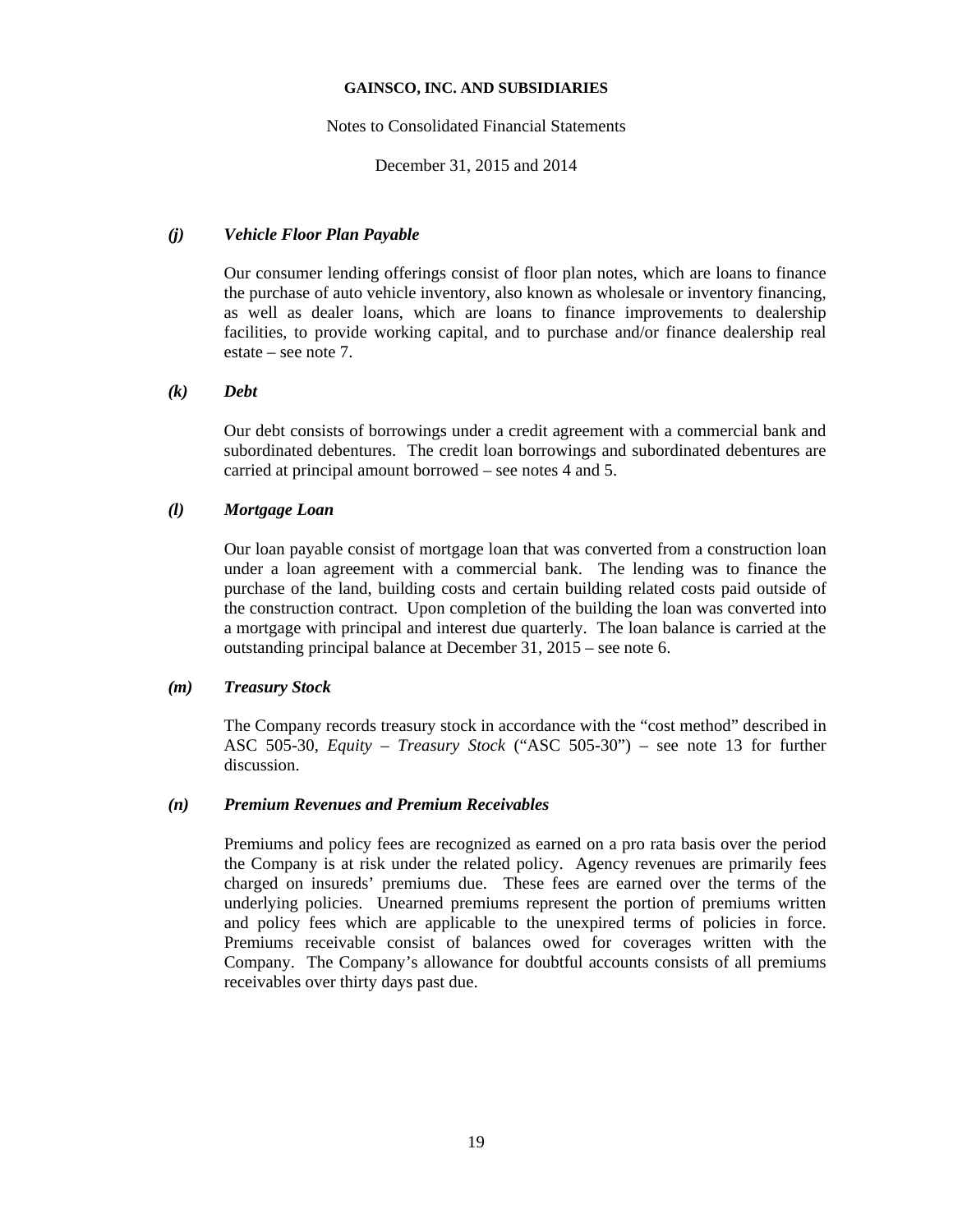### *(j) Vehicle Floor Plan Payable*

Our consumer lending offerings consist of floor plan notes, which are loans to finance the purchase of auto vehicle inventory, also known as wholesale or inventory financing, as well as dealer loans, which are loans to finance improvements to dealership facilities, to provide working capital, and to purchase and/or finance dealership real estate – see note 7.

### *(k) Debt*

Our debt consists of borrowings under a credit agreement with a commercial bank and subordinated debentures. The credit loan borrowings and subordinated debentures are carried at principal amount borrowed – see notes 4 and 5.

### *(l) Mortgage Loan*

Our loan payable consist of mortgage loan that was converted from a construction loan under a loan agreement with a commercial bank. The lending was to finance the purchase of the land, building costs and certain building related costs paid outside of the construction contract. Upon completion of the building the loan was converted into a mortgage with principal and interest due quarterly. The loan balance is carried at the outstanding principal balance at December 31, 2015 – see note 6.

### *(m) Treasury Stock*

The Company records treasury stock in accordance with the "cost method" described in ASC 505-30, *Equity – Treasury Stock* ("ASC 505-30") – see note 13 for further discussion.

### *(n) Premium Revenues and Premium Receivables*

Premiums and policy fees are recognized as earned on a pro rata basis over the period the Company is at risk under the related policy. Agency revenues are primarily fees charged on insureds' premiums due. These fees are earned over the terms of the underlying policies. Unearned premiums represent the portion of premiums written and policy fees which are applicable to the unexpired terms of policies in force. Premiums receivable consist of balances owed for coverages written with the Company. The Company's allowance for doubtful accounts consists of all premiums receivables over thirty days past due.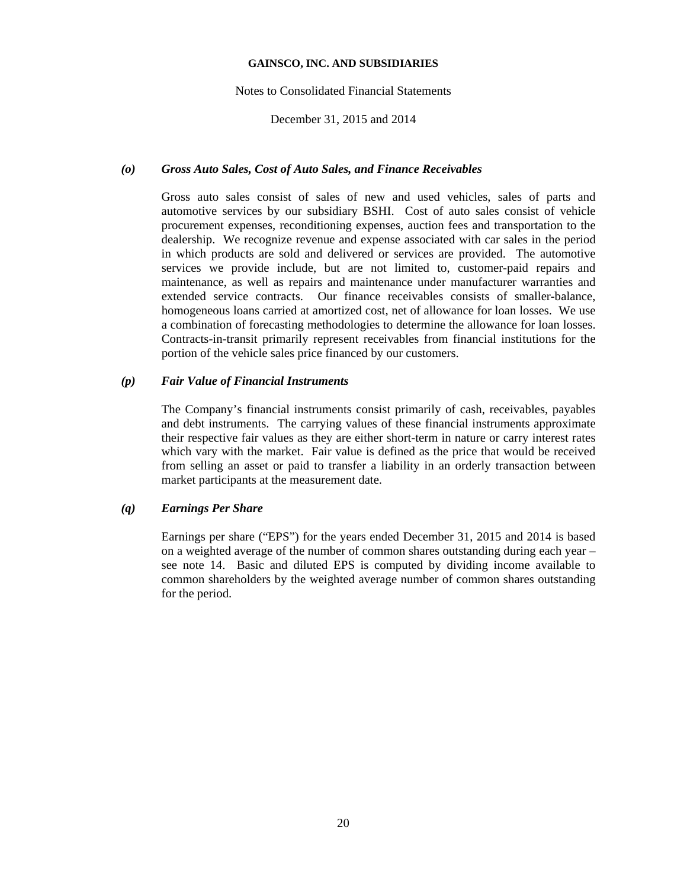### *(o)* ***Gross Auto Sales, Cost of Auto Sales, and Finance Receivables***

Gross auto sales consist of sales of new and used vehicles, sales of parts and automotive services by our subsidiary BSHI. Cost of auto sales consist of vehicle procurement expenses, reconditioning expenses, auction fees and transportation to the dealership. We recognize revenue and expense associated with car sales in the period in which products are sold and delivered or services are provided. The automotive services we provide include, but are not limited to, customer-paid repairs and maintenance, as well as repairs and maintenance under manufacturer warranties and extended service contracts. Our finance receivables consists of smaller-balance, homogeneous loans carried at amortized cost, net of allowance for loan losses. We use a combination of forecasting methodologies to determine the allowance for loan losses. Contracts-in-transit primarily represent receivables from financial institutions for the portion of the vehicle sales price financed by our customers.

### *(p)* ***Fair Value of Financial Instruments***

The Company's financial instruments consist primarily of cash, receivables, payables and debt instruments. The carrying values of these financial instruments approximate their respective fair values as they are either short-term in nature or carry interest rates which vary with the market. Fair value is defined as the price that would be received from selling an asset or paid to transfer a liability in an orderly transaction between market participants at the measurement date.

### *(q)* ***Earnings Per Share***

Earnings per share ("EPS") for the years ended December 31, 2015 and 2014 is based on a weighted average of the number of common shares outstanding during each year – see note 14. Basic and diluted EPS is computed by dividing income available to common shareholders by the weighted average number of common shares outstanding for the period.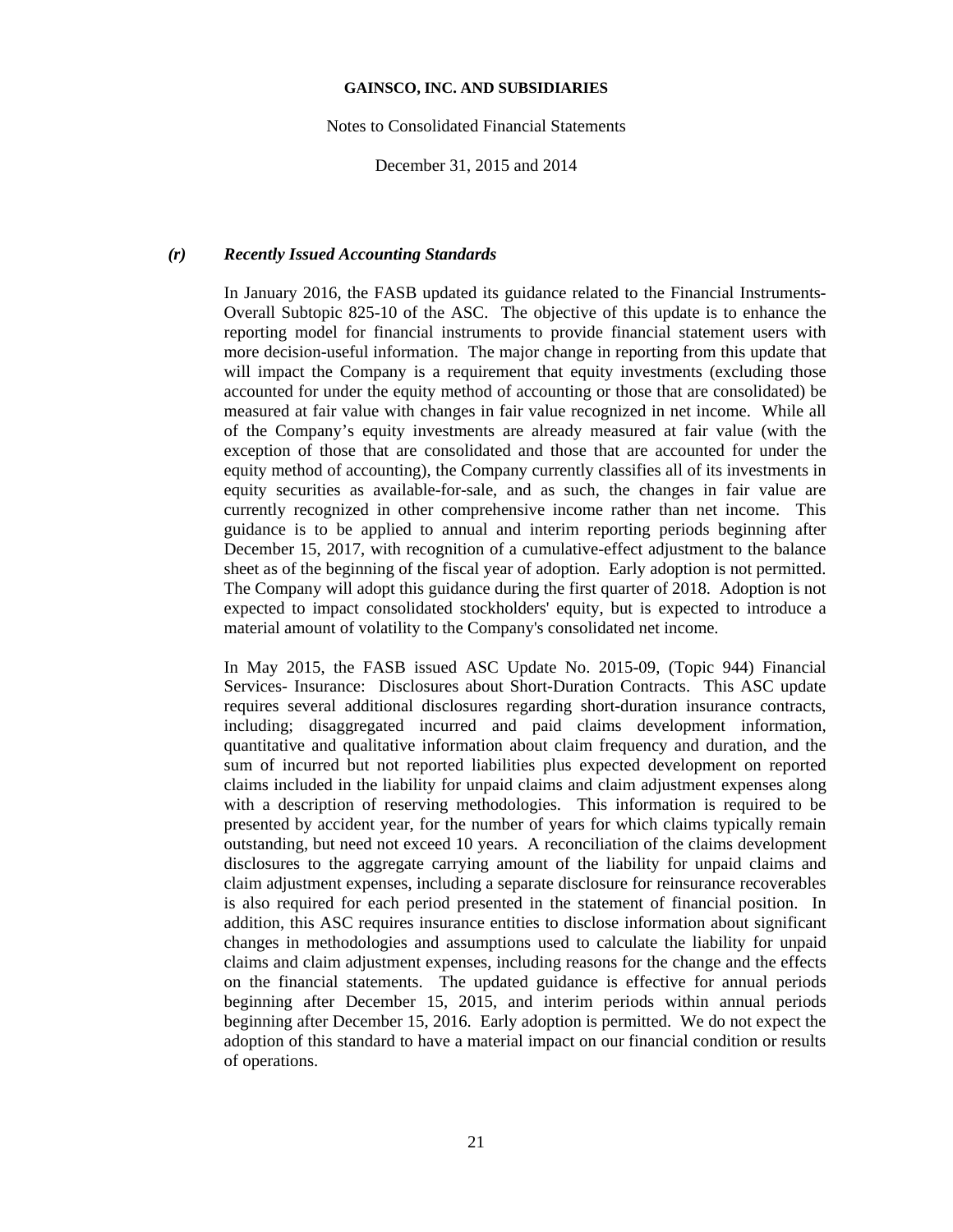### *(r) Recently Issued Accounting Standards*

In January 2016, the FASB updated its guidance related to the Financial Instruments-Overall Subtopic 825-10 of the ASC. The objective of this update is to enhance the reporting model for financial instruments to provide financial statement users with more decision-useful information. The major change in reporting from this update that will impact the Company is a requirement that equity investments (excluding those accounted for under the equity method of accounting or those that are consolidated) be measured at fair value with changes in fair value recognized in net income. While all of the Company's equity investments are already measured at fair value (with the exception of those that are consolidated and those that are accounted for under the equity method of accounting), the Company currently classifies all of its investments in equity securities as available-for-sale, and as such, the changes in fair value are currently recognized in other comprehensive income rather than net income. This guidance is to be applied to annual and interim reporting periods beginning after December 15, 2017, with recognition of a cumulative-effect adjustment to the balance sheet as of the beginning of the fiscal year of adoption. Early adoption is not permitted. The Company will adopt this guidance during the first quarter of 2018. Adoption is not expected to impact consolidated stockholders' equity, but is expected to introduce a material amount of volatility to the Company's consolidated net income.

In May 2015, the FASB issued ASC Update No. 2015-09, (Topic 944) Financial Services- Insurance: Disclosures about Short-Duration Contracts. This ASC update requires several additional disclosures regarding short-duration insurance contracts, including; disaggregated incurred and paid claims development information, quantitative and qualitative information about claim frequency and duration, and the sum of incurred but not reported liabilities plus expected development on reported claims included in the liability for unpaid claims and claim adjustment expenses along with a description of reserving methodologies. This information is required to be presented by accident year, for the number of years for which claims typically remain outstanding, but need not exceed 10 years. A reconciliation of the claims development disclosures to the aggregate carrying amount of the liability for unpaid claims and claim adjustment expenses, including a separate disclosure for reinsurance recoverables is also required for each period presented in the statement of financial position. In addition, this ASC requires insurance entities to disclose information about significant changes in methodologies and assumptions used to calculate the liability for unpaid claims and claim adjustment expenses, including reasons for the change and the effects on the financial statements. The updated guidance is effective for annual periods beginning after December 15, 2015, and interim periods within annual periods beginning after December 15, 2016. Early adoption is permitted. We do not expect the adoption of this standard to have a material impact on our financial condition or results of operations.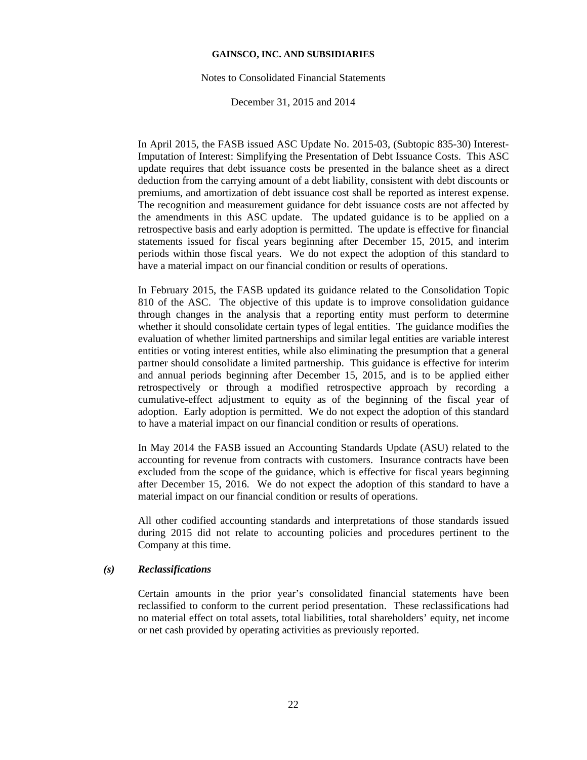In April 2015, the FASB issued ASC Update No. 2015-03, (Subtopic 835-30) Interest-Imputation of Interest: Simplifying the Presentation of Debt Issuance Costs. This ASC update requires that debt issuance costs be presented in the balance sheet as a direct deduction from the carrying amount of a debt liability, consistent with debt discounts or premiums, and amortization of debt issuance cost shall be reported as interest expense. The recognition and measurement guidance for debt issuance costs are not affected by the amendments in this ASC update. The updated guidance is to be applied on a retrospective basis and early adoption is permitted. The update is effective for financial statements issued for fiscal years beginning after December 15, 2015, and interim periods within those fiscal years. We do not expect the adoption of this standard to have a material impact on our financial condition or results of operations.

In February 2015, the FASB updated its guidance related to the Consolidation Topic 810 of the ASC. The objective of this update is to improve consolidation guidance through changes in the analysis that a reporting entity must perform to determine whether it should consolidate certain types of legal entities. The guidance modifies the evaluation of whether limited partnerships and similar legal entities are variable interest entities or voting interest entities, while also eliminating the presumption that a general partner should consolidate a limited partnership. This guidance is effective for interim and annual periods beginning after December 15, 2015, and is to be applied either retrospectively or through a modified retrospective approach by recording a cumulative-effect adjustment to equity as of the beginning of the fiscal year of adoption. Early adoption is permitted. We do not expect the adoption of this standard to have a material impact on our financial condition or results of operations.

In May 2014 the FASB issued an Accounting Standards Update (ASU) related to the accounting for revenue from contracts with customers. Insurance contracts have been excluded from the scope of the guidance, which is effective for fiscal years beginning after December 15, 2016. We do not expect the adoption of this standard to have a material impact on our financial condition or results of operations.

All other codified accounting standards and interpretations of those standards issued during 2015 did not relate to accounting policies and procedures pertinent to the Company at this time.

### *(s) Reclassifications*

Certain amounts in the prior year's consolidated financial statements have been reclassified to conform to the current period presentation. These reclassifications had no material effect on total assets, total liabilities, total shareholders' equity, net income or net cash provided by operating activities as previously reported.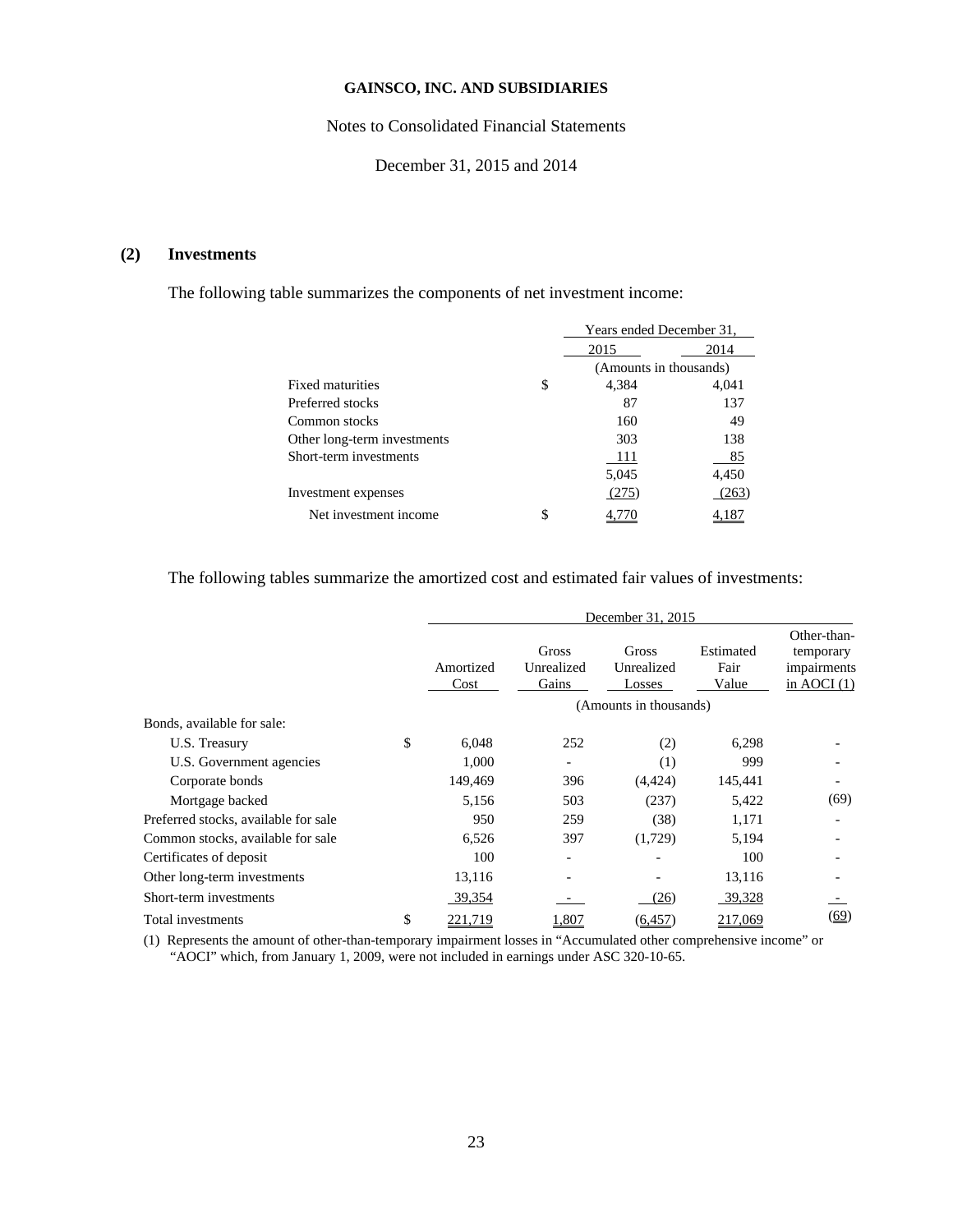**GAINSCO, INC. AND SUBSIDIARIES**

Notes to Consolidated Financial Statements

December 31, 2015 and 2014

## (2) Investments

The following table summarizes the components of net investment income:

| | Years ended December 31, | |
|---|---|---|
| | 2015 | 2014 |
| | (Amounts in thousands) | |
| Fixed maturities | $ 4,384 | 4,041 |
| Preferred stocks | 87 | 137 |
| Common stocks | 160 | 49 |
| Other long-term investments | 303 | 138 |
| Short-term investments | 111 | 85 |
| | 5,045 | 4,450 |
| Investment expenses | (275) | (263) |
| Net investment income | $ 4,770 | 4,187 |

The following tables summarize the amortized cost and estimated fair values of investments:

| | December 31, 2015 | | | | |
|---|---|---|---|---|---|
| | Amortized Cost | Gross Unrealized Gains | Gross Unrealized Losses | Estimated Fair Value | Other-than-temporary impairments in AOCI (1) |
| | (Amounts in thousands) | | | | |
| Bonds, available for sale: | | | | | |
| U.S. Treasury | $ 6,048 | 252 | (2) | 6,298 | - |
| U.S. Government agencies | 1,000 | - | (1) | 999 | - |
| Corporate bonds | 149,469 | 396 | (4,424) | 145,441 | - |
| Mortgage backed | 5,156 | 503 | (237) | 5,422 | (69) |
| Preferred stocks, available for sale | 950 | 259 | (38) | 1,171 | - |
| Common stocks, available for sale | 6,526 | 397 | (1,729) | 5,194 | - |
| Certificates of deposit | 100 | - | - | 100 | - |
| Other long-term investments | 13,116 | - | - | 13,116 | - |
| Short-term investments | 39,354 | - | (26) | 39,328 | - |
| Total investments | $ 221,719 | 1,807 | (6,457) | 217,069 | (69) |

(1) Represents the amount of other-than-temporary impairment losses in "Accumulated other comprehensive income" or "AOCI" which, from January 1, 2009, were not included in earnings under ASC 320-10-65.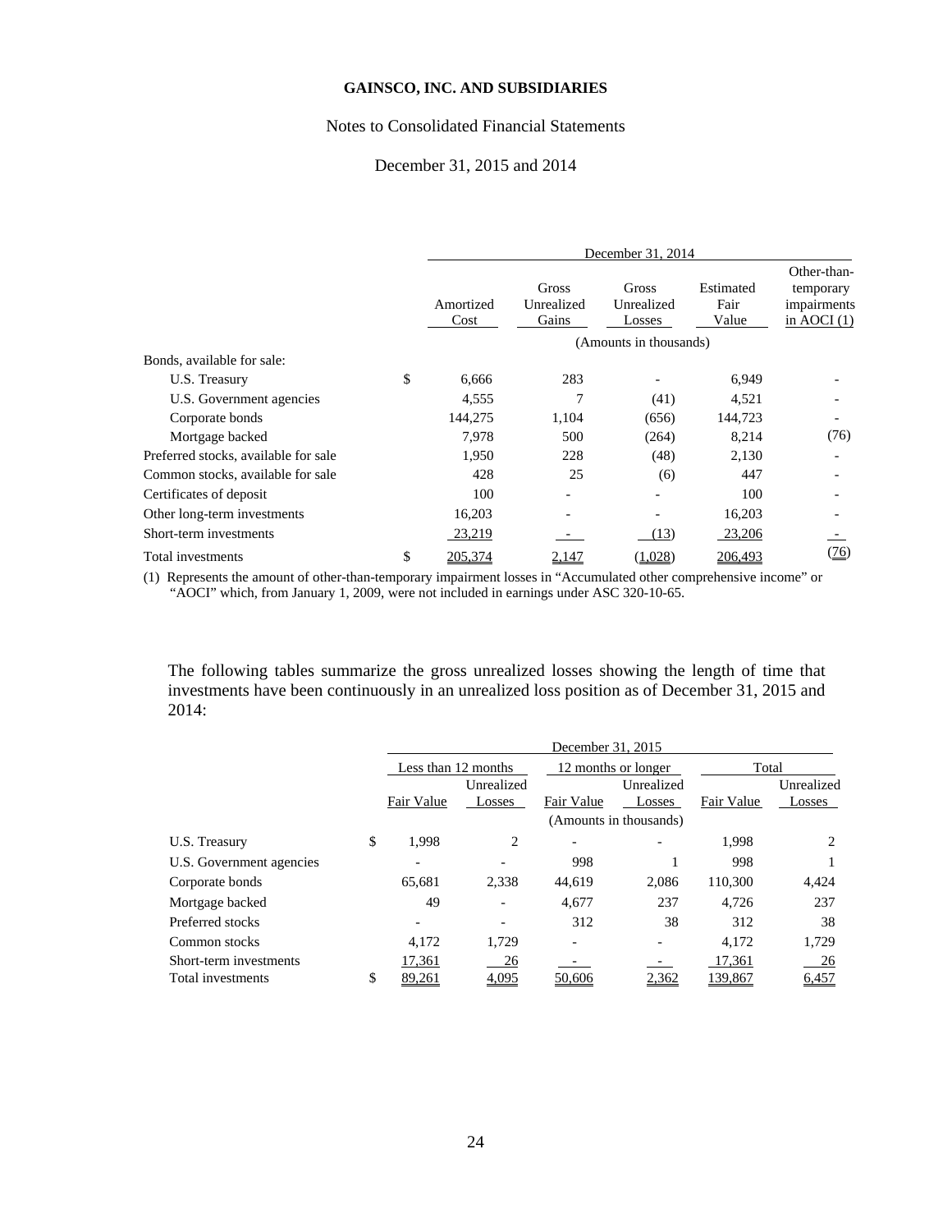**GAINSCO, INC. AND SUBSIDIARIES**

Notes to Consolidated Financial Statements

December 31, 2015 and 2014

| | December 31, 2014 | | | | |
|---|---|---|---|---|---|
| | Amortized Cost | Gross Unrealized Gains | Gross Unrealized Losses | Estimated Fair Value | Other-than-temporary impairments in AOCI (1) |
| | (Amounts in thousands) | | | | |
| Bonds, available for sale: | | | | | |
| U.S. Treasury | $ 6,666 | 283 | - | 6,949 | - |
| U.S. Government agencies | 4,555 | 7 | (41) | 4,521 | - |
| Corporate bonds | 144,275 | 1,104 | (656) | 144,723 | - |
| Mortgage backed | 7,978 | 500 | (264) | 8,214 | (76) |
| Preferred stocks, available for sale | 1,950 | 228 | (48) | 2,130 | - |
| Common stocks, available for sale | 428 | 25 | (6) | 447 | - |
| Certificates of deposit | 100 | - | - | 100 | - |
| Other long-term investments | 16,203 | - | - | 16,203 | - |
| Short-term investments | 23,219 | - | (13) | 23,206 | - |
| Total investments | $ 205,374 | 2,147 | (1,028) | 206,493 | (76) |

(1) Represents the amount of other-than-temporary impairment losses in "Accumulated other comprehensive income" or "AOCI" which, from January 1, 2009, were not included in earnings under ASC 320-10-65.

The following tables summarize the gross unrealized losses showing the length of time that investments have been continuously in an unrealized loss position as of December 31, 2015 and 2014:

| | December 31, 2015 | | | | | |
|---|---|---|---|---|---|---|
| | Less than 12 months | | 12 months or longer | | Total | |
| | Fair Value | Unrealized Losses | Fair Value | Unrealized Losses | Fair Value | Unrealized Losses |
| | (Amounts in thousands) | | | | | |
| U.S. Treasury | $ 1,998 | 2 | - | - | 1,998 | 2 |
| U.S. Government agencies | - | - | 998 | 1 | 998 | 1 |
| Corporate bonds | 65,681 | 2,338 | 44,619 | 2,086 | 110,300 | 4,424 |
| Mortgage backed | 49 | - | 4,677 | 237 | 4,726 | 237 |
| Preferred stocks | - | - | 312 | 38 | 312 | 38 |
| Common stocks | 4,172 | 1,729 | - | - | 4,172 | 1,729 |
| Short-term investments | 17,361 | 26 | - | - | 17,361 | 26 |
| Total investments | $ 89,261 | 4,095 | 50,606 | 2,362 | 139,867 | 6,457 |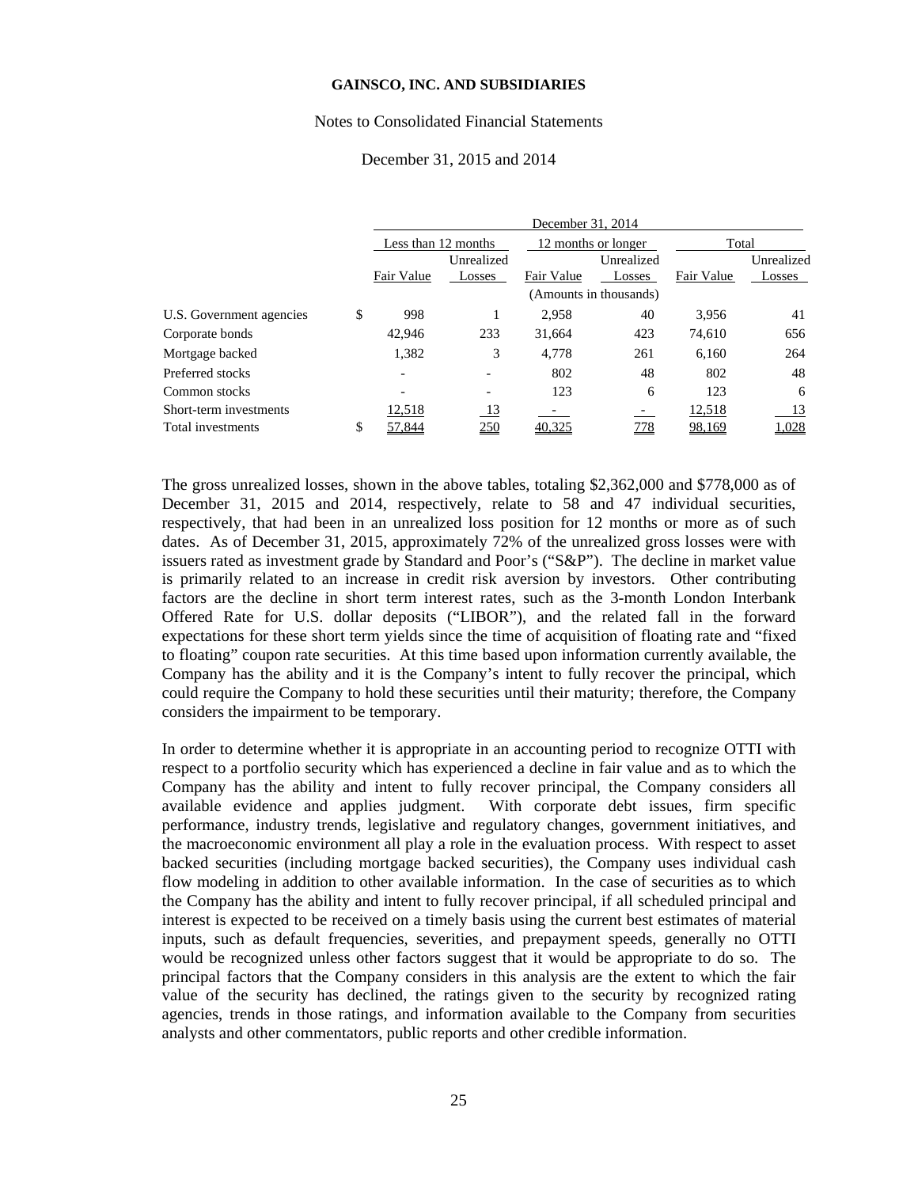| | December 31, 2014 | | | | | |
|---|---|---|---|---|---|---|
| | Less than 12 months | | 12 months or longer | | Total | |
| | Fair Value | Unrealized Losses | Fair Value | Unrealized Losses | Fair Value | Unrealized Losses |
| | (Amounts in thousands) | | | | | |
| U.S. Government agencies | $ 998 | 1 | 2,958 | 40 | 3,956 | 41 |
| Corporate bonds | 42,946 | 233 | 31,664 | 423 | 74,610 | 656 |
| Mortgage backed | 1,382 | 3 | 4,778 | 261 | 6,160 | 264 |
| Preferred stocks | - | - | 802 | 48 | 802 | 48 |
| Common stocks | - | - | 123 | 6 | 123 | 6 |
| Short-term investments | 12,518 | 13 | - | - | 12,518 | 13 |
| Total investments | $ 57,844 | 250 | 40,325 | 778 | 98,169 | 1,028 |

The gross unrealized losses, shown in the above tables, totaling $2,362,000 and $778,000 as of December 31, 2015 and 2014, respectively, relate to 58 and 47 individual securities, respectively, that had been in an unrealized loss position for 12 months or more as of such dates. As of December 31, 2015, approximately 72% of the unrealized gross losses were with issuers rated as investment grade by Standard and Poor's ("S&P"). The decline in market value is primarily related to an increase in credit risk aversion by investors. Other contributing factors are the decline in short term interest rates, such as the 3-month London Interbank Offered Rate for U.S. dollar deposits ("LIBOR"), and the related fall in the forward expectations for these short term yields since the time of acquisition of floating rate and "fixed to floating" coupon rate securities. At this time based upon information currently available, the Company has the ability and it is the Company's intent to fully recover the principal, which could require the Company to hold these securities until their maturity; therefore, the Company considers the impairment to be temporary.

In order to determine whether it is appropriate in an accounting period to recognize OTTI with respect to a portfolio security which has experienced a decline in fair value and as to which the Company has the ability and intent to fully recover principal, the Company considers all available evidence and applies judgment. With corporate debt issues, firm specific performance, industry trends, legislative and regulatory changes, government initiatives, and the macroeconomic environment all play a role in the evaluation process. With respect to asset backed securities (including mortgage backed securities), the Company uses individual cash flow modeling in addition to other available information. In the case of securities as to which the Company has the ability and intent to fully recover principal, if all scheduled principal and interest is expected to be received on a timely basis using the current best estimates of material inputs, such as default frequencies, severities, and prepayment speeds, generally no OTTI would be recognized unless other factors suggest that it would be appropriate to do so. The principal factors that the Company considers in this analysis are the extent to which the fair value of the security has declined, the ratings given to the security by recognized rating agencies, trends in those ratings, and information available to the Company from securities analysts and other commentators, public reports and other credible information.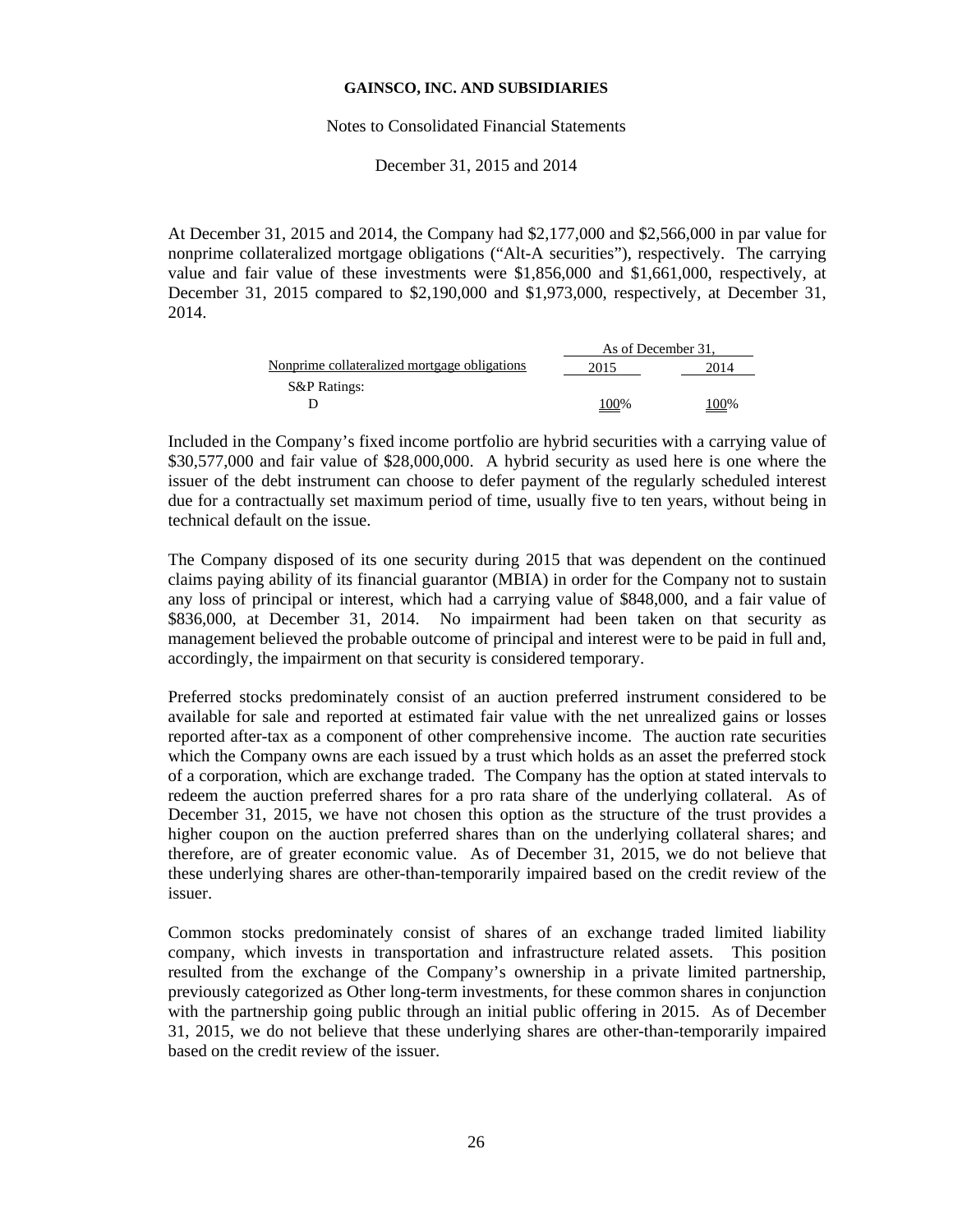At December 31, 2015 and 2014, the Company had $2,177,000 and $2,566,000 in par value for nonprime collateralized mortgage obligations (“Alt-A securities”), respectively. The carrying value and fair value of these investments were $1,856,000 and $1,661,000, respectively, at December 31, 2015 compared to $2,190,000 and $1,973,000, respectively, at December 31, 2014.

| Nonprime collateralized mortgage obligations | As of December 31, 2015 | 2014 |
|---|---|---|
| S&P Ratings: | | |
| D | 100% | 100% |

Included in the Company’s fixed income portfolio are hybrid securities with a carrying value of $30,577,000 and fair value of $28,000,000. A hybrid security as used here is one where the issuer of the debt instrument can choose to defer payment of the regularly scheduled interest due for a contractually set maximum period of time, usually five to ten years, without being in technical default on the issue.

The Company disposed of its one security during 2015 that was dependent on the continued claims paying ability of its financial guarantor (MBIA) in order for the Company not to sustain any loss of principal or interest, which had a carrying value of $848,000, and a fair value of $836,000, at December 31, 2014. No impairment had been taken on that security as management believed the probable outcome of principal and interest were to be paid in full and, accordingly, the impairment on that security is considered temporary.

Preferred stocks predominately consist of an auction preferred instrument considered to be available for sale and reported at estimated fair value with the net unrealized gains or losses reported after-tax as a component of other comprehensive income. The auction rate securities which the Company owns are each issued by a trust which holds as an asset the preferred stock of a corporation, which are exchange traded. The Company has the option at stated intervals to redeem the auction preferred shares for a pro rata share of the underlying collateral. As of December 31, 2015, we have not chosen this option as the structure of the trust provides a higher coupon on the auction preferred shares than on the underlying collateral shares; and therefore, are of greater economic value. As of December 31, 2015, we do not believe that these underlying shares are other-than-temporarily impaired based on the credit review of the issuer.

Common stocks predominately consist of shares of an exchange traded limited liability company, which invests in transportation and infrastructure related assets. This position resulted from the exchange of the Company’s ownership in a private limited partnership, previously categorized as Other long-term investments, for these common shares in conjunction with the partnership going public through an initial public offering in 2015. As of December 31, 2015, we do not believe that these underlying shares are other-than-temporarily impaired based on the credit review of the issuer.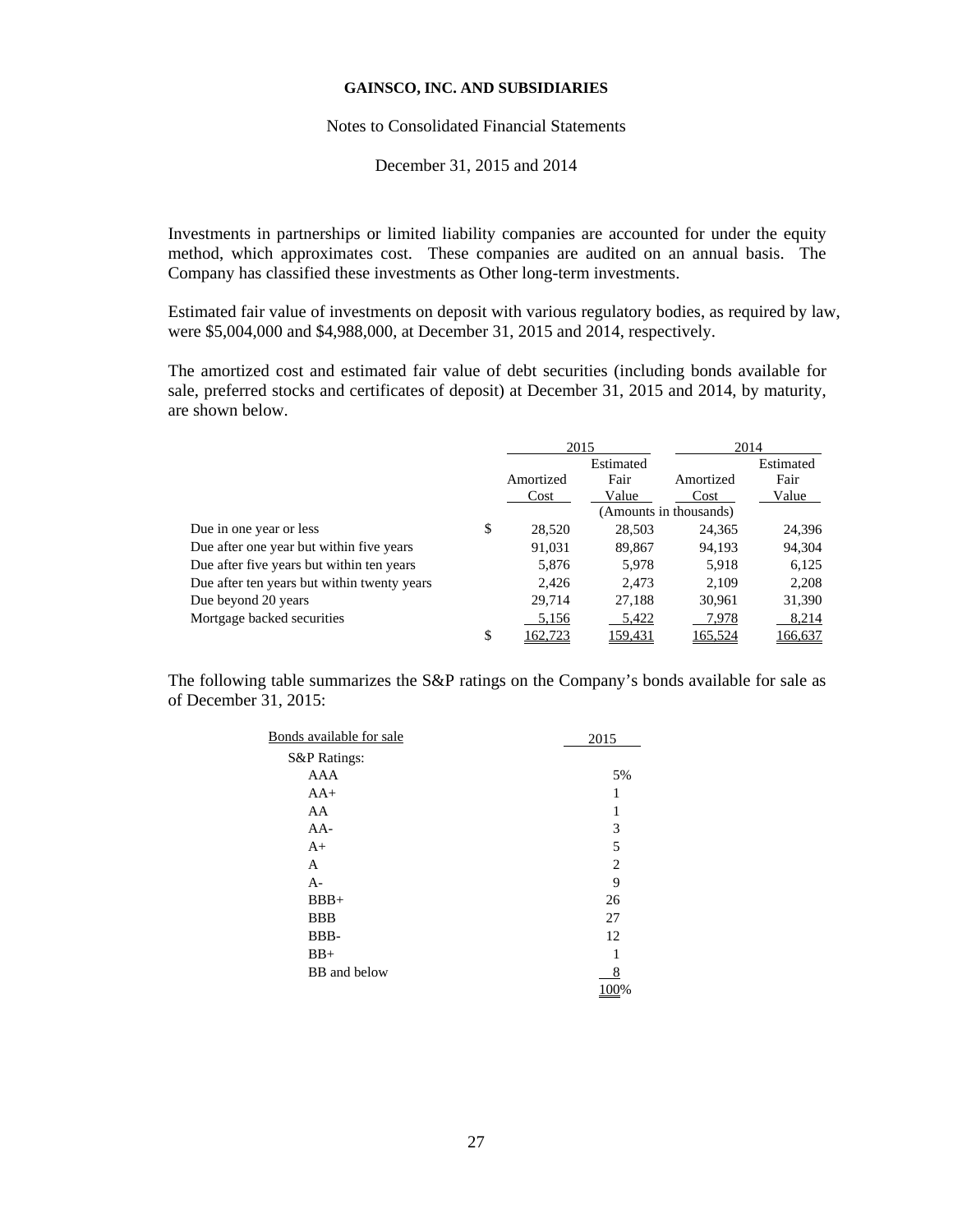Investments in partnerships or limited liability companies are accounted for under the equity method, which approximates cost. These companies are audited on an annual basis. The Company has classified these investments as Other long-term investments.

Estimated fair value of investments on deposit with various regulatory bodies, as required by law, were $5,004,000 and $4,988,000, at December 31, 2015 and 2014, respectively.

The amortized cost and estimated fair value of debt securities (including bonds available for sale, preferred stocks and certificates of deposit) at December 31, 2015 and 2014, by maturity, are shown below.

| | | 2015 | | 2014 | |
|---|---|---|---|---|---|
| | | Amortized Cost | Estimated Fair Value | Amortized Cost | Estimated Fair Value |
| | | (Amounts in thousands) | | | |
| Due in one year or less | $ | 28,520 | 28,503 | 24,365 | 24,396 |
| Due after one year but within five years | | 91,031 | 89,867 | 94,193 | 94,304 |
| Due after five years but within ten years | | 5,876 | 5,978 | 5,918 | 6,125 |
| Due after ten years but within twenty years | | 2,426 | 2,473 | 2,109 | 2,208 |
| Due beyond 20 years | | 29,714 | 27,188 | 30,961 | 31,390 |
| Mortgage backed securities | | 5,156 | 5,422 | 7,978 | 8,214 |
| | $ | 162,723 | 159,431 | 165,524 | 166,637 |

The following table summarizes the S&P ratings on the Company's bonds available for sale as of December 31, 2015:

| Bonds available for sale | 2015 |
|---|---|
| S&P Ratings: | |
| AAA | 5% |
| AA+ | 1 |
| AA | 1 |
| AA- | 3 |
| A+ | 5 |
| A | 2 |
| A- | 9 |
| BBB+ | 26 |
| BBB | 27 |
| BBB- | 12 |
| BB+ | 1 |
| BB and below | 8 |
| | 100% |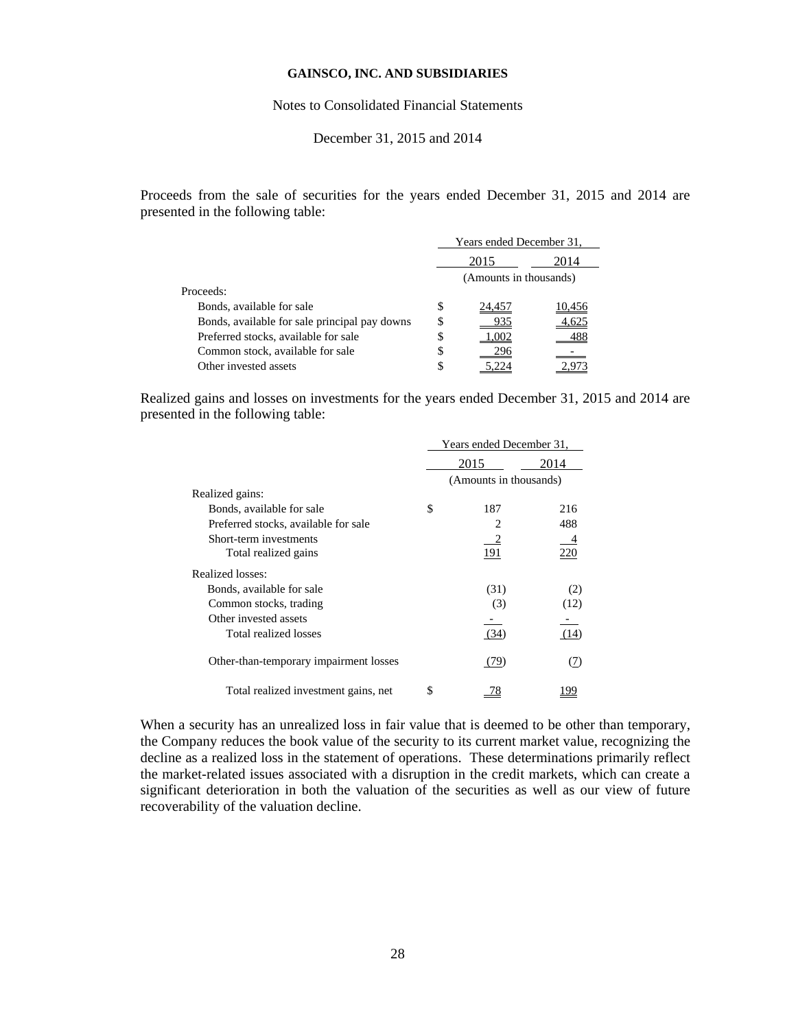Proceeds from the sale of securities for the years ended December 31, 2015 and 2014 are presented in the following table:

| | Years ended December 31, | |
|---|---|---|
| | 2015 | 2014 |
| | (Amounts in thousands) | |
| Proceeds: | | |
| Bonds, available for sale | $ 24,457 | 10,456 |
| Bonds, available for sale principal pay downs | $ 935 | 4,625 |
| Preferred stocks, available for sale | $ 1,002 | 488 |
| Common stock, available for sale | $ 296 | - |
| Other invested assets | $ 5,224 | 2,973 |

Realized gains and losses on investments for the years ended December 31, 2015 and 2014 are presented in the following table:

| | Years ended December 31, | |
|---|---|---|
| | 2015 | 2014 |
| | (Amounts in thousands) | |
| Realized gains: | | |
| Bonds, available for sale | $ 187 | 216 |
| Preferred stocks, available for sale | 2 | 488 |
| Short-term investments | 2 | 4 |
| Total realized gains | 191 | 220 |
| Realized losses: | | |
| Bonds, available for sale | (31) | (2) |
| Common stocks, trading | (3) | (12) |
| Other invested assets | - | - |
| Total realized losses | (34) | (14) |
| Other-than-temporary impairment losses | (79) | (7) |
| Total realized investment gains, net | $ 78 | 199 |

When a security has an unrealized loss in fair value that is deemed to be other than temporary, the Company reduces the book value of the security to its current market value, recognizing the decline as a realized loss in the statement of operations. These determinations primarily reflect the market-related issues associated with a disruption in the credit markets, which can create a significant deterioration in both the valuation of the securities as well as our view of future recoverability of the valuation decline.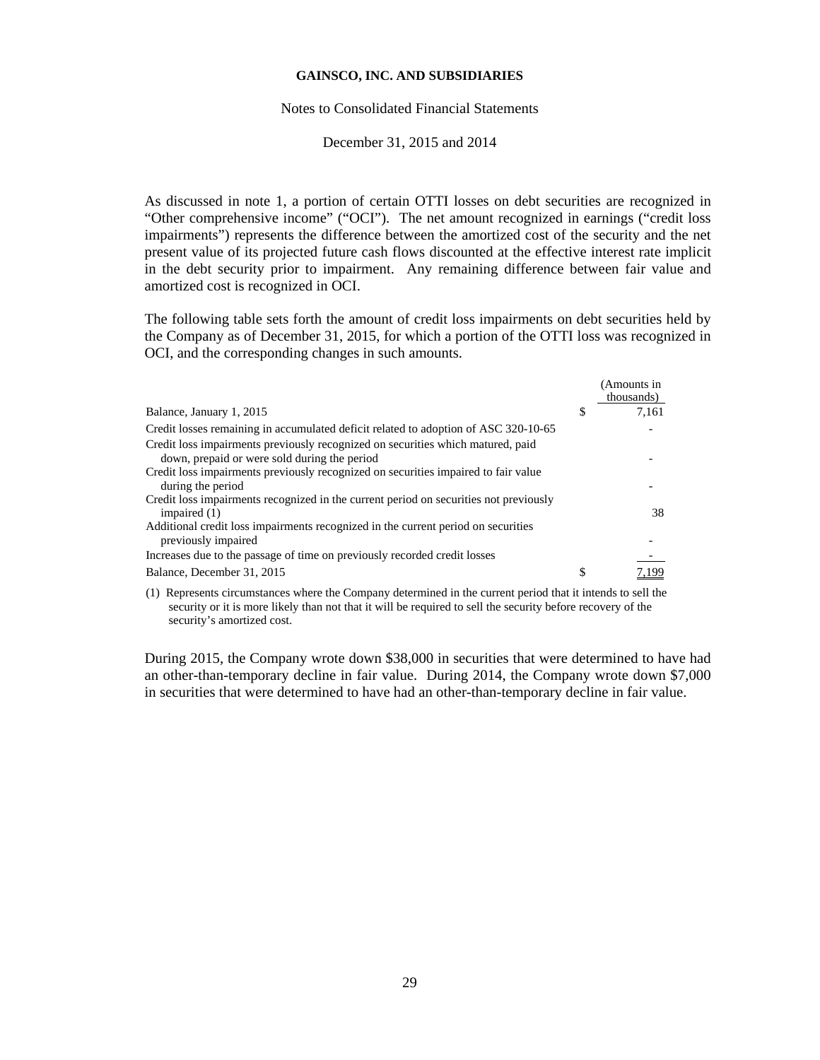GAINSCO, INC. AND SUBSIDIARIES

Notes to Consolidated Financial Statements

December 31, 2015 and 2014

As discussed in note 1, a portion of certain OTTI losses on debt securities are recognized in "Other comprehensive income" ("OCI"). The net amount recognized in earnings ("credit loss impairments") represents the difference between the amortized cost of the security and the net present value of its projected future cash flows discounted at the effective interest rate implicit in the debt security prior to impairment. Any remaining difference between fair value and amortized cost is recognized in OCI.

The following table sets forth the amount of credit loss impairments on debt securities held by the Company as of December 31, 2015, for which a portion of the OTTI loss was recognized in OCI, and the corresponding changes in such amounts.

| | | (Amounts in thousands) |
|---|---|---|
| Balance, January 1, 2015 | $ | 7,161 |
| Credit losses remaining in accumulated deficit related to adoption of ASC 320-10-65 | | - |
| Credit loss impairments previously recognized on securities which matured, paid down, prepaid or were sold during the period | | - |
| Credit loss impairments previously recognized on securities impaired to fair value during the period | | - |
| Credit loss impairments recognized in the current period on securities not previously impaired (1) | | 38 |
| Additional credit loss impairments recognized in the current period on securities previously impaired | | - |
| Increases due to the passage of time on previously recorded credit losses | | - |
| Balance, December 31, 2015 | $ | 7,199 |

(1) Represents circumstances where the Company determined in the current period that it intends to sell the security or it is more likely than not that it will be required to sell the security before recovery of the security's amortized cost.

During 2015, the Company wrote down $38,000 in securities that were determined to have had an other-than-temporary decline in fair value. During 2014, the Company wrote down $7,000 in securities that were determined to have had an other-than-temporary decline in fair value.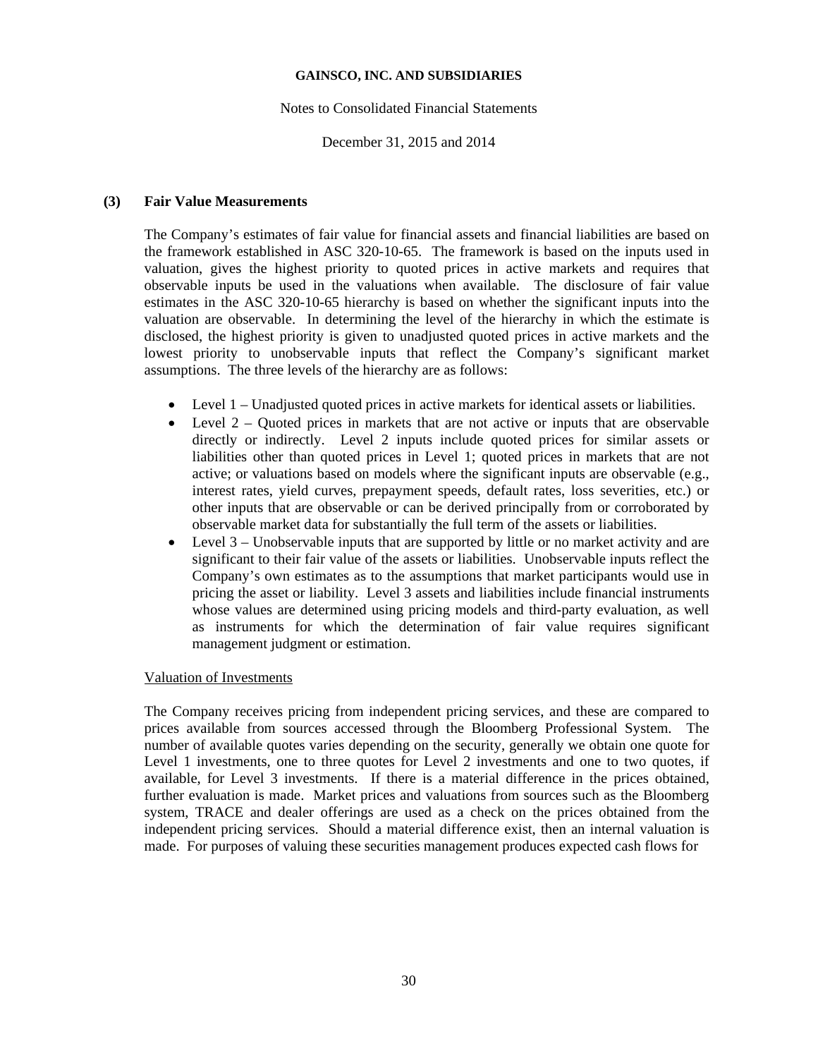## (3) Fair Value Measurements

The Company's estimates of fair value for financial assets and financial liabilities are based on the framework established in ASC 320-10-65. The framework is based on the inputs used in valuation, gives the highest priority to quoted prices in active markets and requires that observable inputs be used in the valuations when available. The disclosure of fair value estimates in the ASC 320-10-65 hierarchy is based on whether the significant inputs into the valuation are observable. In determining the level of the hierarchy in which the estimate is disclosed, the highest priority is given to unadjusted quoted prices in active markets and the lowest priority to unobservable inputs that reflect the Company's significant market assumptions. The three levels of the hierarchy are as follows:

- Level 1 – Unadjusted quoted prices in active markets for identical assets or liabilities.
- Level 2 – Quoted prices in markets that are not active or inputs that are observable directly or indirectly. Level 2 inputs include quoted prices for similar assets or liabilities other than quoted prices in Level 1; quoted prices in markets that are not active; or valuations based on models where the significant inputs are observable (e.g., interest rates, yield curves, prepayment speeds, default rates, loss severities, etc.) or other inputs that are observable or can be derived principally from or corroborated by observable market data for substantially the full term of the assets or liabilities.
- Level 3 – Unobservable inputs that are supported by little or no market activity and are significant to their fair value of the assets or liabilities. Unobservable inputs reflect the Company's own estimates as to the assumptions that market participants would use in pricing the asset or liability. Level 3 assets and liabilities include financial instruments whose values are determined using pricing models and third-party evaluation, as well as instruments for which the determination of fair value requires significant management judgment or estimation.

Valuation of Investments

The Company receives pricing from independent pricing services, and these are compared to prices available from sources accessed through the Bloomberg Professional System. The number of available quotes varies depending on the security, generally we obtain one quote for Level 1 investments, one to three quotes for Level 2 investments and one to two quotes, if available, for Level 3 investments. If there is a material difference in the prices obtained, further evaluation is made. Market prices and valuations from sources such as the Bloomberg system, TRACE and dealer offerings are used as a check on the prices obtained from the independent pricing services. Should a material difference exist, then an internal valuation is made. For purposes of valuing these securities management produces expected cash flows for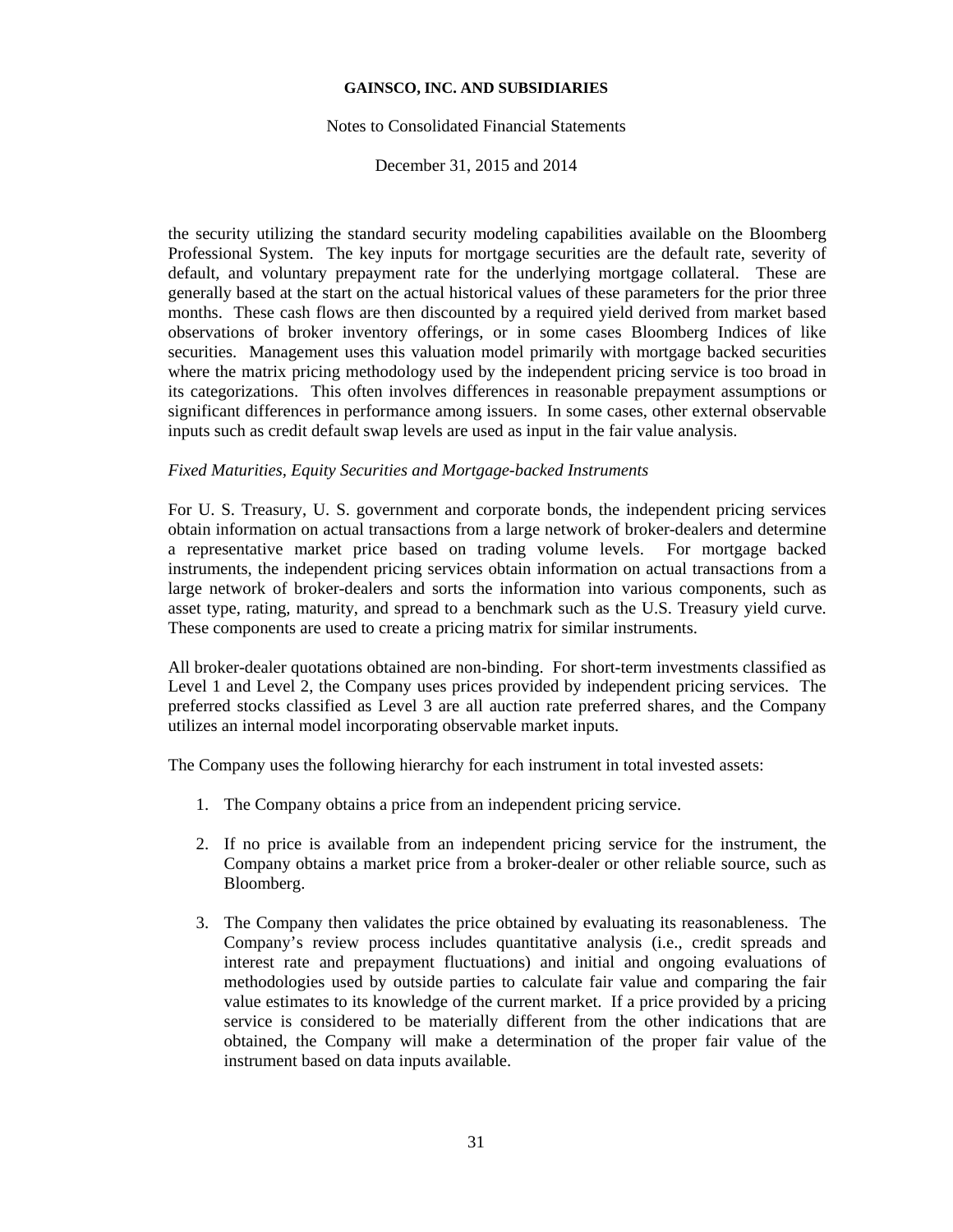the security utilizing the standard security modeling capabilities available on the Bloomberg Professional System. The key inputs for mortgage securities are the default rate, severity of default, and voluntary prepayment rate for the underlying mortgage collateral. These are generally based at the start on the actual historical values of these parameters for the prior three months. These cash flows are then discounted by a required yield derived from market based observations of broker inventory offerings, or in some cases Bloomberg Indices of like securities. Management uses this valuation model primarily with mortgage backed securities where the matrix pricing methodology used by the independent pricing service is too broad in its categorizations. This often involves differences in reasonable prepayment assumptions or significant differences in performance among issuers. In some cases, other external observable inputs such as credit default swap levels are used as input in the fair value analysis.

*Fixed Maturities, Equity Securities and Mortgage-backed Instruments*

For U. S. Treasury, U. S. government and corporate bonds, the independent pricing services obtain information on actual transactions from a large network of broker-dealers and determine a representative market price based on trading volume levels. For mortgage backed instruments, the independent pricing services obtain information on actual transactions from a large network of broker-dealers and sorts the information into various components, such as asset type, rating, maturity, and spread to a benchmark such as the U.S. Treasury yield curve. These components are used to create a pricing matrix for similar instruments.

All broker-dealer quotations obtained are non-binding. For short-term investments classified as Level 1 and Level 2, the Company uses prices provided by independent pricing services. The preferred stocks classified as Level 3 are all auction rate preferred shares, and the Company utilizes an internal model incorporating observable market inputs.

The Company uses the following hierarchy for each instrument in total invested assets:

1. The Company obtains a price from an independent pricing service.

2. If no price is available from an independent pricing service for the instrument, the Company obtains a market price from a broker-dealer or other reliable source, such as Bloomberg.

3. The Company then validates the price obtained by evaluating its reasonableness. The Company's review process includes quantitative analysis (i.e., credit spreads and interest rate and prepayment fluctuations) and initial and ongoing evaluations of methodologies used by outside parties to calculate fair value and comparing the fair value estimates to its knowledge of the current market. If a price provided by a pricing service is considered to be materially different from the other indications that are obtained, the Company will make a determination of the proper fair value of the instrument based on data inputs available.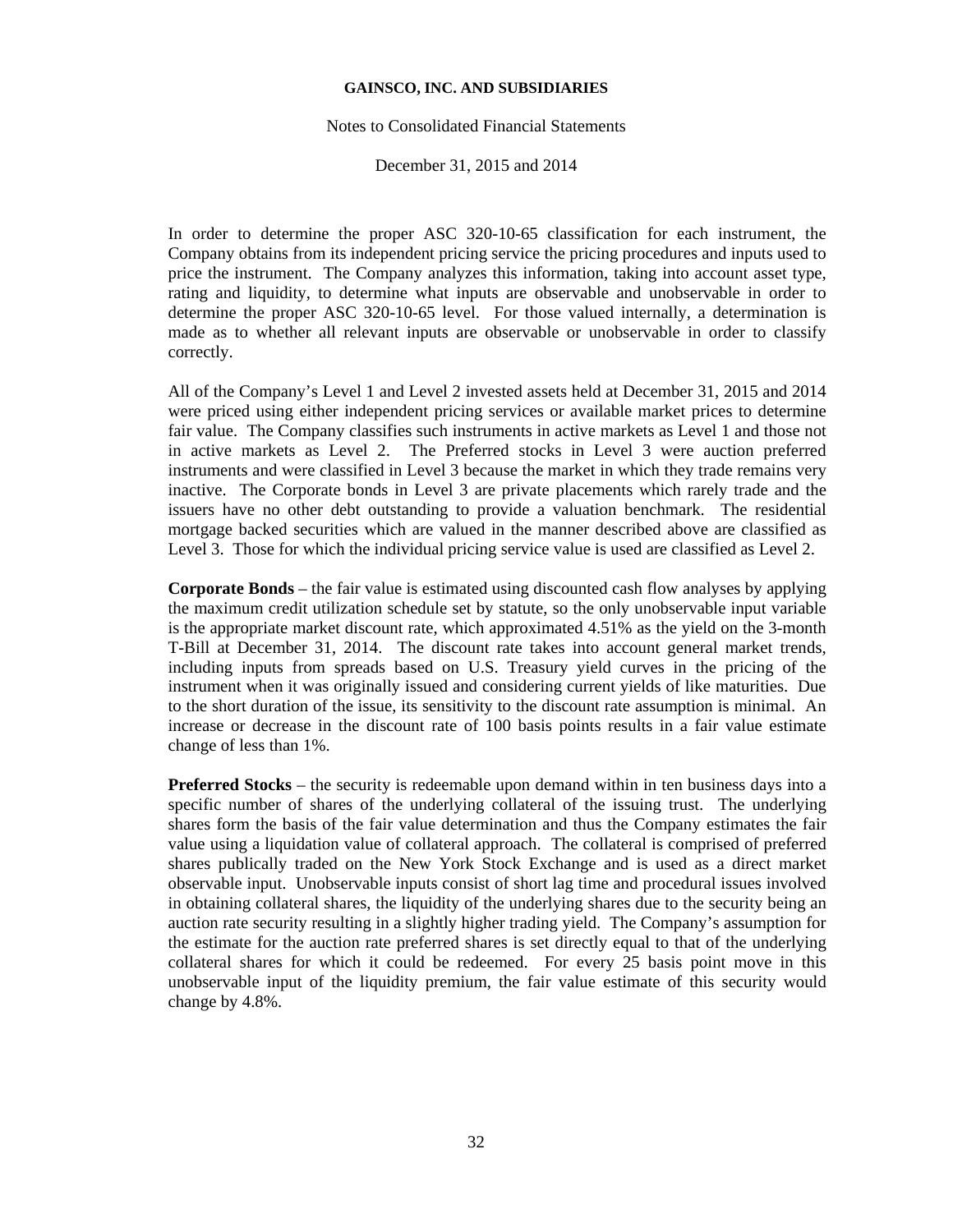In order to determine the proper ASC 320-10-65 classification for each instrument, the Company obtains from its independent pricing service the pricing procedures and inputs used to price the instrument. The Company analyzes this information, taking into account asset type, rating and liquidity, to determine what inputs are observable and unobservable in order to determine the proper ASC 320-10-65 level. For those valued internally, a determination is made as to whether all relevant inputs are observable or unobservable in order to classify correctly.

All of the Company's Level 1 and Level 2 invested assets held at December 31, 2015 and 2014 were priced using either independent pricing services or available market prices to determine fair value. The Company classifies such instruments in active markets as Level 1 and those not in active markets as Level 2. The Preferred stocks in Level 3 were auction preferred instruments and were classified in Level 3 because the market in which they trade remains very inactive. The Corporate bonds in Level 3 are private placements which rarely trade and the issuers have no other debt outstanding to provide a valuation benchmark. The residential mortgage backed securities which are valued in the manner described above are classified as Level 3. Those for which the individual pricing service value is used are classified as Level 2.

**Corporate Bonds** – the fair value is estimated using discounted cash flow analyses by applying the maximum credit utilization schedule set by statute, so the only unobservable input variable is the appropriate market discount rate, which approximated 4.51% as the yield on the 3-month T-Bill at December 31, 2014. The discount rate takes into account general market trends, including inputs from spreads based on U.S. Treasury yield curves in the pricing of the instrument when it was originally issued and considering current yields of like maturities. Due to the short duration of the issue, its sensitivity to the discount rate assumption is minimal. An increase or decrease in the discount rate of 100 basis points results in a fair value estimate change of less than 1%.

**Preferred Stocks** – the security is redeemable upon demand within in ten business days into a specific number of shares of the underlying collateral of the issuing trust. The underlying shares form the basis of the fair value determination and thus the Company estimates the fair value using a liquidation value of collateral approach. The collateral is comprised of preferred shares publically traded on the New York Stock Exchange and is used as a direct market observable input. Unobservable inputs consist of short lag time and procedural issues involved in obtaining collateral shares, the liquidity of the underlying shares due to the security being an auction rate security resulting in a slightly higher trading yield. The Company's assumption for the estimate for the auction rate preferred shares is set directly equal to that of the underlying collateral shares for which it could be redeemed. For every 25 basis point move in this unobservable input of the liquidity premium, the fair value estimate of this security would change by 4.8%.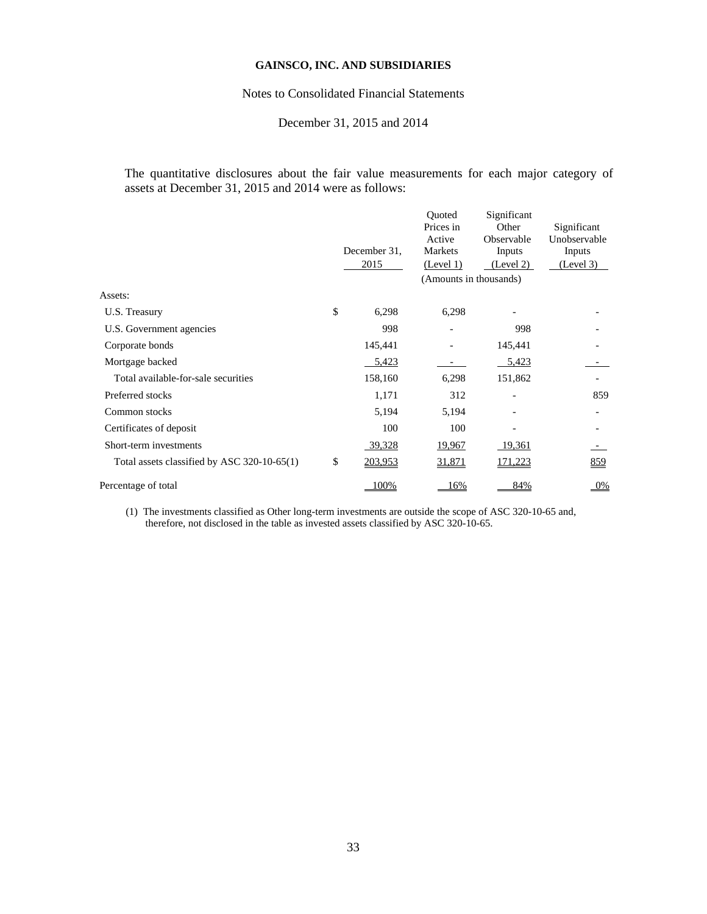**GAINSCO, INC. AND SUBSIDIARIES**

Notes to Consolidated Financial Statements

December 31, 2015 and 2014

The quantitative disclosures about the fair value measurements for each major category of assets at December 31, 2015 and 2014 were as follows:

| | December 31, 2015 | Quoted Prices in Active Markets (Level 1) | Significant Other Observable Inputs (Level 2) | Significant Unobservable Inputs (Level 3) |
|---|---|---|---|---|
| | | (Amounts in thousands) | | |
| Assets: | | | | |
| U.S. Treasury | $ 6,298 | 6,298 | - | - |
| U.S. Government agencies | 998 | - | 998 | - |
| Corporate bonds | 145,441 | - | 145,441 | - |
| Mortgage backed | 5,423 | - | 5,423 | - |
| Total available-for-sale securities | 158,160 | 6,298 | 151,862 | - |
| Preferred stocks | 1,171 | 312 | - | 859 |
| Common stocks | 5,194 | 5,194 | - | - |
| Certificates of deposit | 100 | 100 | - | - |
| Short-term investments | 39,328 | 19,967 | 19,361 | - |
| Total assets classified by ASC 320-10-65(1) | $ 203,953 | 31,871 | 171,223 | 859 |
| Percentage of total | 100% | 16% | 84% | 0% |

(1) The investments classified as Other long-term investments are outside the scope of ASC 320-10-65 and, therefore, not disclosed in the table as invested assets classified by ASC 320-10-65.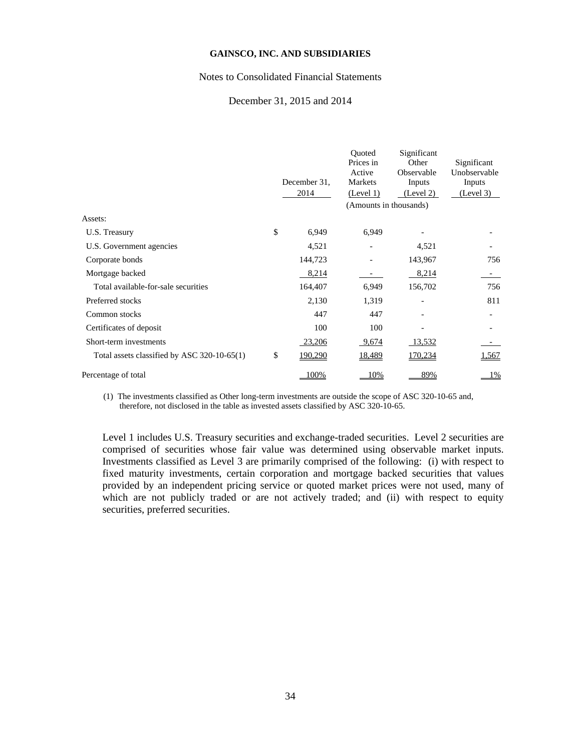| | December 31, 2014 | Quoted Prices in Active Markets (Level 1) | Significant Other Observable Inputs (Level 2) | Significant Unobservable Inputs (Level 3) |
|---|---|---|---|---|
| | | (Amounts in thousands) | | |
| Assets: | | | | |
| U.S. Treasury | $ 6,949 | 6,949 | - | - |
| U.S. Government agencies | 4,521 | - | 4,521 | - |
| Corporate bonds | 144,723 | - | 143,967 | 756 |
| Mortgage backed | 8,214 | - | 8,214 | - |
| Total available-for-sale securities | 164,407 | 6,949 | 156,702 | 756 |
| Preferred stocks | 2,130 | 1,319 | - | 811 |
| Common stocks | 447 | 447 | - | - |
| Certificates of deposit | 100 | 100 | - | - |
| Short-term investments | 23,206 | 9,674 | 13,532 | - |
| Total assets classified by ASC 320-10-65(1) | $ 190,290 | 18,489 | 170,234 | 1,567 |
| Percentage of total | 100% | 10% | 89% | 1% |

(1) The investments classified as Other long-term investments are outside the scope of ASC 320-10-65 and, therefore, not disclosed in the table as invested assets classified by ASC 320-10-65.

Level 1 includes U.S. Treasury securities and exchange-traded securities. Level 2 securities are comprised of securities whose fair value was determined using observable market inputs. Investments classified as Level 3 are primarily comprised of the following: (i) with respect to fixed maturity investments, certain corporation and mortgage backed securities that values provided by an independent pricing service or quoted market prices were not used, many of which are not publicly traded or are not actively traded; and (ii) with respect to equity securities, preferred securities.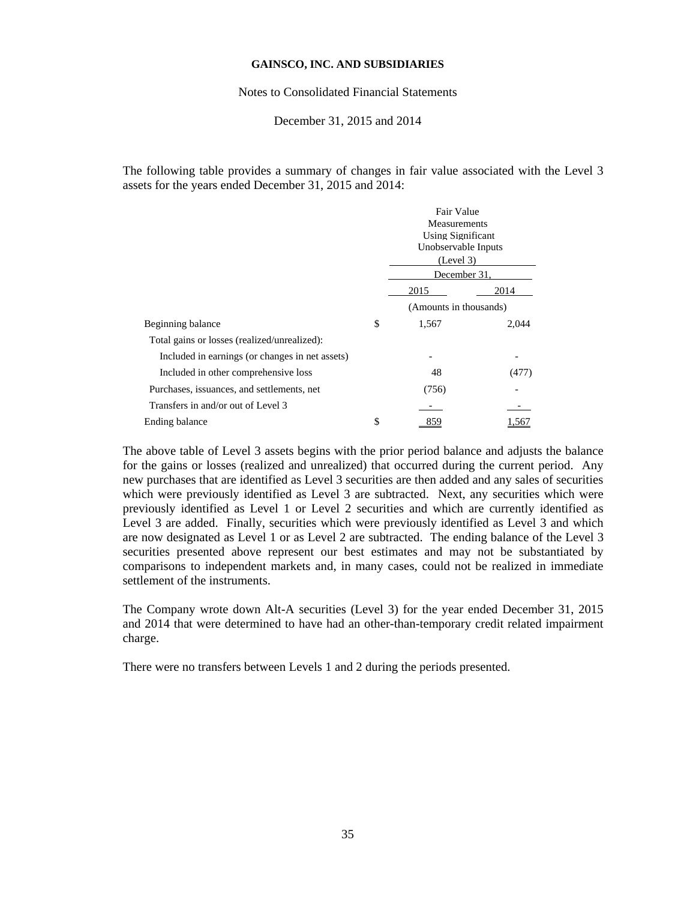**GAINSCO, INC. AND SUBSIDIARIES**

Notes to Consolidated Financial Statements

December 31, 2015 and 2014

The following table provides a summary of changes in fair value associated with the Level 3 assets for the years ended December 31, 2015 and 2014:

| | | Fair Value Measurements Using Significant Unobservable Inputs (Level 3) | |
|---|---|---|---|
| | | December 31, | |
| | | 2015 | 2014 |
| | | (Amounts in thousands) | |
| Beginning balance | $ | 1,567 | 2,044 |
| Total gains or losses (realized/unrealized): | | | |
| Included in earnings (or changes in net assets) | | - | - |
| Included in other comprehensive loss | | 48 | (477) |
| Purchases, issuances, and settlements, net | | (756) | - |
| Transfers in and/or out of Level 3 | | - | - |
| Ending balance | $ | 859 | 1,567 |

The above table of Level 3 assets begins with the prior period balance and adjusts the balance for the gains or losses (realized and unrealized) that occurred during the current period. Any new purchases that are identified as Level 3 securities are then added and any sales of securities which were previously identified as Level 3 are subtracted. Next, any securities which were previously identified as Level 1 or Level 2 securities and which are currently identified as Level 3 are added. Finally, securities which were previously identified as Level 3 and which are now designated as Level 1 or as Level 2 are subtracted. The ending balance of the Level 3 securities presented above represent our best estimates and may not be substantiated by comparisons to independent markets and, in many cases, could not be realized in immediate settlement of the instruments.

The Company wrote down Alt-A securities (Level 3) for the year ended December 31, 2015 and 2014 that were determined to have had an other-than-temporary credit related impairment charge.

There were no transfers between Levels 1 and 2 during the periods presented.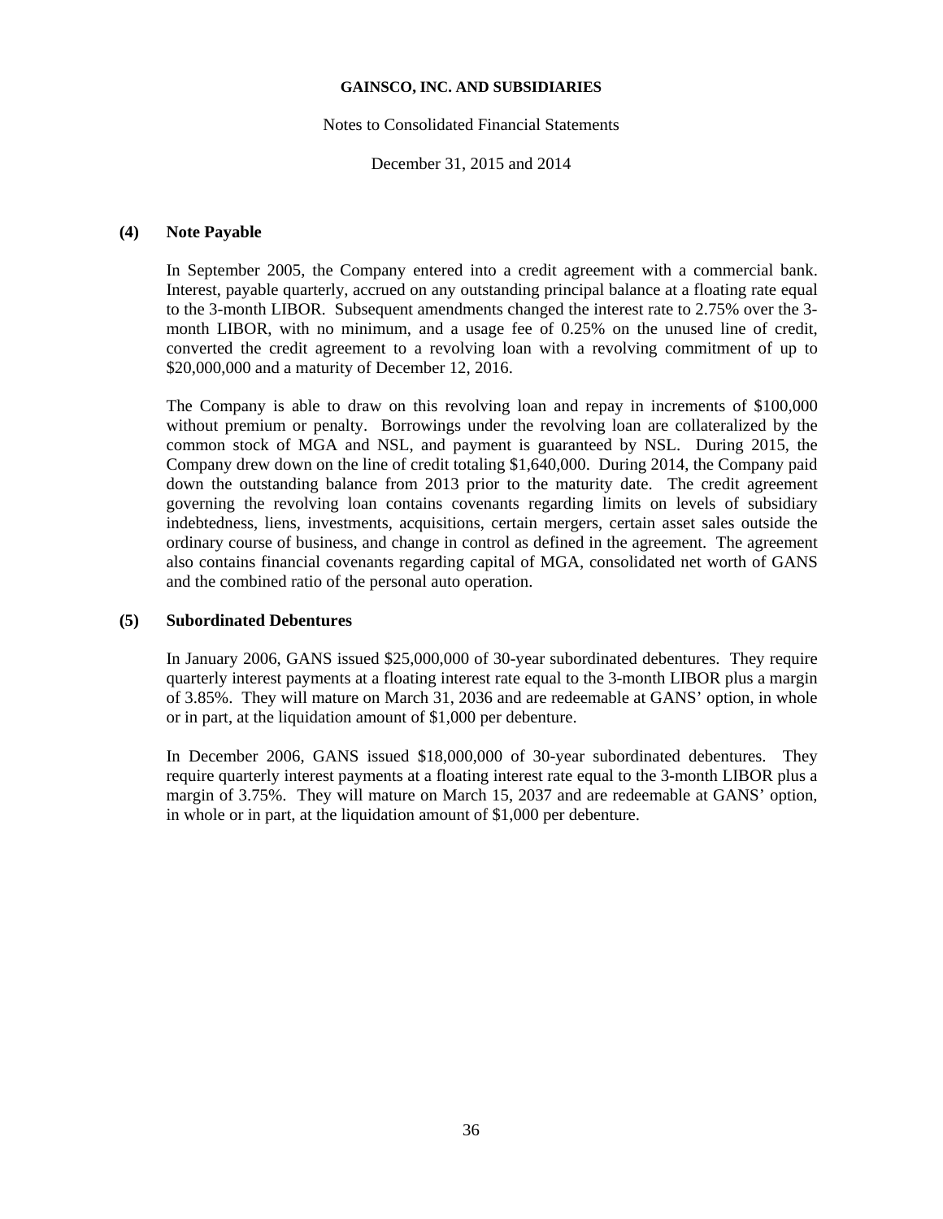## (4) Note Payable

In September 2005, the Company entered into a credit agreement with a commercial bank. Interest, payable quarterly, accrued on any outstanding principal balance at a floating rate equal to the 3-month LIBOR. Subsequent amendments changed the interest rate to 2.75% over the 3-month LIBOR, with no minimum, and a usage fee of 0.25% on the unused line of credit, converted the credit agreement to a revolving loan with a revolving commitment of up to $20,000,000 and a maturity of December 12, 2016.

The Company is able to draw on this revolving loan and repay in increments of $100,000 without premium or penalty. Borrowings under the revolving loan are collateralized by the common stock of MGA and NSL, and payment is guaranteed by NSL. During 2015, the Company drew down on the line of credit totaling $1,640,000. During 2014, the Company paid down the outstanding balance from 2013 prior to the maturity date. The credit agreement governing the revolving loan contains covenants regarding limits on levels of subsidiary indebtedness, liens, investments, acquisitions, certain mergers, certain asset sales outside the ordinary course of business, and change in control as defined in the agreement. The agreement also contains financial covenants regarding capital of MGA, consolidated net worth of GANS and the combined ratio of the personal auto operation.

## (5) Subordinated Debentures

In January 2006, GANS issued $25,000,000 of 30-year subordinated debentures. They require quarterly interest payments at a floating interest rate equal to the 3-month LIBOR plus a margin of 3.85%. They will mature on March 31, 2036 and are redeemable at GANS' option, in whole or in part, at the liquidation amount of $1,000 per debenture.

In December 2006, GANS issued $18,000,000 of 30-year subordinated debentures. They require quarterly interest payments at a floating interest rate equal to the 3-month LIBOR plus a margin of 3.75%. They will mature on March 15, 2037 and are redeemable at GANS' option, in whole or in part, at the liquidation amount of $1,000 per debenture.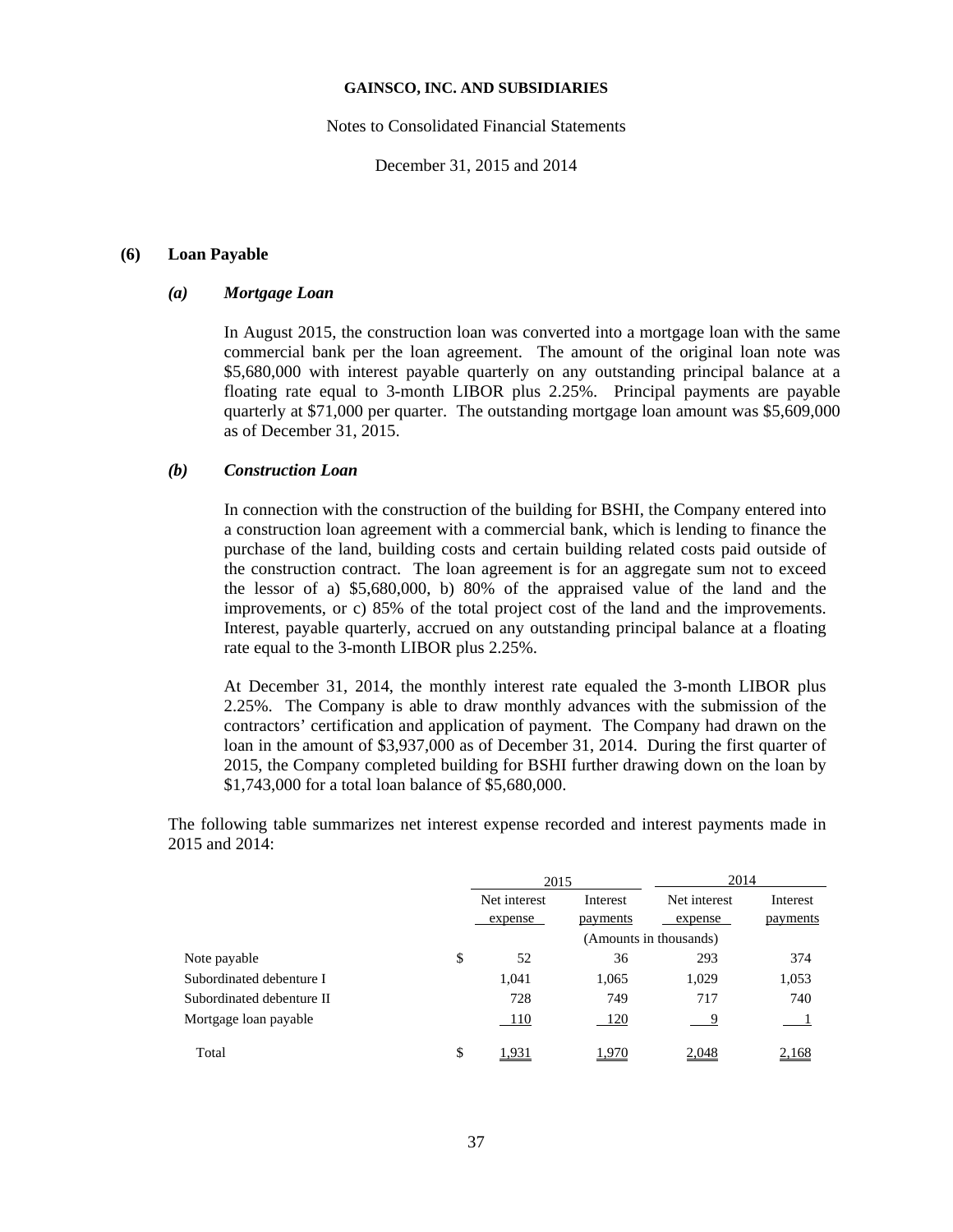### (6) Loan Payable

#### *(a) Mortgage Loan*

In August 2015, the construction loan was converted into a mortgage loan with the same commercial bank per the loan agreement. The amount of the original loan note was $5,680,000 with interest payable quarterly on any outstanding principal balance at a floating rate equal to 3-month LIBOR plus 2.25%. Principal payments are payable quarterly at $71,000 per quarter. The outstanding mortgage loan amount was $5,609,000 as of December 31, 2015.

#### *(b) Construction Loan*

In connection with the construction of the building for BSHI, the Company entered into a construction loan agreement with a commercial bank, which is lending to finance the purchase of the land, building costs and certain building related costs paid outside of the construction contract. The loan agreement is for an aggregate sum not to exceed the lessor of a) $5,680,000, b) 80% of the appraised value of the land and the improvements, or c) 85% of the total project cost of the land and the improvements. Interest, payable quarterly, accrued on any outstanding principal balance at a floating rate equal to the 3-month LIBOR plus 2.25%.

At December 31, 2014, the monthly interest rate equaled the 3-month LIBOR plus 2.25%. The Company is able to draw monthly advances with the submission of the contractors' certification and application of payment. The Company had drawn on the loan in the amount of $3,937,000 as of December 31, 2014. During the first quarter of 2015, the Company completed building for BSHI further drawing down on the loan by $1,743,000 for a total loan balance of $5,680,000.

The following table summarizes net interest expense recorded and interest payments made in 2015 and 2014:

| | 2015 | | 2014 | |
|---|---|---|---|---|
| | Net interest expense | Interest payments | Net interest expense | Interest payments |
| | (Amounts in thousands) | | | |
| Note payable | $ 52 | 36 | 293 | 374 |
| Subordinated debenture I | 1,041 | 1,065 | 1,029 | 1,053 |
| Subordinated debenture II | 728 | 749 | 717 | 740 |
| Mortgage loan payable | 110 | 120 | 9 | 1 |
| Total | $ 1,931 | 1,970 | 2,048 | 2,168 |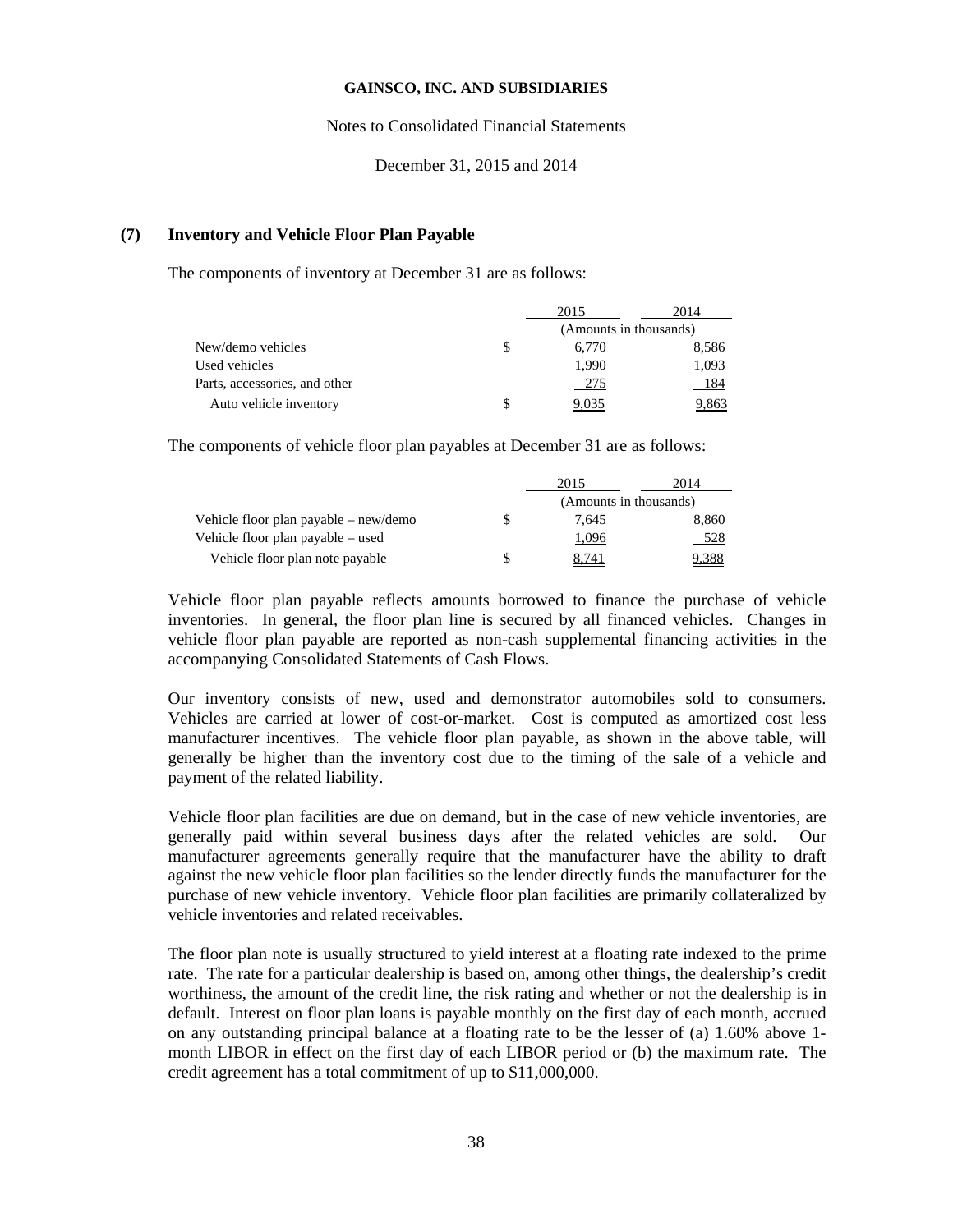**GAINSCO, INC. AND SUBSIDIARIES**

Notes to Consolidated Financial Statements

December 31, 2015 and 2014

## (7) Inventory and Vehicle Floor Plan Payable

The components of inventory at December 31 are as follows:

| | | 2015 | 2014 |
|---|---|---|---|
| | | (Amounts in thousands) | |
| New/demo vehicles | $ | 6,770 | 8,586 |
| Used vehicles | | 1,990 | 1,093 |
| Parts, accessories, and other | | 275 | 184 |
| Auto vehicle inventory | $ | 9,035 | 9,863 |

The components of vehicle floor plan payables at December 31 are as follows:

| | | 2015 | 2014 |
|---|---|---|---|
| | | (Amounts in thousands) | |
| Vehicle floor plan payable – new/demo | $ | 7,645 | 8,860 |
| Vehicle floor plan payable – used | | 1,096 | 528 |
| Vehicle floor plan note payable | $ | 8,741 | 9,388 |

Vehicle floor plan payable reflects amounts borrowed to finance the purchase of vehicle inventories. In general, the floor plan line is secured by all financed vehicles. Changes in vehicle floor plan payable are reported as non-cash supplemental financing activities in the accompanying Consolidated Statements of Cash Flows.

Our inventory consists of new, used and demonstrator automobiles sold to consumers. Vehicles are carried at lower of cost-or-market. Cost is computed as amortized cost less manufacturer incentives. The vehicle floor plan payable, as shown in the above table, will generally be higher than the inventory cost due to the timing of the sale of a vehicle and payment of the related liability.

Vehicle floor plan facilities are due on demand, but in the case of new vehicle inventories, are generally paid within several business days after the related vehicles are sold. Our manufacturer agreements generally require that the manufacturer have the ability to draft against the new vehicle floor plan facilities so the lender directly funds the manufacturer for the purchase of new vehicle inventory. Vehicle floor plan facilities are primarily collateralized by vehicle inventories and related receivables.

The floor plan note is usually structured to yield interest at a floating rate indexed to the prime rate. The rate for a particular dealership is based on, among other things, the dealership's credit worthiness, the amount of the credit line, the risk rating and whether or not the dealership is in default. Interest on floor plan loans is payable monthly on the first day of each month, accrued on any outstanding principal balance at a floating rate to be the lesser of (a) 1.60% above 1-month LIBOR in effect on the first day of each LIBOR period or (b) the maximum rate. The credit agreement has a total commitment of up to $11,000,000.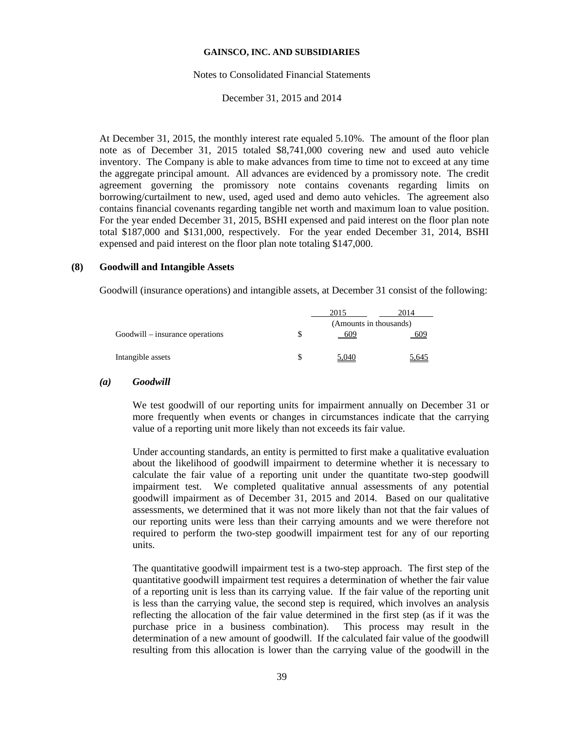At December 31, 2015, the monthly interest rate equaled 5.10%. The amount of the floor plan note as of December 31, 2015 totaled $8,741,000 covering new and used auto vehicle inventory. The Company is able to make advances from time to time not to exceed at any time the aggregate principal amount. All advances are evidenced by a promissory note. The credit agreement governing the promissory note contains covenants regarding limits on borrowing/curtailment to new, used, aged used and demo auto vehicles. The agreement also contains financial covenants regarding tangible net worth and maximum loan to value position. For the year ended December 31, 2015, BSHI expensed and paid interest on the floor plan note total $187,000 and $131,000, respectively. For the year ended December 31, 2014, BSHI expensed and paid interest on the floor plan note totaling $147,000.

## (8) Goodwill and Intangible Assets

Goodwill (insurance operations) and intangible assets, at December 31 consist of the following:

| | | 2015 | 2014 |
|---|---|---|---|
| | | (Amounts in thousands) | |
| Goodwill – insurance operations | $ | 609 | 609 |
| Intangible assets | $ | 5,040 | 5,645 |

### *(a) Goodwill*

We test goodwill of our reporting units for impairment annually on December 31 or more frequently when events or changes in circumstances indicate that the carrying value of a reporting unit more likely than not exceeds its fair value.

Under accounting standards, an entity is permitted to first make a qualitative evaluation about the likelihood of goodwill impairment to determine whether it is necessary to calculate the fair value of a reporting unit under the quantitate two-step goodwill impairment test. We completed qualitative annual assessments of any potential goodwill impairment as of December 31, 2015 and 2014. Based on our qualitative assessments, we determined that it was not more likely than not that the fair values of our reporting units were less than their carrying amounts and we were therefore not required to perform the two-step goodwill impairment test for any of our reporting units.

The quantitative goodwill impairment test is a two-step approach. The first step of the quantitative goodwill impairment test requires a determination of whether the fair value of a reporting unit is less than its carrying value. If the fair value of the reporting unit is less than the carrying value, the second step is required, which involves an analysis reflecting the allocation of the fair value determined in the first step (as if it was the purchase price in a business combination). This process may result in the determination of a new amount of goodwill. If the calculated fair value of the goodwill resulting from this allocation is lower than the carrying value of the goodwill in the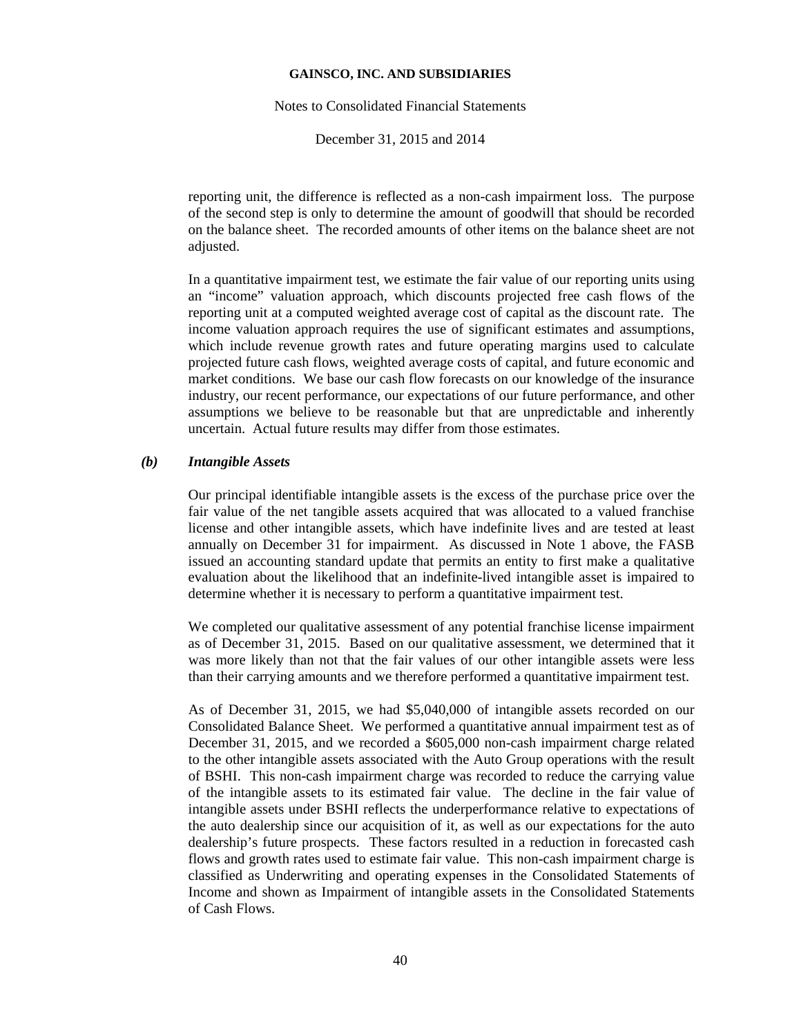reporting unit, the difference is reflected as a non-cash impairment loss. The purpose of the second step is only to determine the amount of goodwill that should be recorded on the balance sheet. The recorded amounts of other items on the balance sheet are not adjusted.

In a quantitative impairment test, we estimate the fair value of our reporting units using an "income" valuation approach, which discounts projected free cash flows of the reporting unit at a computed weighted average cost of capital as the discount rate. The income valuation approach requires the use of significant estimates and assumptions, which include revenue growth rates and future operating margins used to calculate projected future cash flows, weighted average costs of capital, and future economic and market conditions. We base our cash flow forecasts on our knowledge of the insurance industry, our recent performance, our expectations of our future performance, and other assumptions we believe to be reasonable but that are unpredictable and inherently uncertain. Actual future results may differ from those estimates.

***(b) Intangible Assets***

Our principal identifiable intangible assets is the excess of the purchase price over the fair value of the net tangible assets acquired that was allocated to a valued franchise license and other intangible assets, which have indefinite lives and are tested at least annually on December 31 for impairment. As discussed in Note 1 above, the FASB issued an accounting standard update that permits an entity to first make a qualitative evaluation about the likelihood that an indefinite-lived intangible asset is impaired to determine whether it is necessary to perform a quantitative impairment test.

We completed our qualitative assessment of any potential franchise license impairment as of December 31, 2015. Based on our qualitative assessment, we determined that it was more likely than not that the fair values of our other intangible assets were less than their carrying amounts and we therefore performed a quantitative impairment test.

As of December 31, 2015, we had $5,040,000 of intangible assets recorded on our Consolidated Balance Sheet. We performed a quantitative annual impairment test as of December 31, 2015, and we recorded a $605,000 non-cash impairment charge related to the other intangible assets associated with the Auto Group operations with the result of BSHI. This non-cash impairment charge was recorded to reduce the carrying value of the intangible assets to its estimated fair value. The decline in the fair value of intangible assets under BSHI reflects the underperformance relative to expectations of the auto dealership since our acquisition of it, as well as our expectations for the auto dealership's future prospects. These factors resulted in a reduction in forecasted cash flows and growth rates used to estimate fair value. This non-cash impairment charge is classified as Underwriting and operating expenses in the Consolidated Statements of Income and shown as Impairment of intangible assets in the Consolidated Statements of Cash Flows.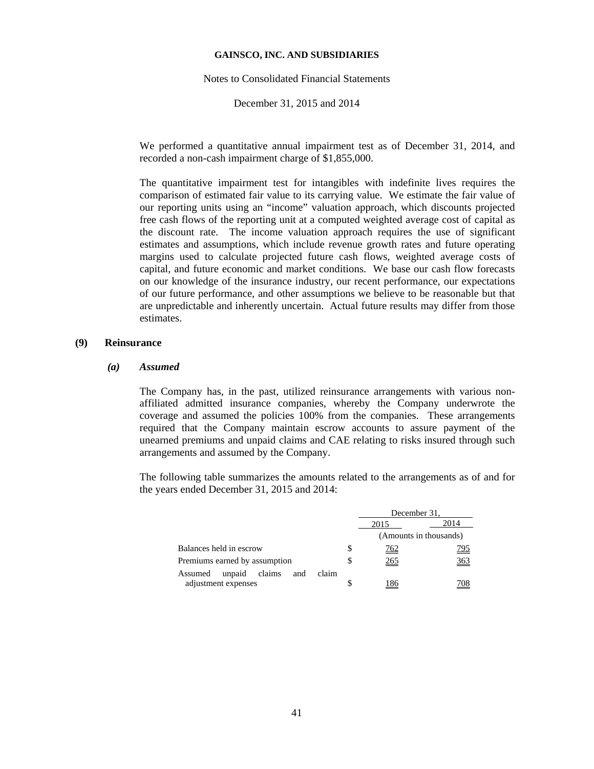We performed a quantitative annual impairment test as of December 31, 2014, and recorded a non-cash impairment charge of $1,855,000.

The quantitative impairment test for intangibles with indefinite lives requires the comparison of estimated fair value to its carrying value. We estimate the fair value of our reporting units using an "income" valuation approach, which discounts projected free cash flows of the reporting unit at a computed weighted average cost of capital as the discount rate. The income valuation approach requires the use of significant estimates and assumptions, which include revenue growth rates and future operating margins used to calculate projected future cash flows, weighted average costs of capital, and future economic and market conditions. We base our cash flow forecasts on our knowledge of the insurance industry, our recent performance, our expectations of our future performance, and other assumptions we believe to be reasonable but that are unpredictable and inherently uncertain. Actual future results may differ from those estimates.

## (9) Reinsurance

### *(a) Assumed*

The Company has, in the past, utilized reinsurance arrangements with various non-affiliated admitted insurance companies, whereby the Company underwrote the coverage and assumed the policies 100% from the companies. These arrangements required that the Company maintain escrow accounts to assure payment of the unearned premiums and unpaid claims and CAE relating to risks insured through such arrangements and assumed by the Company.

The following table summarizes the amounts related to the arrangements as of and for the years ended December 31, 2015 and 2014:

| | | December 31, | |
|---|---|---|---|
| | | 2015 | 2014 |
| | | (Amounts in thousands) | |
| Balances held in escrow | $ | 762 | 795 |
| Premiums earned by assumption | $ | 265 | 363 |
| Assumed unpaid claims and claim adjustment expenses | $ | 186 | 708 |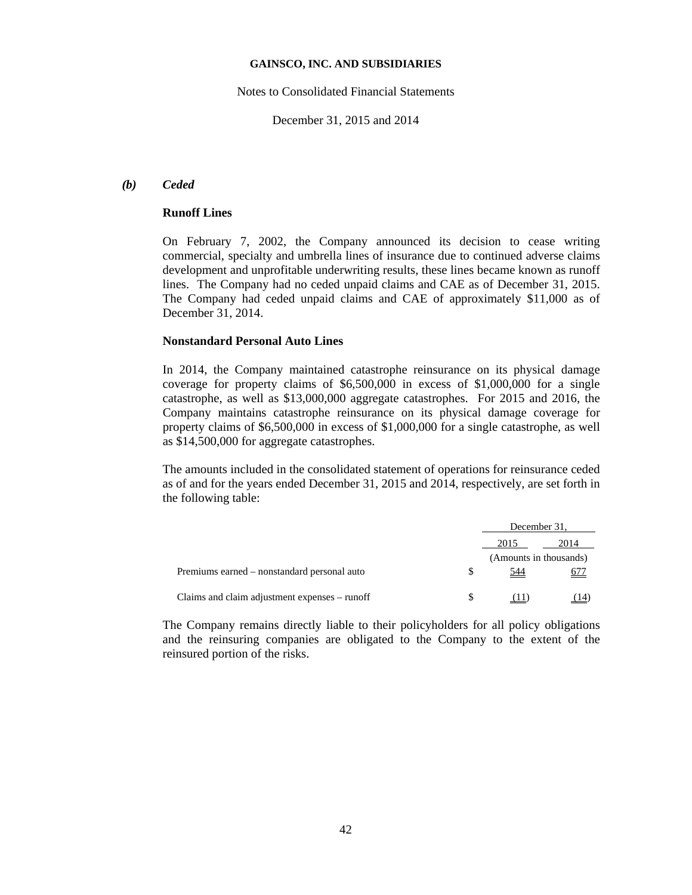### *(b) Ceded*

**Runoff Lines**

On February 7, 2002, the Company announced its decision to cease writing commercial, specialty and umbrella lines of insurance due to continued adverse claims development and unprofitable underwriting results, these lines became known as runoff lines. The Company had no ceded unpaid claims and CAE as of December 31, 2015. The Company had ceded unpaid claims and CAE of approximately $11,000 as of December 31, 2014.

**Nonstandard Personal Auto Lines**

In 2014, the Company maintained catastrophe reinsurance on its physical damage coverage for property claims of $6,500,000 in excess of $1,000,000 for a single catastrophe, as well as $13,000,000 aggregate catastrophes. For 2015 and 2016, the Company maintains catastrophe reinsurance on its physical damage coverage for property claims of $6,500,000 in excess of $1,000,000 for a single catastrophe, as well as $14,500,000 for aggregate catastrophes.

The amounts included in the consolidated statement of operations for reinsurance ceded as of and for the years ended December 31, 2015 and 2014, respectively, are set forth in the following table:

| | | December 31, | |
|---|---|---|---|
| | | 2015 | 2014 |
| | | (Amounts in thousands) | |
| Premiums earned – nonstandard personal auto | $ | 544 | 677 |
| Claims and claim adjustment expenses – runoff | $ | (11) | (14) |

The Company remains directly liable to their policyholders for all policy obligations and the reinsuring companies are obligated to the Company to the extent of the reinsured portion of the risks.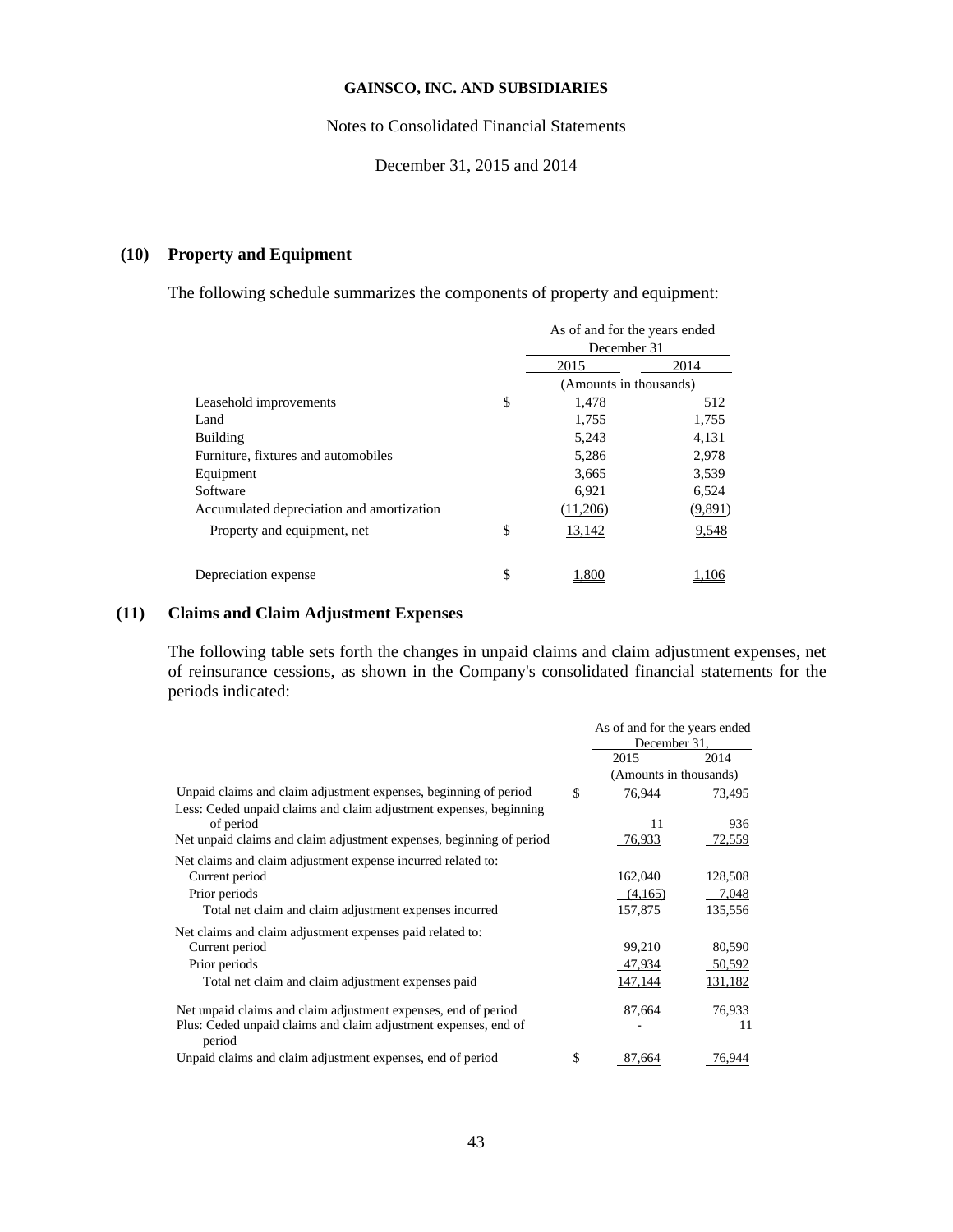**GAINSCO, INC. AND SUBSIDIARIES**

Notes to Consolidated Financial Statements

December 31, 2015 and 2014

## (10) Property and Equipment

The following schedule summarizes the components of property and equipment:

| | | As of and for the years ended December 31 | |
|---|---|---|---|
| | | 2015 | 2014 |
| | | (Amounts in thousands) | |
| Leasehold improvements | $ | 1,478 | 512 |
| Land | | 1,755 | 1,755 |
| Building | | 5,243 | 4,131 |
| Furniture, fixtures and automobiles | | 5,286 | 2,978 |
| Equipment | | 3,665 | 3,539 |
| Software | | 6,921 | 6,524 |
| Accumulated depreciation and amortization | | (11,206) | (9,891) |
| Property and equipment, net | $ | 13,142 | 9,548 |
| | | | |
| Depreciation expense | $ | 1,800 | 1,106 |

## (11) Claims and Claim Adjustment Expenses

The following table sets forth the changes in unpaid claims and claim adjustment expenses, net of reinsurance cessions, as shown in the Company's consolidated financial statements for the periods indicated:

| | | As of and for the years ended December 31, | |
|---|---|---|---|
| | | 2015 | 2014 |
| | | (Amounts in thousands) | |
| Unpaid claims and claim adjustment expenses, beginning of period | $ | 76,944 | 73,495 |
| Less: Ceded unpaid claims and claim adjustment expenses, beginning of period | | 11 | 936 |
| Net unpaid claims and claim adjustment expenses, beginning of period | | 76,933 | 72,559 |
| Net claims and claim adjustment expense incurred related to: | | | |
| Current period | | 162,040 | 128,508 |
| Prior periods | | (4,165) | 7,048 |
| Total net claim and claim adjustment expenses incurred | | 157,875 | 135,556 |
| Net claims and claim adjustment expenses paid related to: | | | |
| Current period | | 99,210 | 80,590 |
| Prior periods | | 47,934 | 50,592 |
| Total net claim and claim adjustment expenses paid | | 147,144 | 131,182 |
| Net unpaid claims and claim adjustment expenses, end of period | | 87,664 | 76,933 |
| Plus: Ceded unpaid claims and claim adjustment expenses, end of period | | - | 11 |
| Unpaid claims and claim adjustment expenses, end of period | $ | 87,664 | 76,944 |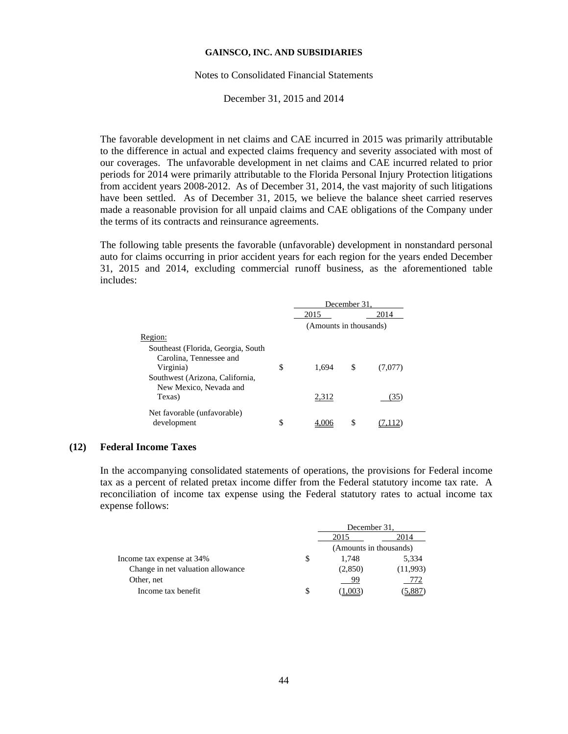The favorable development in net claims and CAE incurred in 2015 was primarily attributable to the difference in actual and expected claims frequency and severity associated with most of our coverages. The unfavorable development in net claims and CAE incurred related to prior periods for 2014 were primarily attributable to the Florida Personal Injury Protection litigations from accident years 2008-2012. As of December 31, 2014, the vast majority of such litigations have been settled. As of December 31, 2015, we believe the balance sheet carried reserves made a reasonable provision for all unpaid claims and CAE obligations of the Company under the terms of its contracts and reinsurance agreements.

The following table presents the favorable (unfavorable) development in nonstandard personal auto for claims occurring in prior accident years for each region for the years ended December 31, 2015 and 2014, excluding commercial runoff business, as the aforementioned table includes:

| | December 31, | |
|---|---|---|
| | 2015 | 2014 |
| | (Amounts in thousands) | |
| Region: | | |
| Southeast (Florida, Georgia, South Carolina, Tennessee and Virginia) | $ 1,694 | $ (7,077) |
| Southwest (Arizona, California, New Mexico, Nevada and Texas) | 2,312 | (35) |
| Net favorable (unfavorable) development | $ 4,006 | $ (7,112) |

## (12) Federal Income Taxes

In the accompanying consolidated statements of operations, the provisions for Federal income tax as a percent of related pretax income differ from the Federal statutory income tax rate. A reconciliation of income tax expense using the Federal statutory rates to actual income tax expense follows:

| | December 31, | |
|---|---|---|
| | 2015 | 2014 |
| | (Amounts in thousands) | |
| Income tax expense at 34% | $ 1,748 | 5,334 |
| Change in net valuation allowance | (2,850) | (11,993) |
| Other, net | 99 | 772 |
| Income tax benefit | $ (1,003) | (5,887) |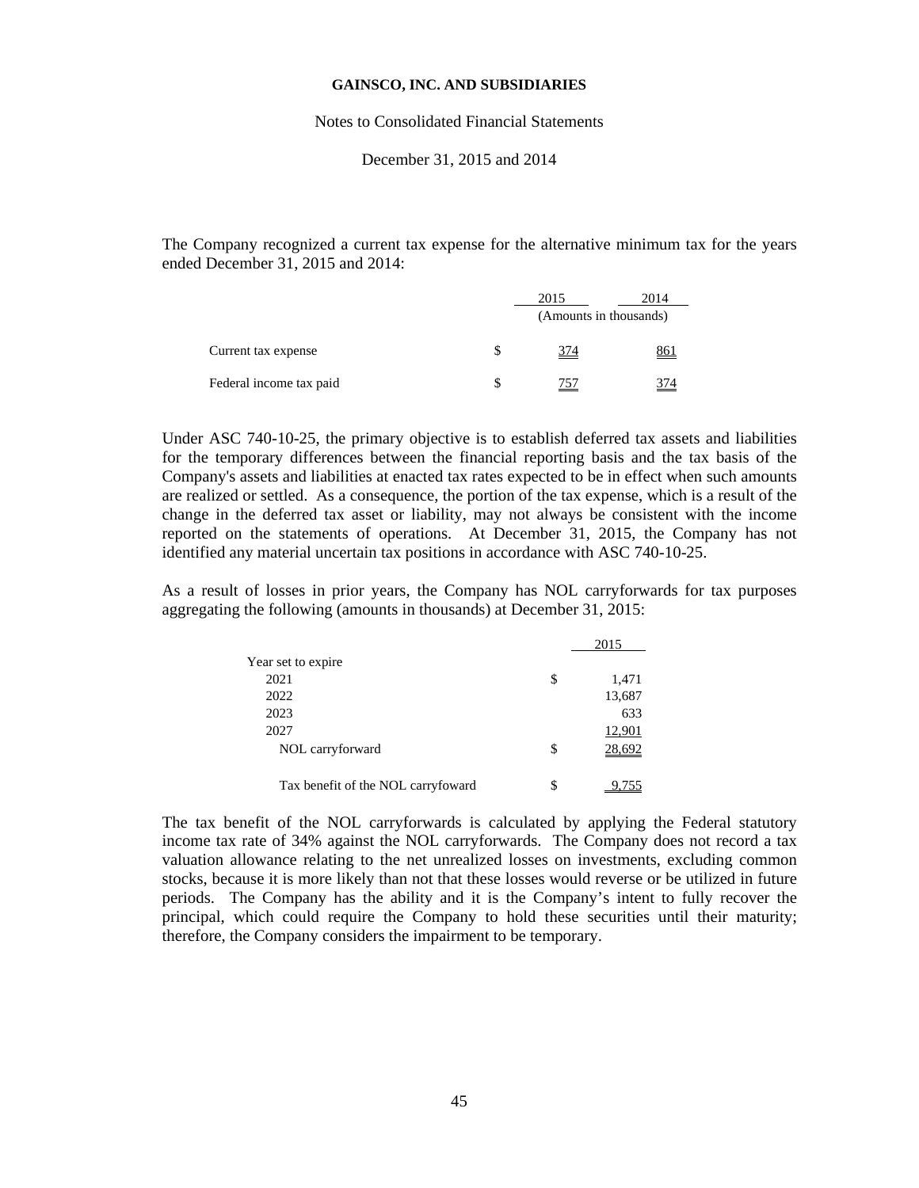The Company recognized a current tax expense for the alternative minimum tax for the years ended December 31, 2015 and 2014:

| | | 2015 | 2014 |
|---|---|---|---|
| | | (Amounts in thousands) | |
| Current tax expense | $ | 374 | 861 |
| Federal income tax paid | $ | 757 | 374 |

Under ASC 740-10-25, the primary objective is to establish deferred tax assets and liabilities for the temporary differences between the financial reporting basis and the tax basis of the Company's assets and liabilities at enacted tax rates expected to be in effect when such amounts are realized or settled. As a consequence, the portion of the tax expense, which is a result of the change in the deferred tax asset or liability, may not always be consistent with the income reported on the statements of operations. At December 31, 2015, the Company has not identified any material uncertain tax positions in accordance with ASC 740-10-25.

As a result of losses in prior years, the Company has NOL carryforwards for tax purposes aggregating the following (amounts in thousands) at December 31, 2015:

| | | 2015 |
|---|---|---|
| Year set to expire | | |
| 2021 | $ | 1,471 |
| 2022 | | 13,687 |
| 2023 | | 633 |
| 2027 | | 12,901 |
| NOL carryforward | $ | 28,692 |
| Tax benefit of the NOL carryfoward | $ | 9,755 |

The tax benefit of the NOL carryforwards is calculated by applying the Federal statutory income tax rate of 34% against the NOL carryforwards. The Company does not record a tax valuation allowance relating to the net unrealized losses on investments, excluding common stocks, because it is more likely than not that these losses would reverse or be utilized in future periods. The Company has the ability and it is the Company's intent to fully recover the principal, which could require the Company to hold these securities until their maturity; therefore, the Company considers the impairment to be temporary.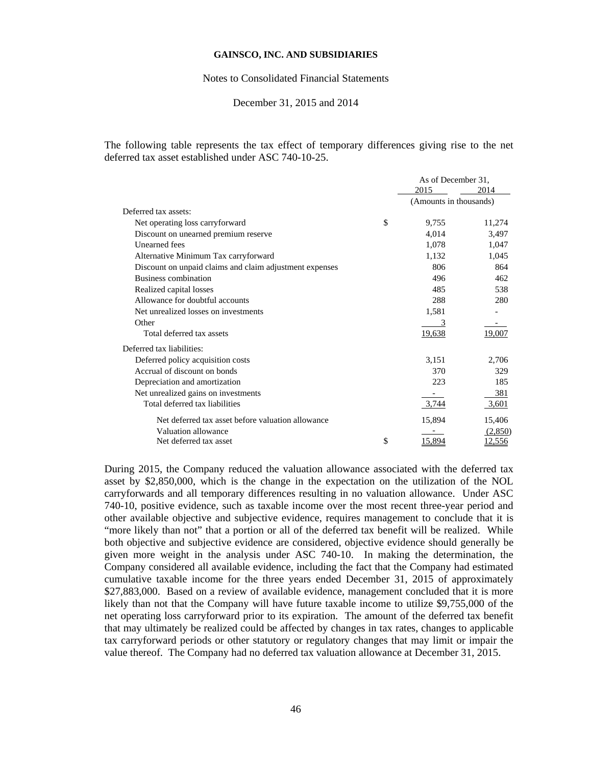GAINSCO, INC. AND SUBSIDIARIES

Notes to Consolidated Financial Statements

December 31, 2015 and 2014

The following table represents the tax effect of temporary differences giving rise to the net deferred tax asset established under ASC 740-10-25.

| | As of December 31, | |
|---|---|---|
| | 2015 | 2014 |
| | (Amounts in thousands) | |
| Deferred tax assets: | | |
| Net operating loss carryforward | $ 9,755 | 11,274 |
| Discount on unearned premium reserve | 4,014 | 3,497 |
| Unearned fees | 1,078 | 1,047 |
| Alternative Minimum Tax carryforward | 1,132 | 1,045 |
| Discount on unpaid claims and claim adjustment expenses | 806 | 864 |
| Business combination | 496 | 462 |
| Realized capital losses | 485 | 538 |
| Allowance for doubtful accounts | 288 | 280 |
| Net unrealized losses on investments | 1,581 | - |
| Other | 3 | - |
| Total deferred tax assets | 19,638 | 19,007 |
| Deferred tax liabilities: | | |
| Deferred policy acquisition costs | 3,151 | 2,706 |
| Accrual of discount on bonds | 370 | 329 |
| Depreciation and amortization | 223 | 185 |
| Net unrealized gains on investments | - | 381 |
| Total deferred tax liabilities | 3,744 | 3,601 |
| Net deferred tax asset before valuation allowance | 15,894 | 15,406 |
| Valuation allowance | - | (2,850) |
| Net deferred tax asset | $ 15,894 | 12,556 |

During 2015, the Company reduced the valuation allowance associated with the deferred tax asset by $2,850,000, which is the change in the expectation on the utilization of the NOL carryforwards and all temporary differences resulting in no valuation allowance. Under ASC 740-10, positive evidence, such as taxable income over the most recent three-year period and other available objective and subjective evidence, requires management to conclude that it is "more likely than not" that a portion or all of the deferred tax benefit will be realized. While both objective and subjective evidence are considered, objective evidence should generally be given more weight in the analysis under ASC 740-10. In making the determination, the Company considered all available evidence, including the fact that the Company had estimated cumulative taxable income for the three years ended December 31, 2015 of approximately $27,883,000. Based on a review of available evidence, management concluded that it is more likely than not that the Company will have future taxable income to utilize $9,755,000 of the net operating loss carryforward prior to its expiration. The amount of the deferred tax benefit that may ultimately be realized could be affected by changes in tax rates, changes to applicable tax carryforward periods or other statutory or regulatory changes that may limit or impair the value thereof. The Company had no deferred tax valuation allowance at December 31, 2015.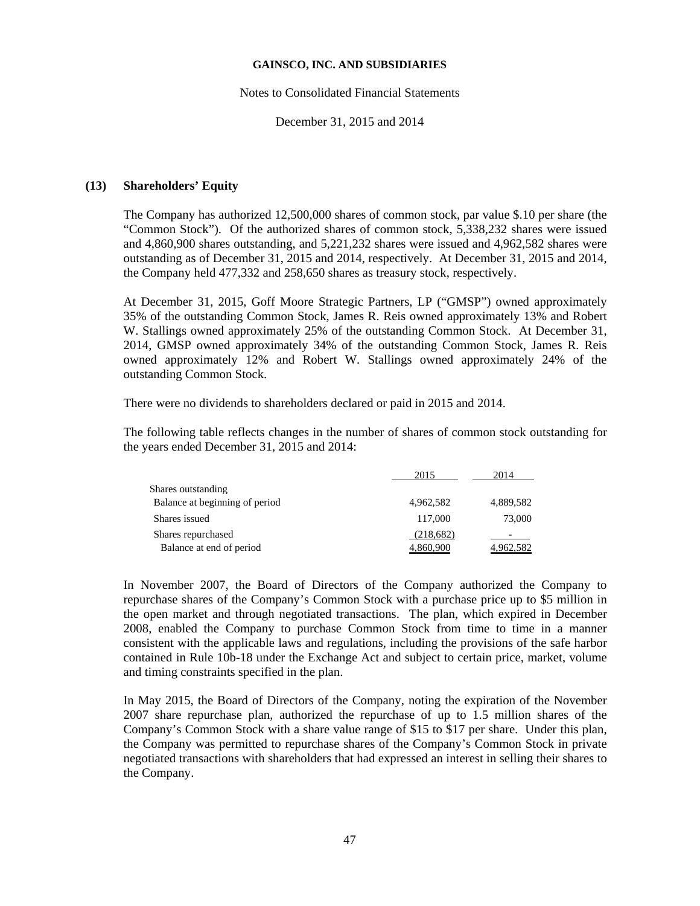### (13) Shareholders' Equity

The Company has authorized 12,500,000 shares of common stock, par value $.10 per share (the "Common Stock"). Of the authorized shares of common stock, 5,338,232 shares were issued and 4,860,900 shares outstanding, and 5,221,232 shares were issued and 4,962,582 shares were outstanding as of December 31, 2015 and 2014, respectively. At December 31, 2015 and 2014, the Company held 477,332 and 258,650 shares as treasury stock, respectively.

At December 31, 2015, Goff Moore Strategic Partners, LP ("GMSP") owned approximately 35% of the outstanding Common Stock, James R. Reis owned approximately 13% and Robert W. Stallings owned approximately 25% of the outstanding Common Stock. At December 31, 2014, GMSP owned approximately 34% of the outstanding Common Stock, James R. Reis owned approximately 12% and Robert W. Stallings owned approximately 24% of the outstanding Common Stock.

There were no dividends to shareholders declared or paid in 2015 and 2014.

The following table reflects changes in the number of shares of common stock outstanding for the years ended December 31, 2015 and 2014:

| | 2015 | 2014 |
|---|---|---|
| Shares outstanding | | |
| Balance at beginning of period | 4,962,582 | 4,889,582 |
| Shares issued | 117,000 | 73,000 |
| Shares repurchased | (218,682) | - |
| Balance at end of period | 4,860,900 | 4,962,582 |

In November 2007, the Board of Directors of the Company authorized the Company to repurchase shares of the Company's Common Stock with a purchase price up to $5 million in the open market and through negotiated transactions. The plan, which expired in December 2008, enabled the Company to purchase Common Stock from time to time in a manner consistent with the applicable laws and regulations, including the provisions of the safe harbor contained in Rule 10b-18 under the Exchange Act and subject to certain price, market, volume and timing constraints specified in the plan.

In May 2015, the Board of Directors of the Company, noting the expiration of the November 2007 share repurchase plan, authorized the repurchase of up to 1.5 million shares of the Company's Common Stock with a share value range of $15 to $17 per share. Under this plan, the Company was permitted to repurchase shares of the Company's Common Stock in private negotiated transactions with shareholders that had expressed an interest in selling their shares to the Company.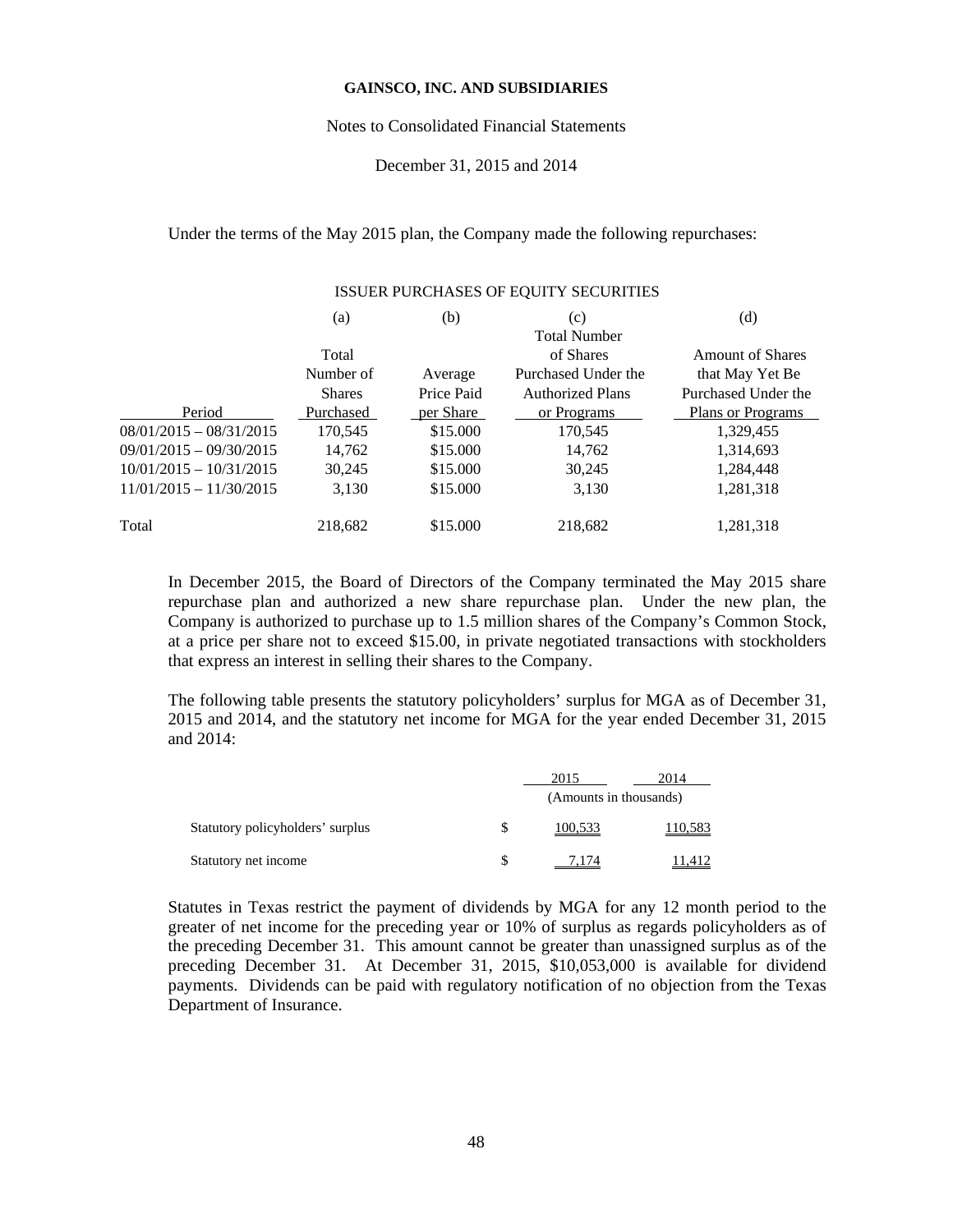Under the terms of the May 2015 plan, the Company made the following repurchases:

ISSUER PURCHASES OF EQUITY SECURITIES

| Period | (a) Total Number of Shares Purchased | (b) Average Price Paid per Share | (c) Total Number of Shares Purchased Under the Authorized Plans or Programs | (d) Amount of Shares that May Yet Be Purchased Under the Plans or Programs |
|---|---|---|---|---|
| 08/01/2015 – 08/31/2015 | 170,545 | \$15.000 | 170,545 | 1,329,455 |
| 09/01/2015 – 09/30/2015 | 14,762 | \$15.000 | 14,762 | 1,314,693 |
| 10/01/2015 – 10/31/2015 | 30,245 | \$15.000 | 30,245 | 1,284,448 |
| 11/01/2015 – 11/30/2015 | 3,130 | \$15.000 | 3,130 | 1,281,318 |
| Total | 218,682 | \$15.000 | 218,682 | 1,281,318 |

In December 2015, the Board of Directors of the Company terminated the May 2015 share repurchase plan and authorized a new share repurchase plan. Under the new plan, the Company is authorized to purchase up to 1.5 million shares of the Company's Common Stock, at a price per share not to exceed \$15.00, in private negotiated transactions with stockholders that express an interest in selling their shares to the Company.

The following table presents the statutory policyholders' surplus for MGA as of December 31, 2015 and 2014, and the statutory net income for MGA for the year ended December 31, 2015 and 2014:

| | | 2015 | 2014 |
|---|---|---|---|
| | | (Amounts in thousands) | |
| Statutory policyholders' surplus | \$ | 100,533 | 110,583 |
| Statutory net income | \$ | 7,174 | 11,412 |

Statutes in Texas restrict the payment of dividends by MGA for any 12 month period to the greater of net income for the preceding year or 10% of surplus as regards policyholders as of the preceding December 31. This amount cannot be greater than unassigned surplus as of the preceding December 31. At December 31, 2015, \$10,053,000 is available for dividend payments. Dividends can be paid with regulatory notification of no objection from the Texas Department of Insurance.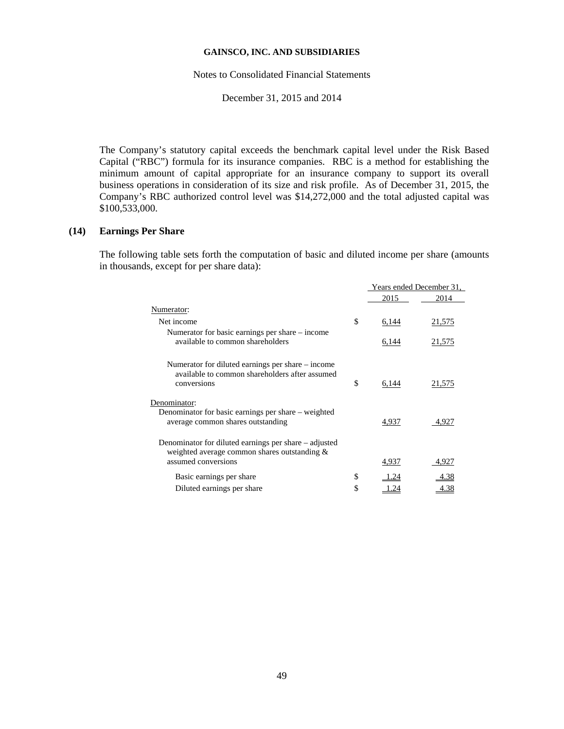The Company's statutory capital exceeds the benchmark capital level under the Risk Based Capital ("RBC") formula for its insurance companies. RBC is a method for establishing the minimum amount of capital appropriate for an insurance company to support its overall business operations in consideration of its size and risk profile. As of December 31, 2015, the Company's RBC authorized control level was $14,272,000 and the total adjusted capital was $100,533,000.

## (14) Earnings Per Share

The following table sets forth the computation of basic and diluted income per share (amounts in thousands, except for per share data):

| | | Years ended December 31, | |
|---|---|---|---|
| | | 2015 | 2014 |
| Numerator: | | | |
| Net income | $ | 6,144 | 21,575 |
| Numerator for basic earnings per share – income available to common shareholders | | 6,144 | 21,575 |
| Numerator for diluted earnings per share – income available to common shareholders after assumed conversions | $ | 6,144 | 21,575 |
| Denominator: | | | |
| Denominator for basic earnings per share – weighted average common shares outstanding | | 4,937 | 4,927 |
| Denominator for diluted earnings per share – adjusted weighted average common shares outstanding & assumed conversions | | 4,937 | 4,927 |
| Basic earnings per share | $ | 1.24 | 4.38 |
| Diluted earnings per share | $ | 1.24 | 4.38 |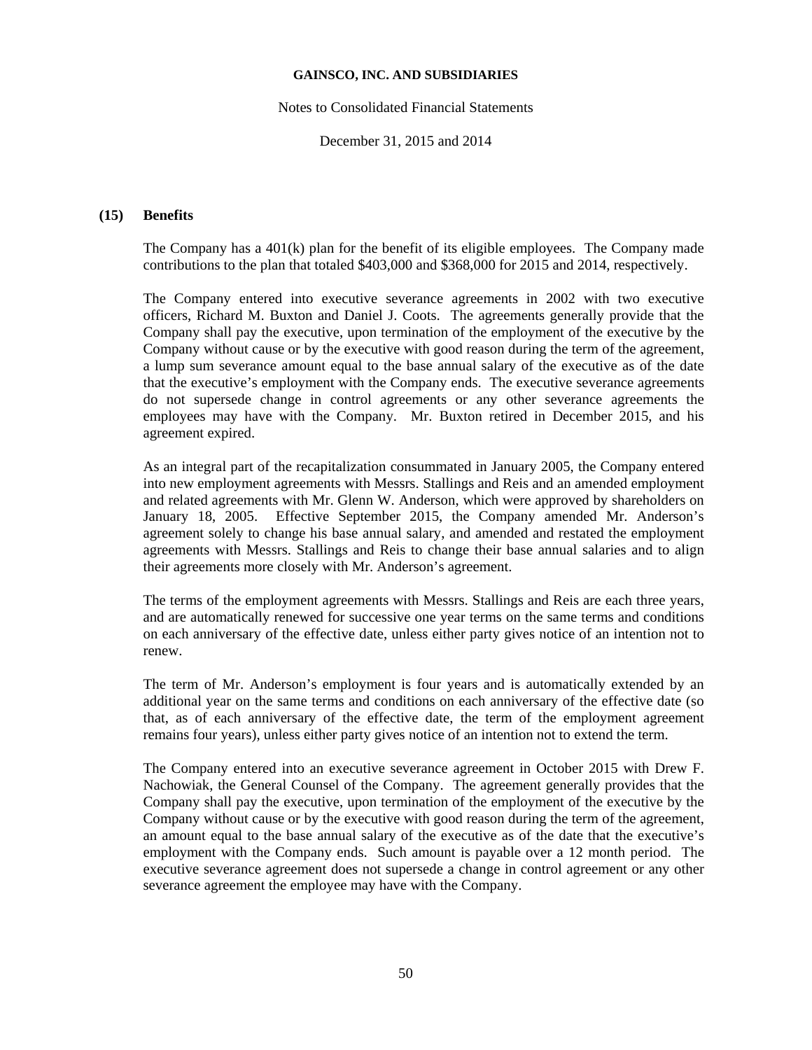## (15) Benefits

The Company has a 401(k) plan for the benefit of its eligible employees. The Company made contributions to the plan that totaled $403,000 and $368,000 for 2015 and 2014, respectively.

The Company entered into executive severance agreements in 2002 with two executive officers, Richard M. Buxton and Daniel J. Coots. The agreements generally provide that the Company shall pay the executive, upon termination of the employment of the executive by the Company without cause or by the executive with good reason during the term of the agreement, a lump sum severance amount equal to the base annual salary of the executive as of the date that the executive's employment with the Company ends. The executive severance agreements do not supersede change in control agreements or any other severance agreements the employees may have with the Company. Mr. Buxton retired in December 2015, and his agreement expired.

As an integral part of the recapitalization consummated in January 2005, the Company entered into new employment agreements with Messrs. Stallings and Reis and an amended employment and related agreements with Mr. Glenn W. Anderson, which were approved by shareholders on January 18, 2005. Effective September 2015, the Company amended Mr. Anderson's agreement solely to change his base annual salary, and amended and restated the employment agreements with Messrs. Stallings and Reis to change their base annual salaries and to align their agreements more closely with Mr. Anderson's agreement.

The terms of the employment agreements with Messrs. Stallings and Reis are each three years, and are automatically renewed for successive one year terms on the same terms and conditions on each anniversary of the effective date, unless either party gives notice of an intention not to renew.

The term of Mr. Anderson's employment is four years and is automatically extended by an additional year on the same terms and conditions on each anniversary of the effective date (so that, as of each anniversary of the effective date, the term of the employment agreement remains four years), unless either party gives notice of an intention not to extend the term.

The Company entered into an executive severance agreement in October 2015 with Drew F. Nachowiak, the General Counsel of the Company. The agreement generally provides that the Company shall pay the executive, upon termination of the employment of the executive by the Company without cause or by the executive with good reason during the term of the agreement, an amount equal to the base annual salary of the executive as of the date that the executive's employment with the Company ends. Such amount is payable over a 12 month period. The executive severance agreement does not supersede a change in control agreement or any other severance agreement the employee may have with the Company.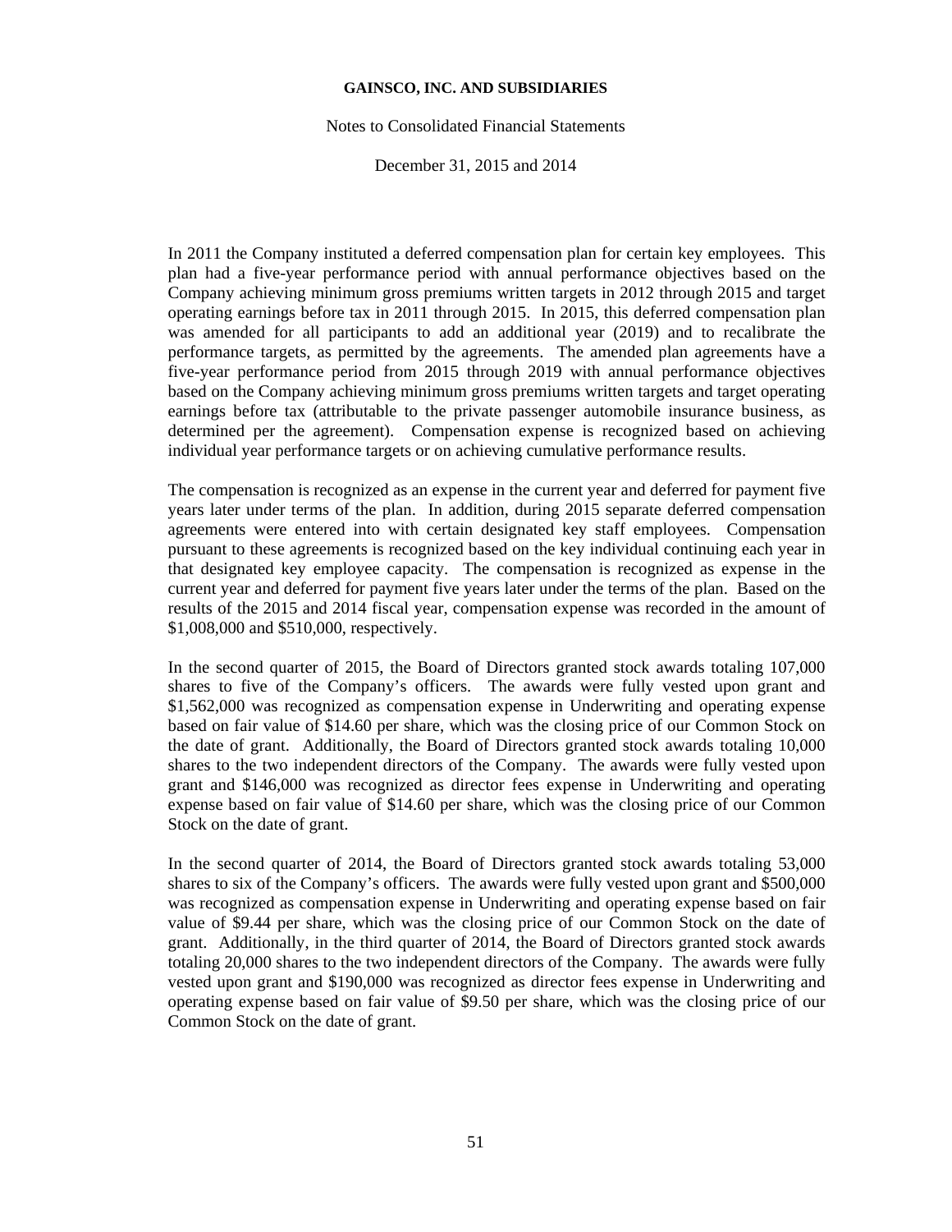In 2011 the Company instituted a deferred compensation plan for certain key employees. This plan had a five-year performance period with annual performance objectives based on the Company achieving minimum gross premiums written targets in 2012 through 2015 and target operating earnings before tax in 2011 through 2015. In 2015, this deferred compensation plan was amended for all participants to add an additional year (2019) and to recalibrate the performance targets, as permitted by the agreements. The amended plan agreements have a five-year performance period from 2015 through 2019 with annual performance objectives based on the Company achieving minimum gross premiums written targets and target operating earnings before tax (attributable to the private passenger automobile insurance business, as determined per the agreement). Compensation expense is recognized based on achieving individual year performance targets or on achieving cumulative performance results.

The compensation is recognized as an expense in the current year and deferred for payment five years later under terms of the plan. In addition, during 2015 separate deferred compensation agreements were entered into with certain designated key staff employees. Compensation pursuant to these agreements is recognized based on the key individual continuing each year in that designated key employee capacity. The compensation is recognized as expense in the current year and deferred for payment five years later under the terms of the plan. Based on the results of the 2015 and 2014 fiscal year, compensation expense was recorded in the amount of $1,008,000 and $510,000, respectively.

In the second quarter of 2015, the Board of Directors granted stock awards totaling 107,000 shares to five of the Company's officers. The awards were fully vested upon grant and $1,562,000 was recognized as compensation expense in Underwriting and operating expense based on fair value of $14.60 per share, which was the closing price of our Common Stock on the date of grant. Additionally, the Board of Directors granted stock awards totaling 10,000 shares to the two independent directors of the Company. The awards were fully vested upon grant and $146,000 was recognized as director fees expense in Underwriting and operating expense based on fair value of $14.60 per share, which was the closing price of our Common Stock on the date of grant.

In the second quarter of 2014, the Board of Directors granted stock awards totaling 53,000 shares to six of the Company's officers. The awards were fully vested upon grant and $500,000 was recognized as compensation expense in Underwriting and operating expense based on fair value of $9.44 per share, which was the closing price of our Common Stock on the date of grant. Additionally, in the third quarter of 2014, the Board of Directors granted stock awards totaling 20,000 shares to the two independent directors of the Company. The awards were fully vested upon grant and $190,000 was recognized as director fees expense in Underwriting and operating expense based on fair value of $9.50 per share, which was the closing price of our Common Stock on the date of grant.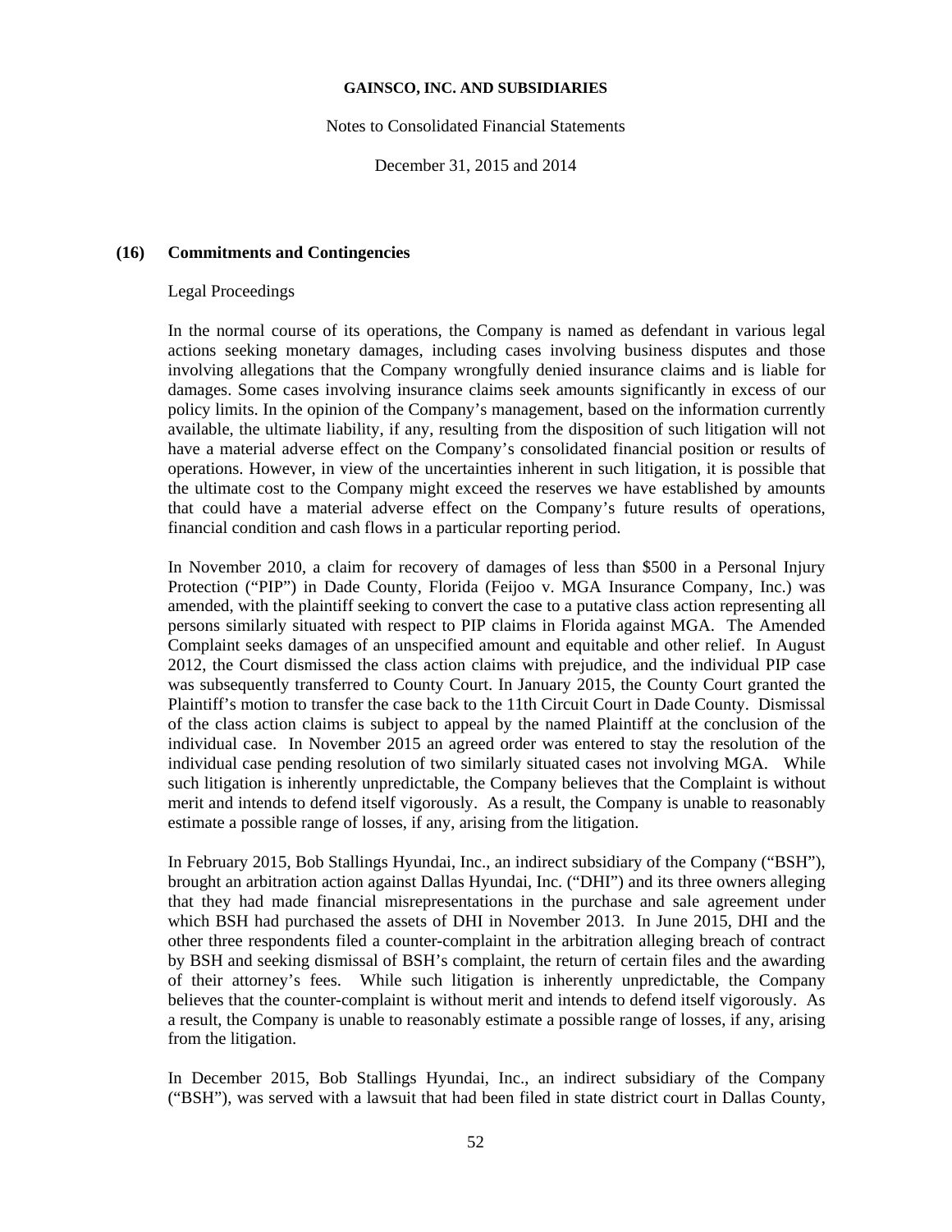## (16) Commitments and Contingencies

Legal Proceedings

In the normal course of its operations, the Company is named as defendant in various legal actions seeking monetary damages, including cases involving business disputes and those involving allegations that the Company wrongfully denied insurance claims and is liable for damages. Some cases involving insurance claims seek amounts significantly in excess of our policy limits. In the opinion of the Company's management, based on the information currently available, the ultimate liability, if any, resulting from the disposition of such litigation will not have a material adverse effect on the Company's consolidated financial position or results of operations. However, in view of the uncertainties inherent in such litigation, it is possible that the ultimate cost to the Company might exceed the reserves we have established by amounts that could have a material adverse effect on the Company's future results of operations, financial condition and cash flows in a particular reporting period.

In November 2010, a claim for recovery of damages of less than $500 in a Personal Injury Protection ("PIP") in Dade County, Florida (Feijoo v. MGA Insurance Company, Inc.) was amended, with the plaintiff seeking to convert the case to a putative class action representing all persons similarly situated with respect to PIP claims in Florida against MGA. The Amended Complaint seeks damages of an unspecified amount and equitable and other relief. In August 2012, the Court dismissed the class action claims with prejudice, and the individual PIP case was subsequently transferred to County Court. In January 2015, the County Court granted the Plaintiff's motion to transfer the case back to the 11th Circuit Court in Dade County. Dismissal of the class action claims is subject to appeal by the named Plaintiff at the conclusion of the individual case. In November 2015 an agreed order was entered to stay the resolution of the individual case pending resolution of two similarly situated cases not involving MGA. While such litigation is inherently unpredictable, the Company believes that the Complaint is without merit and intends to defend itself vigorously. As a result, the Company is unable to reasonably estimate a possible range of losses, if any, arising from the litigation.

In February 2015, Bob Stallings Hyundai, Inc., an indirect subsidiary of the Company ("BSH"), brought an arbitration action against Dallas Hyundai, Inc. ("DHI") and its three owners alleging that they had made financial misrepresentations in the purchase and sale agreement under which BSH had purchased the assets of DHI in November 2013. In June 2015, DHI and the other three respondents filed a counter-complaint in the arbitration alleging breach of contract by BSH and seeking dismissal of BSH's complaint, the return of certain files and the awarding of their attorney's fees. While such litigation is inherently unpredictable, the Company believes that the counter-complaint is without merit and intends to defend itself vigorously. As a result, the Company is unable to reasonably estimate a possible range of losses, if any, arising from the litigation.

In December 2015, Bob Stallings Hyundai, Inc., an indirect subsidiary of the Company ("BSH"), was served with a lawsuit that had been filed in state district court in Dallas County,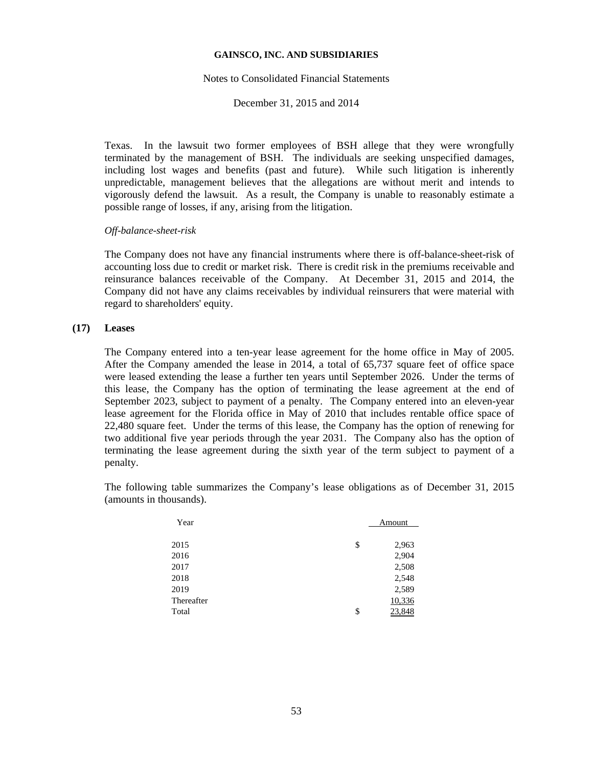Texas. In the lawsuit two former employees of BSH allege that they were wrongfully terminated by the management of BSH. The individuals are seeking unspecified damages, including lost wages and benefits (past and future). While such litigation is inherently unpredictable, management believes that the allegations are without merit and intends to vigorously defend the lawsuit. As a result, the Company is unable to reasonably estimate a possible range of losses, if any, arising from the litigation.

*Off-balance-sheet-risk*

The Company does not have any financial instruments where there is off-balance-sheet-risk of accounting loss due to credit or market risk. There is credit risk in the premiums receivable and reinsurance balances receivable of the Company. At December 31, 2015 and 2014, the Company did not have any claims receivables by individual reinsurers that were material with regard to shareholders' equity.

## (17) Leases

The Company entered into a ten-year lease agreement for the home office in May of 2005. After the Company amended the lease in 2014, a total of 65,737 square feet of office space were leased extending the lease a further ten years until September 2026. Under the terms of this lease, the Company has the option of terminating the lease agreement at the end of September 2023, subject to payment of a penalty. The Company entered into an eleven-year lease agreement for the Florida office in May of 2010 that includes rentable office space of 22,480 square feet. Under the terms of this lease, the Company has the option of renewing for two additional five year periods through the year 2031. The Company also has the option of terminating the lease agreement during the sixth year of the term subject to payment of a penalty.

The following table summarizes the Company’s lease obligations as of December 31, 2015 (amounts in thousands).

| Year | Amount |
|---|---|
| 2015 | $ 2,963 |
| 2016 | 2,904 |
| 2017 | 2,508 |
| 2018 | 2,548 |
| 2019 | 2,589 |
| Thereafter | 10,336 |
| Total | $ 23,848 |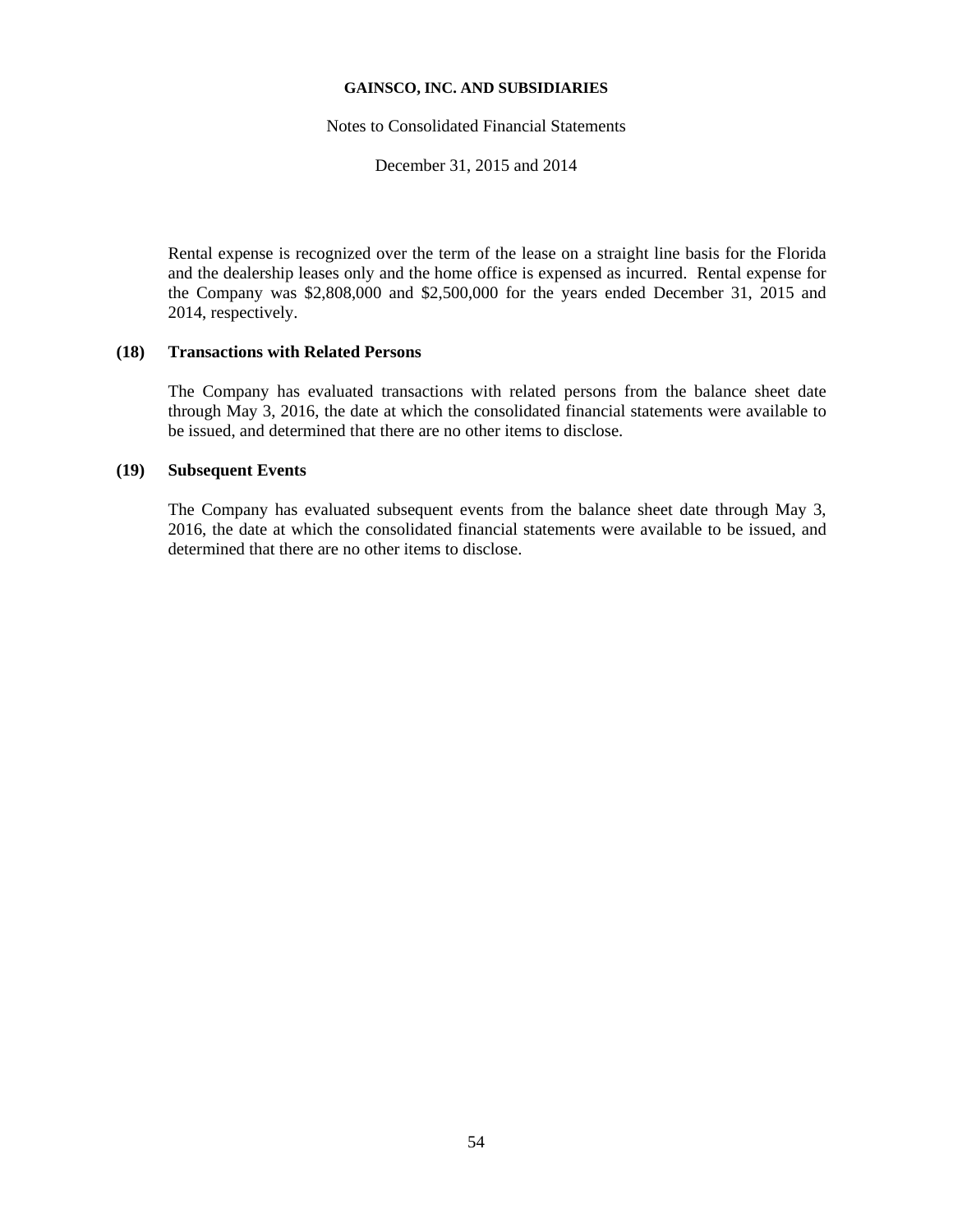Rental expense is recognized over the term of the lease on a straight line basis for the Florida and the dealership leases only and the home office is expensed as incurred. Rental expense for the Company was $2,808,000 and $2,500,000 for the years ended December 31, 2015 and 2014, respectively.

## (18) Transactions with Related Persons

The Company has evaluated transactions with related persons from the balance sheet date through May 3, 2016, the date at which the consolidated financial statements were available to be issued, and determined that there are no other items to disclose.

## (19) Subsequent Events

The Company has evaluated subsequent events from the balance sheet date through May 3, 2016, the date at which the consolidated financial statements were available to be issued, and determined that there are no other items to disclose.